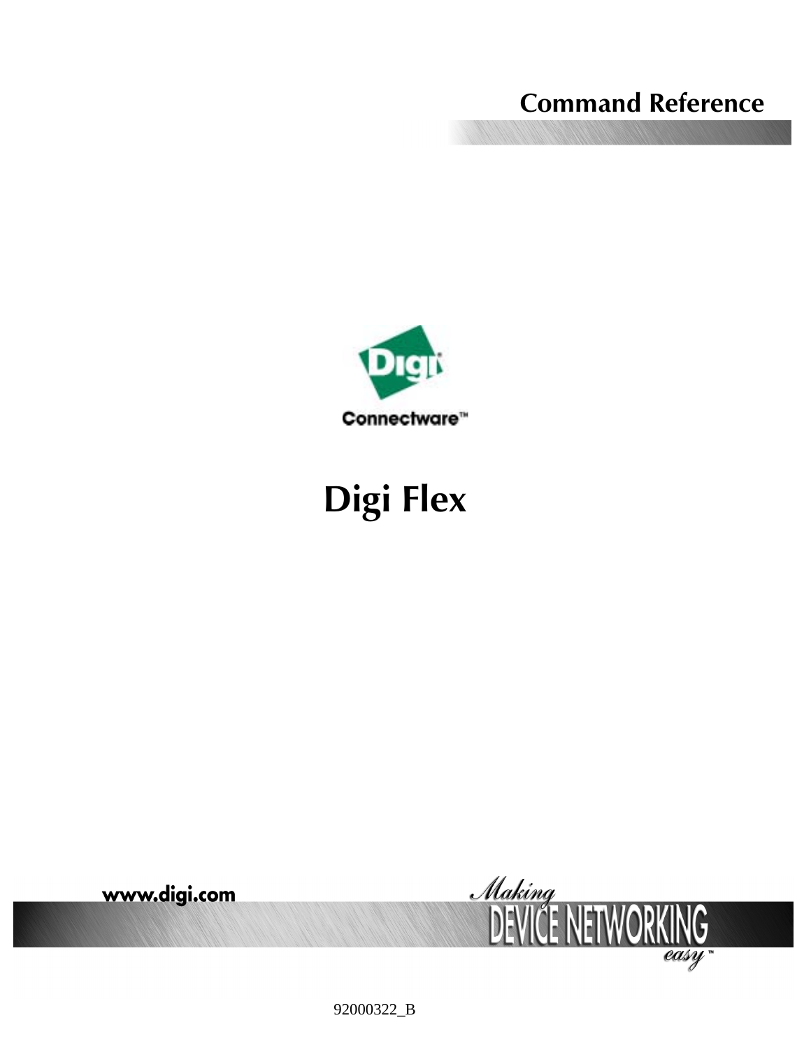Command Reference

Digi

Connectware™

# Digi Flex

www.digi.com

Making DEVICE NETWORKING easy™

92000322_B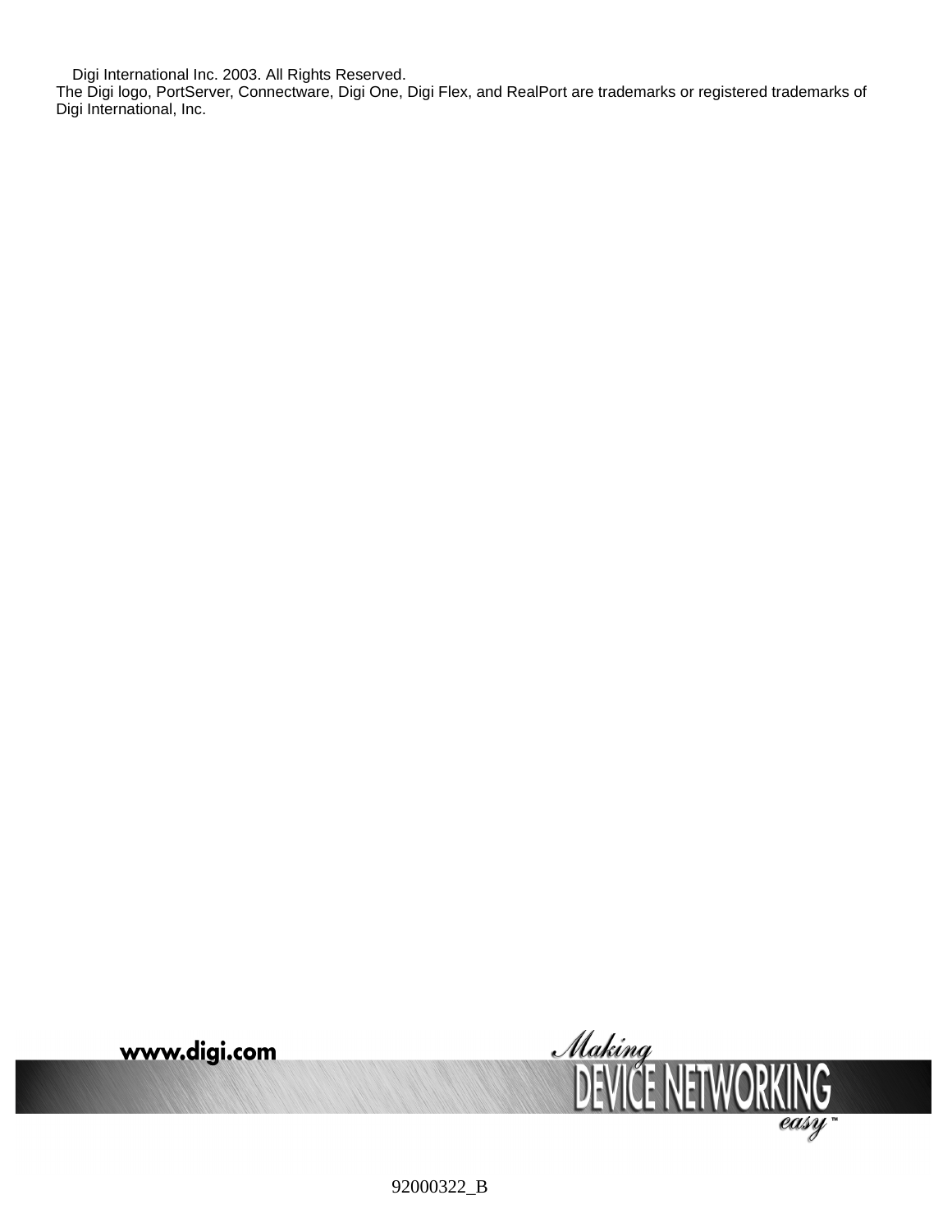Digi International Inc. 2003. All Rights Reserved.
The Digi logo, PortServer, Connectware, Digi One, Digi Flex, and RealPort are trademarks or registered trademarks of Digi International, Inc.

www.digi.com

Making DEVICE NETWORKING easy™

92000322_B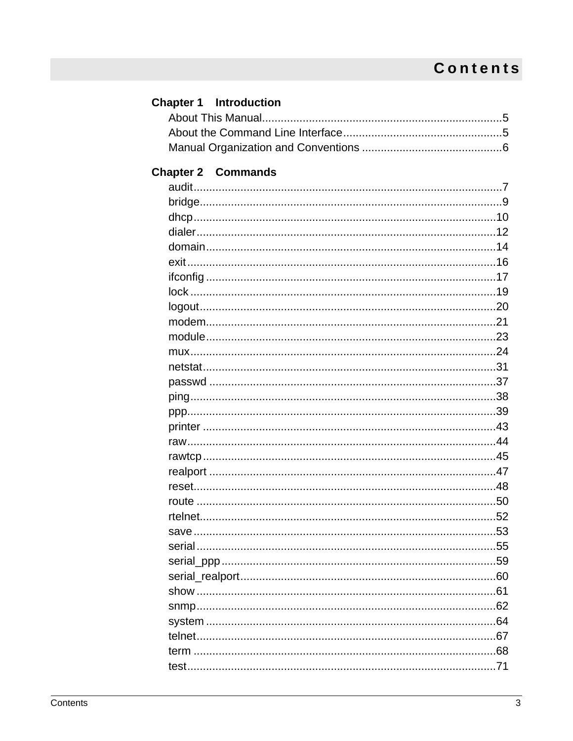# Contents

**Chapter 1 Introduction**

About This Manual....................................................................................5
About the Command Line Interface..................................................5
Manual Organization and Conventions ..........................................6

**Chapter 2 Commands**

audit...........................................................................................7
bridge.........................................................................................9
dhcp..........................................................................................10
dialer.........................................................................................12
domain.......................................................................................14
exit............................................................................................16
ifconfig.......................................................................................17
lock............................................................................................19
logout........................................................................................20
modem.......................................................................................21
module.......................................................................................23
mux............................................................................................24
netstat.......................................................................................31
passwd.......................................................................................37
ping............................................................................................38
ppp.............................................................................................39
printer........................................................................................43
raw.............................................................................................44
rawtcp........................................................................................45
realport......................................................................................47
reset..........................................................................................48
route..........................................................................................50
rtelnet........................................................................................52
save...........................................................................................53
serial..........................................................................................55
serial_ppp..................................................................................59
serial_realport............................................................................60
show..........................................................................................61
snmp..........................................................................................62
system........................................................................................64
telnet..........................................................................................67
term...........................................................................................68
test.............................................................................................71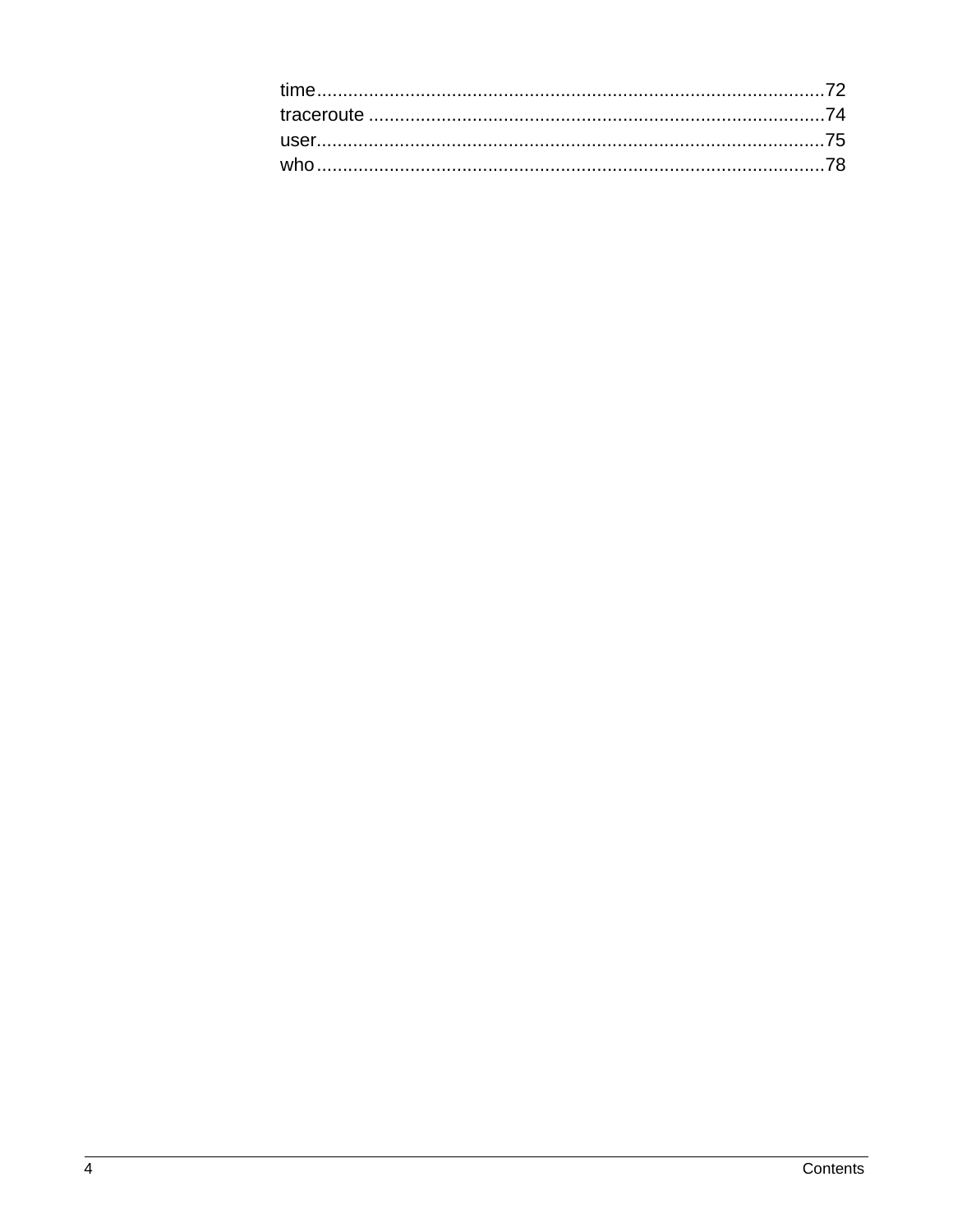time....................................................................................................72
traceroute ..........................................................................................74
user.....................................................................................................75
who.....................................................................................................78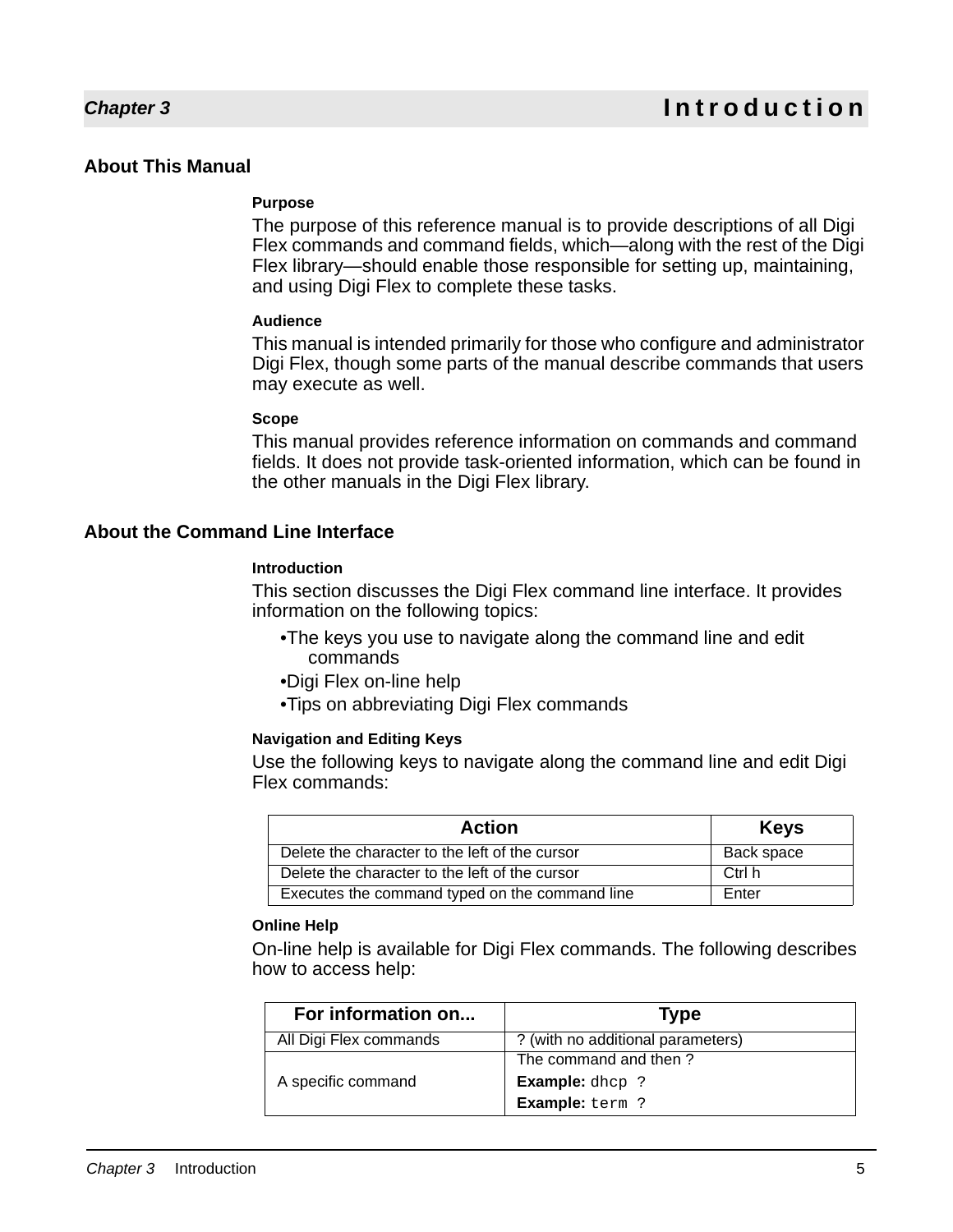# Chapter 3 Introduction

## About This Manual

### Purpose

The purpose of this reference manual is to provide descriptions of all Digi Flex commands and command fields, which—along with the rest of the Digi Flex library—should enable those responsible for setting up, maintaining, and using Digi Flex to complete these tasks.

### Audience

This manual is intended primarily for those who configure and administrator Digi Flex, though some parts of the manual describe commands that users may execute as well.

### Scope

This manual provides reference information on commands and command fields. It does not provide task-oriented information, which can be found in the other manuals in the Digi Flex library.

## About the Command Line Interface

### Introduction

This section discusses the Digi Flex command line interface. It provides information on the following topics:

- The keys you use to navigate along the command line and edit commands
- Digi Flex on-line help
- Tips on abbreviating Digi Flex commands

### Navigation and Editing Keys

Use the following keys to navigate along the command line and edit Digi Flex commands:

| Action | Keys |
|---|---|
| Delete the character to the left of the cursor | Back space |
| Delete the character to the left of the cursor | Ctrl h |
| Executes the command typed on the command line | Enter |

### Online Help

On-line help is available for Digi Flex commands. The following describes how to access help:

| For information on... | Type |
|---|---|
| All Digi Flex commands | ? (with no additional parameters) |
| A specific command | The command and then ?<br>**Example:** `dhcp ?`<br>**Example:** `term ?` |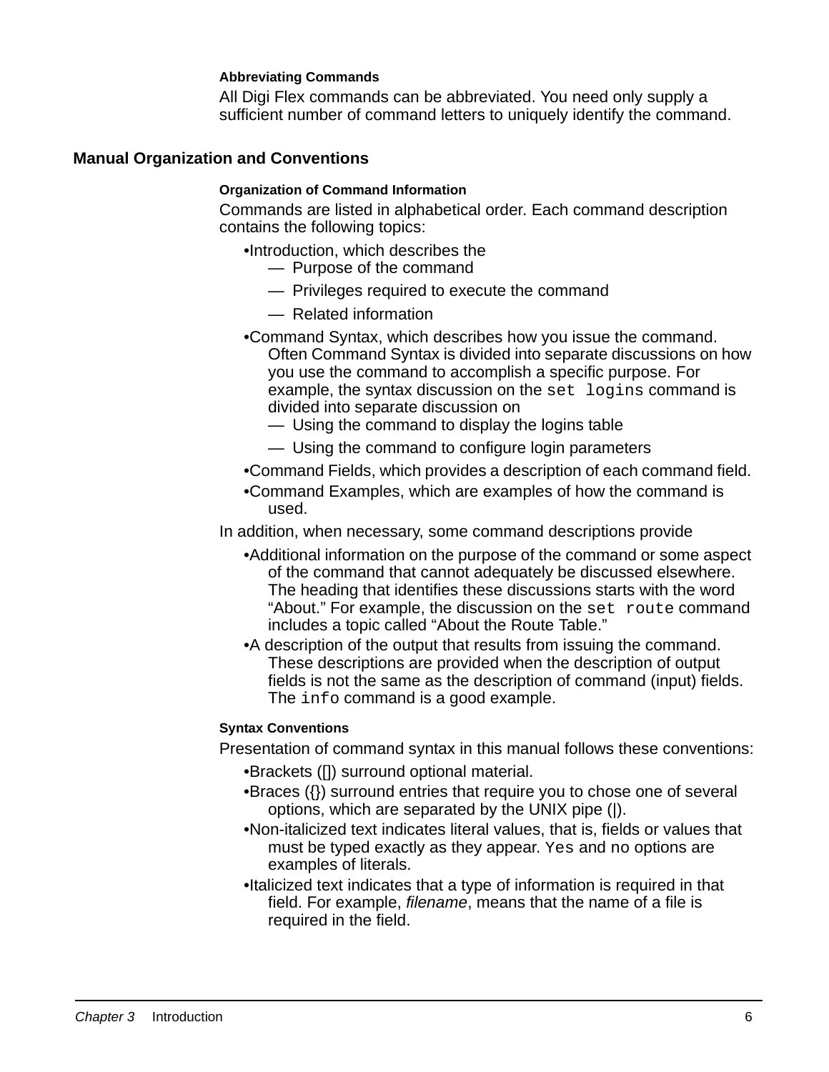#### Abbreviating Commands

All Digi Flex commands can be abbreviated. You need only supply a sufficient number of command letters to uniquely identify the command.

## Manual Organization and Conventions

#### Organization of Command Information

Commands are listed in alphabetical order. Each command description contains the following topics:

- Introduction, which describes the
  - Purpose of the command
  - Privileges required to execute the command
  - Related information
- Command Syntax, which describes how you issue the command. Often Command Syntax is divided into separate discussions on how you use the command to accomplish a specific purpose. For example, the syntax discussion on the `set logins` command is divided into separate discussion on
  - Using the command to display the logins table
  - Using the command to configure login parameters
- Command Fields, which provides a description of each command field.
- Command Examples, which are examples of how the command is used.

In addition, when necessary, some command descriptions provide

- Additional information on the purpose of the command or some aspect of the command that cannot adequately be discussed elsewhere. The heading that identifies these discussions starts with the word "About." For example, the discussion on the `set route` command includes a topic called "About the Route Table."
- A description of the output that results from issuing the command. These descriptions are provided when the description of output fields is not the same as the description of command (input) fields. The `info` command is a good example.

#### Syntax Conventions

Presentation of command syntax in this manual follows these conventions:

- Brackets ([]) surround optional material.
- Braces ({}) surround entries that require you to chose one of several options, which are separated by the UNIX pipe (|).
- Non-italicized text indicates literal values, that is, fields or values that must be typed exactly as they appear. `Yes` and `no` options are examples of literals.
- Italicized text indicates that a type of information is required in that field. For example, *filename*, means that the name of a file is required in the field.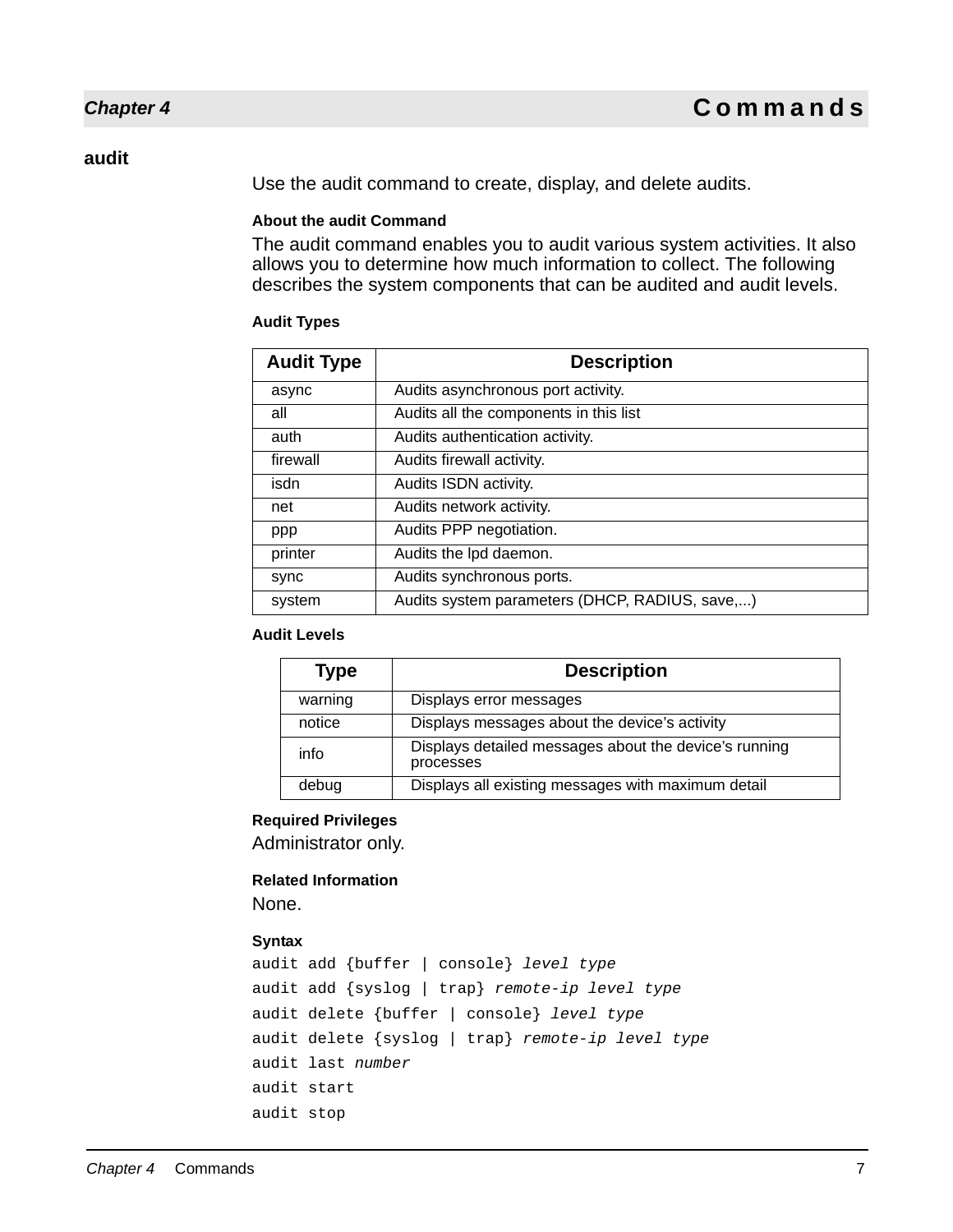## audit

Use the audit command to create, display, and delete audits.

### About the audit Command

The audit command enables you to audit various system activities. It also allows you to determine how much information to collect. The following describes the system components that can be audited and audit levels.

### Audit Types

| Audit Type | Description |
|---|---|
| async | Audits asynchronous port activity. |
| all | Audits all the components in this list |
| auth | Audits authentication activity. |
| firewall | Audits firewall activity. |
| isdn | Audits ISDN activity. |
| net | Audits network activity. |
| ppp | Audits PPP negotiation. |
| printer | Audits the lpd daemon. |
| sync | Audits synchronous ports. |
| system | Audits system parameters (DHCP, RADIUS, save,...) |

### Audit Levels

| Type | Description |
|---|---|
| warning | Displays error messages |
| notice | Displays messages about the device’s activity |
| info | Displays detailed messages about the device’s running processes |
| debug | Displays all existing messages with maximum detail |

### Required Privileges

Administrator only.

### Related Information

None.

### Syntax

```
audit add {buffer | console} level type
audit add {syslog | trap} remote-ip level type
audit delete {buffer | console} level type
audit delete {syslog | trap} remote-ip level type
audit last number
audit start
audit stop
```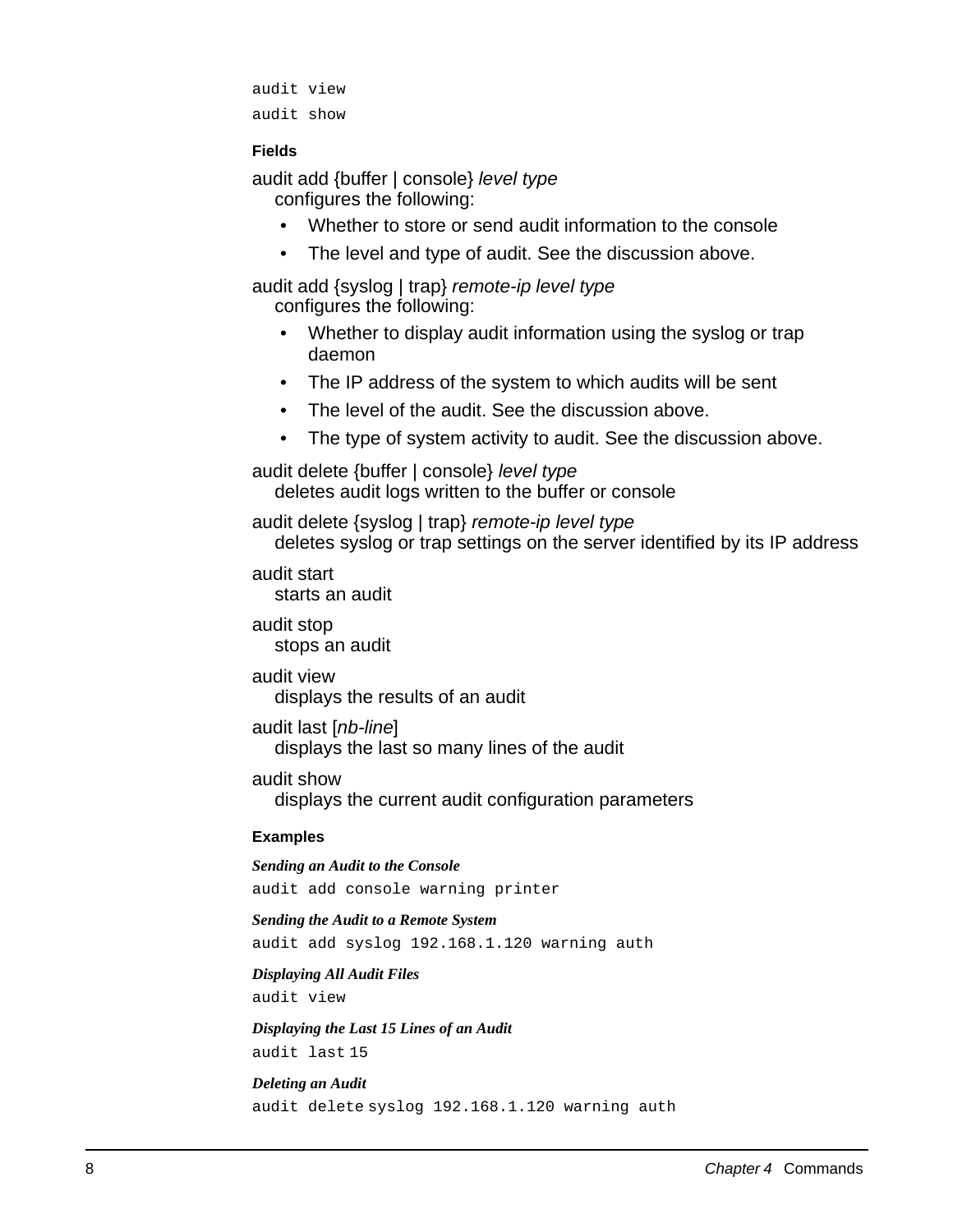```
audit view
audit show
```

#### Fields

audit add {buffer | console} *level type*
configures the following:

- Whether to store or send audit information to the console
- The level and type of audit. See the discussion above.

audit add {syslog | trap} *remote-ip level type*
configures the following:

- Whether to display audit information using the syslog or trap daemon
- The IP address of the system to which audits will be sent
- The level of the audit. See the discussion above.
- The type of system activity to audit. See the discussion above.

audit delete {buffer | console} *level type*
deletes audit logs written to the buffer or console

audit delete {syslog | trap} *remote-ip level type*
deletes syslog or trap settings on the server identified by its IP address

audit start
starts an audit

audit stop
stops an audit

audit view
displays the results of an audit

audit last [*nb-line*]
displays the last so many lines of the audit

audit show
displays the current audit configuration parameters

#### Examples

***Sending an Audit to the Console***

```
audit add console warning printer
```

***Sending the Audit to a Remote System***

```
audit add syslog 192.168.1.120 warning auth
```

***Displaying All Audit Files***

```
audit view
```

***Displaying the Last 15 Lines of an Audit***

```
audit last 15
```

***Deleting an Audit***

```
audit delete syslog 192.168.1.120 warning auth
```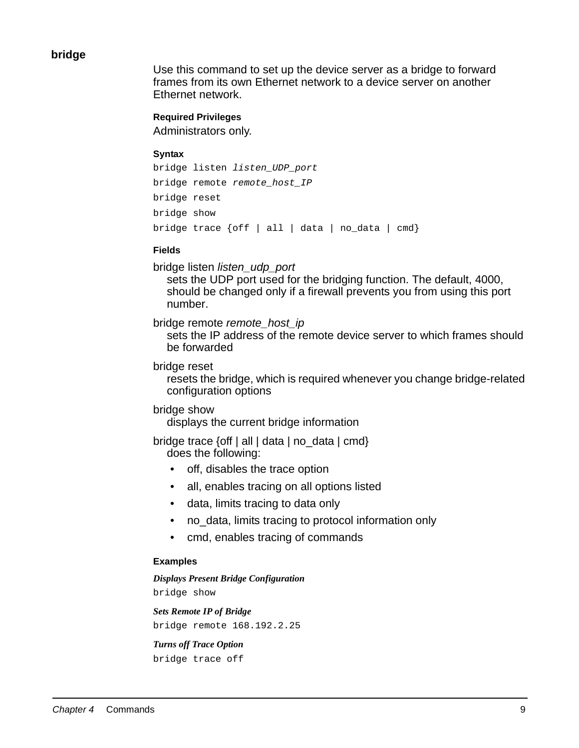## bridge

Use this command to set up the device server as a bridge to forward frames from its own Ethernet network to a device server on another Ethernet network.

#### Required Privileges

Administrators only.

#### Syntax

```
bridge listen listen_UDP_port
bridge remote remote_host_IP
bridge reset
bridge show
bridge trace {off | all | data | no_data | cmd}
```

#### Fields

bridge listen *listen_udp_port*
: sets the UDP port used for the bridging function. The default, 4000, should be changed only if a firewall prevents you from using this port number.

bridge remote *remote_host_ip*
: sets the IP address of the remote device server to which frames should be forwarded

bridge reset
: resets the bridge, which is required whenever you change bridge-related configuration options

bridge show
: displays the current bridge information

bridge trace {off | all | data | no_data | cmd}
: does the following:

- off, disables the trace option
- all, enables tracing on all options listed
- data, limits tracing to data only
- no_data, limits tracing to protocol information only
- cmd, enables tracing of commands

#### Examples

***Displays Present Bridge Configuration***

```
bridge show
```

***Sets Remote IP of Bridge***

```
bridge remote 168.192.2.25
```

***Turns off Trace Option***

```
bridge trace off
```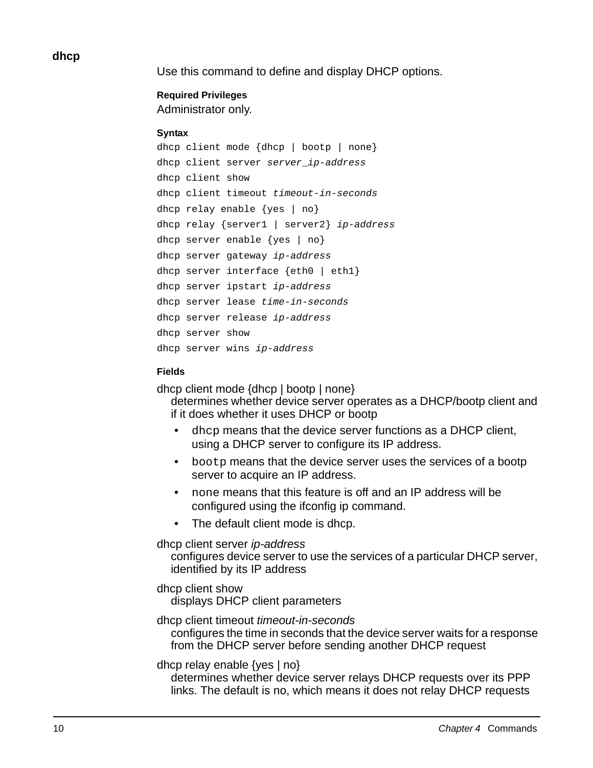## dhcp

Use this command to define and display DHCP options.

#### Required Privileges

Administrator only.

#### Syntax

```
dhcp client mode {dhcp | bootp | none}
dhcp client server server_ip-address
dhcp client show
dhcp client timeout timeout-in-seconds
dhcp relay enable {yes | no}
dhcp relay {server1 | server2} ip-address
dhcp server enable {yes | no}
dhcp server gateway ip-address
dhcp server interface {eth0 | eth1}
dhcp server ipstart ip-address
dhcp server lease time-in-seconds
dhcp server release ip-address
dhcp server show
dhcp server wins ip-address
```

#### Fields

dhcp client mode {dhcp | bootp | none}
determines whether device server operates as a DHCP/bootp client and if it does whether it uses DHCP or bootp

- `dhcp` means that the device server functions as a DHCP client, using a DHCP server to configure its IP address.
- `bootp` means that the device server uses the services of a bootp server to acquire an IP address.
- `none` means that this feature is off and an IP address will be configured using the ifconfig ip command.
- The default client mode is dhcp.

dhcp client server *ip-address*
configures device server to use the services of a particular DHCP server, identified by its IP address

dhcp client show
displays DHCP client parameters

dhcp client timeout *timeout-in-seconds*
configures the time in seconds that the device server waits for a response from the DHCP server before sending another DHCP request

dhcp relay enable {yes | no}
determines whether device server relays DHCP requests over its PPP links. The default is no, which means it does not relay DHCP requests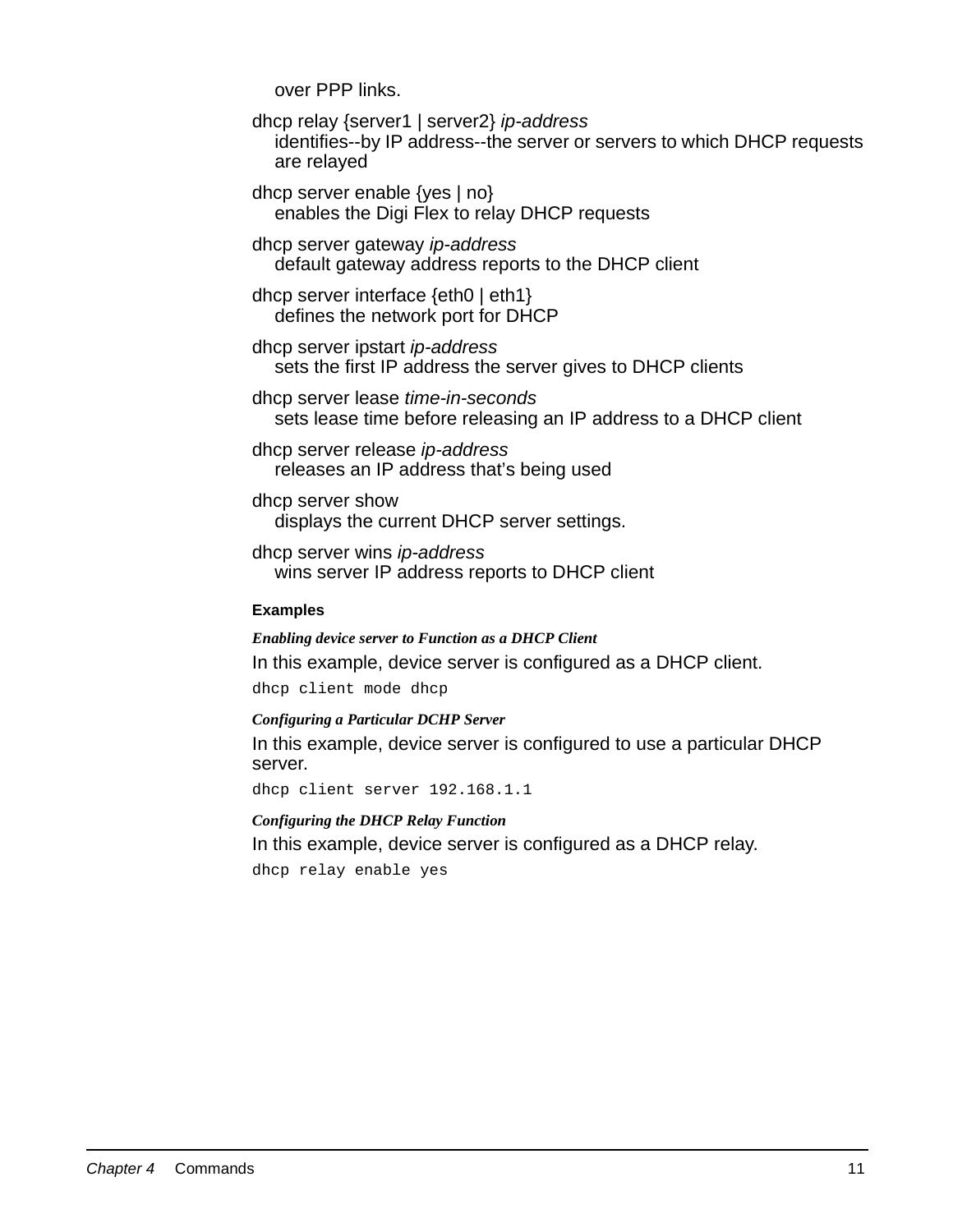over PPP links.

dhcp relay {server1 | server2} *ip-address*
identifies--by IP address--the server or servers to which DHCP requests are relayed

dhcp server enable {yes | no}
enables the Digi Flex to relay DHCP requests

dhcp server gateway *ip-address*
default gateway address reports to the DHCP client

dhcp server interface {eth0 | eth1}
defines the network port for DHCP

dhcp server ipstart *ip-address*
sets the first IP address the server gives to DHCP clients

dhcp server lease *time-in-seconds*
sets lease time before releasing an IP address to a DHCP client

dhcp server release *ip-address*
releases an IP address that’s being used

dhcp server show
displays the current DHCP server settings.

dhcp server wins *ip-address*
wins server IP address reports to DHCP client

#### Examples

***Enabling device server to Function as a DHCP Client***

In this example, device server is configured as a DHCP client.

```
dhcp client mode dhcp
```

***Configuring a Particular DCHP Server***

In this example, device server is configured to use a particular DHCP server.

```
dhcp client server 192.168.1.1
```

***Configuring the DHCP Relay Function***

In this example, device server is configured as a DHCP relay.

```
dhcp relay enable yes
```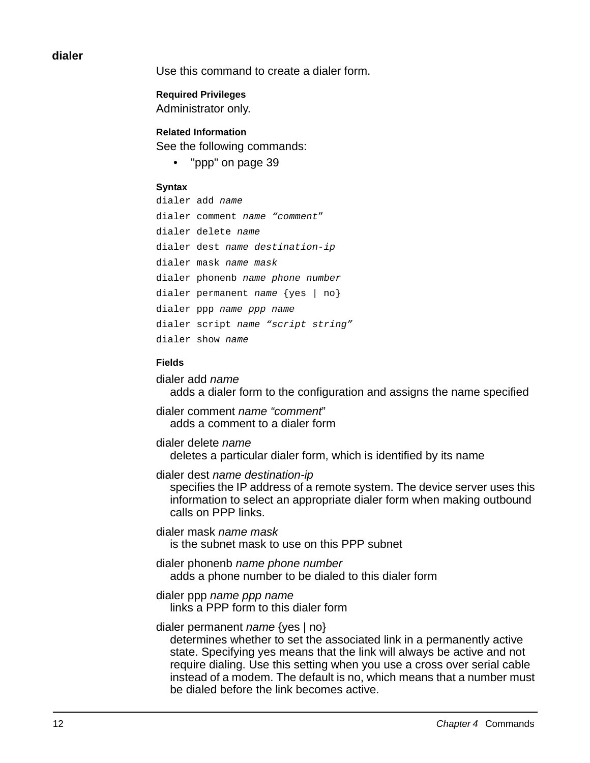## dialer

Use this command to create a dialer form.

#### Required Privileges

Administrator only.

#### Related Information

See the following commands:

- "ppp" on page 39

#### Syntax

```
dialer add name
dialer comment name “comment”
dialer delete name
dialer dest name destination-ip
dialer mask name mask
dialer phonenb name phone number
dialer permanent name {yes | no}
dialer ppp name ppp name
dialer script name “script string”
dialer show name
```

#### Fields

dialer add *name*
adds a dialer form to the configuration and assigns the name specified

dialer comment *name “comment”*
adds a comment to a dialer form

dialer delete *name*
deletes a particular dialer form, which is identified by its name

dialer dest *name destination-ip*
specifies the IP address of a remote system. The device server uses this information to select an appropriate dialer form when making outbound calls on PPP links.

dialer mask *name mask*
is the subnet mask to use on this PPP subnet

dialer phonenb *name phone number*
adds a phone number to be dialed to this dialer form

dialer ppp *name ppp name*
links a PPP form to this dialer form

dialer permanent *name* {yes | no}
determines whether to set the associated link in a permanently active state. Specifying yes means that the link will always be active and not require dialing. Use this setting when you use a cross over serial cable instead of a modem. The default is no, which means that a number must be dialed before the link becomes active.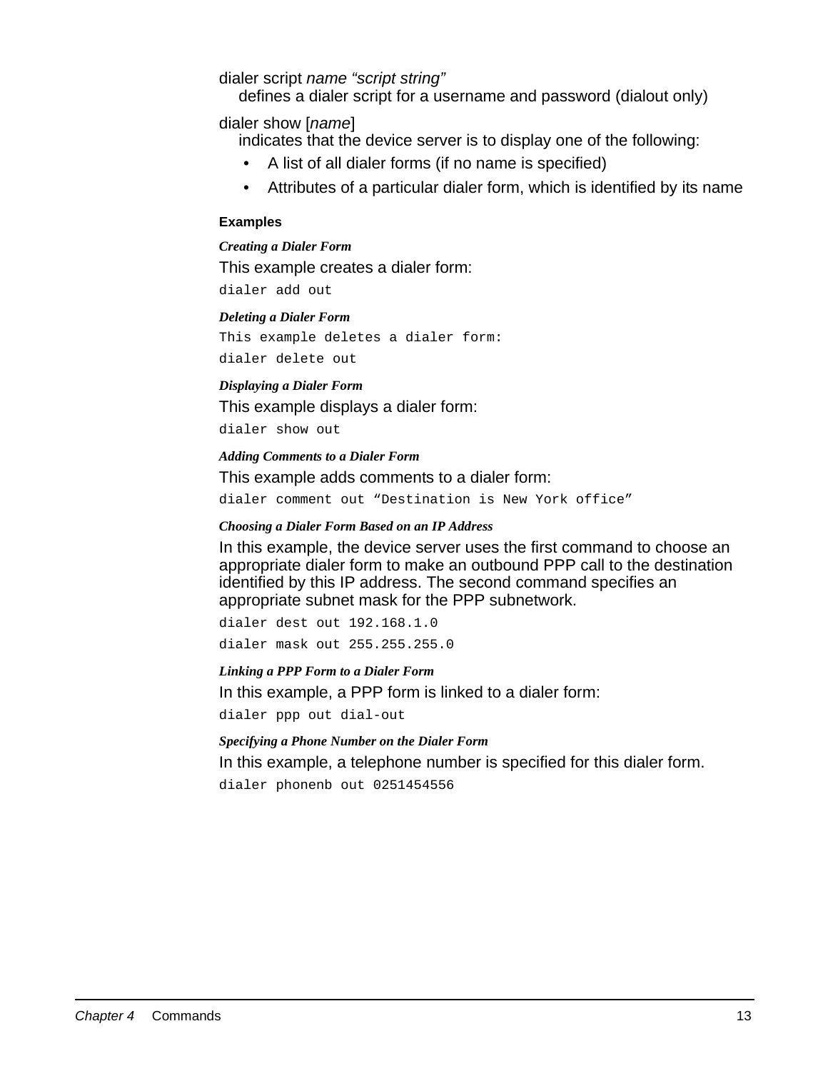dialer script *name "script string"*
defines a dialer script for a username and password (dialout only)

dialer show [*name*]
indicates that the device server is to display one of the following:

- A list of all dialer forms (if no name is specified)
- Attributes of a particular dialer form, which is identified by its name

#### Examples

##### *Creating a Dialer Form*

This example creates a dialer form:

```
dialer add out
```

##### *Deleting a Dialer Form*

```
This example deletes a dialer form:
```

```
dialer delete out
```

##### *Displaying a Dialer Form*

This example displays a dialer form:

```
dialer show out
```

##### *Adding Comments to a Dialer Form*

This example adds comments to a dialer form:

```
dialer comment out "Destination is New York office"
```

##### *Choosing a Dialer Form Based on an IP Address*

In this example, the device server uses the first command to choose an appropriate dialer form to make an outbound PPP call to the destination identified by this IP address. The second command specifies an appropriate subnet mask for the PPP subnetwork.

```
dialer dest out 192.168.1.0
dialer mask out 255.255.255.0
```

##### *Linking a PPP Form to a Dialer Form*

In this example, a PPP form is linked to a dialer form:

```
dialer ppp out dial-out
```

##### *Specifying a Phone Number on the Dialer Form*

In this example, a telephone number is specified for this dialer form.

```
dialer phonenb out 0251454556
```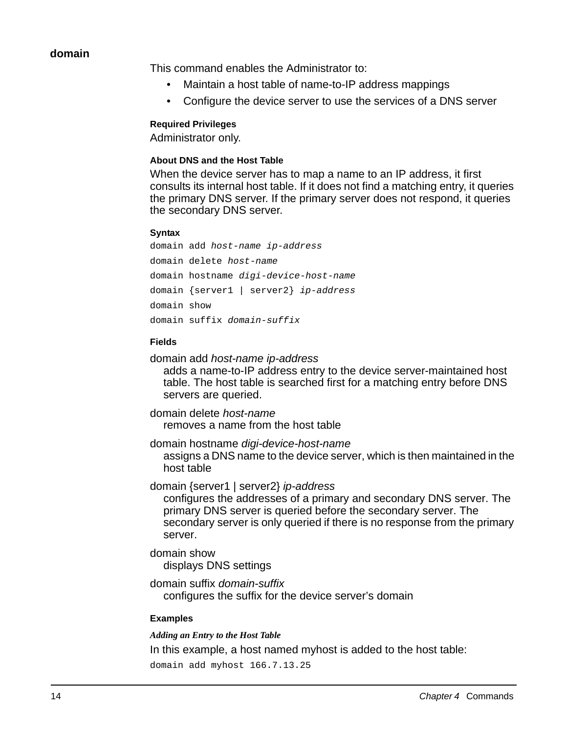## domain

This command enables the Administrator to:

- Maintain a host table of name-to-IP address mappings
- Configure the device server to use the services of a DNS server

#### Required Privileges

Administrator only.

#### About DNS and the Host Table

When the device server has to map a name to an IP address, it first consults its internal host table. If it does not find a matching entry, it queries the primary DNS server. If the primary server does not respond, it queries the secondary DNS server.

#### Syntax

```
domain add host-name ip-address
domain delete host-name
domain hostname digi-device-host-name
domain {server1 | server2} ip-address
domain show
domain suffix domain-suffix
```

#### Fields

domain add *host-name ip-address*
: adds a name-to-IP address entry to the device server-maintained host table. The host table is searched first for a matching entry before DNS servers are queried.

domain delete *host-name*
: removes a name from the host table

domain hostname *digi-device-host-name*
: assigns a DNS name to the device server, which is then maintained in the host table

domain {server1 | server2} *ip-address*
: configures the addresses of a primary and secondary DNS server. The primary DNS server is queried before the secondary server. The secondary server is only queried if there is no response from the primary server.

domain show
: displays DNS settings

domain suffix *domain-suffix*
: configures the suffix for the device server's domain

#### Examples

***Adding an Entry to the Host Table***

In this example, a host named myhost is added to the host table:

```
domain add myhost 166.7.13.25
```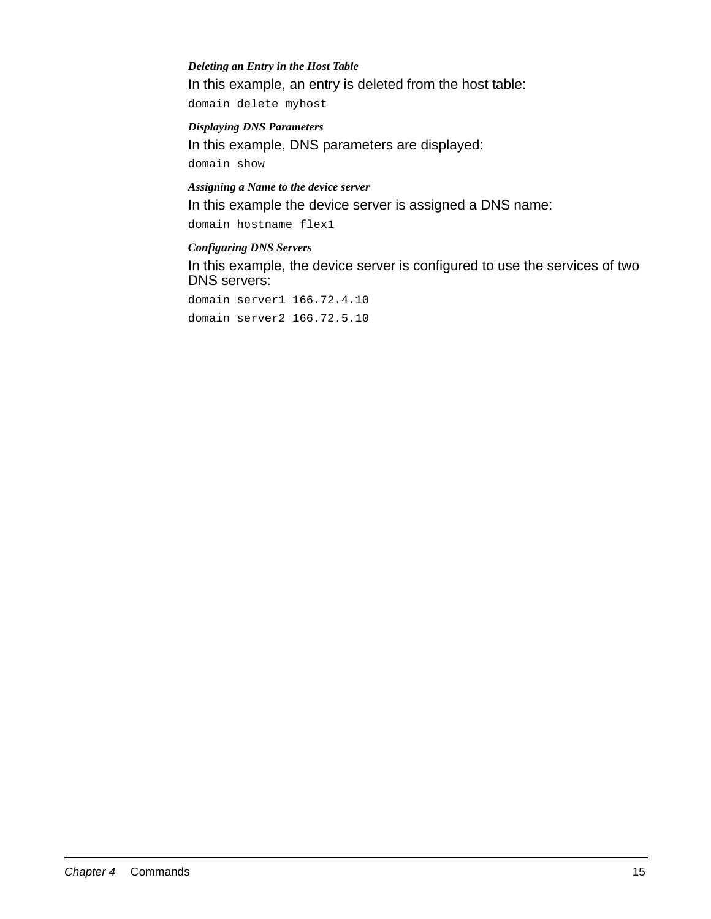*Deleting an Entry in the Host Table*

In this example, an entry is deleted from the host table:

```
domain delete myhost
```

*Displaying DNS Parameters*

In this example, DNS parameters are displayed:

```
domain show
```

*Assigning a Name to the device server*

In this example the device server is assigned a DNS name:

```
domain hostname flex1
```

*Configuring DNS Servers*

In this example, the device server is configured to use the services of two DNS servers:

```
domain server1 166.72.4.10
domain server2 166.72.5.10
```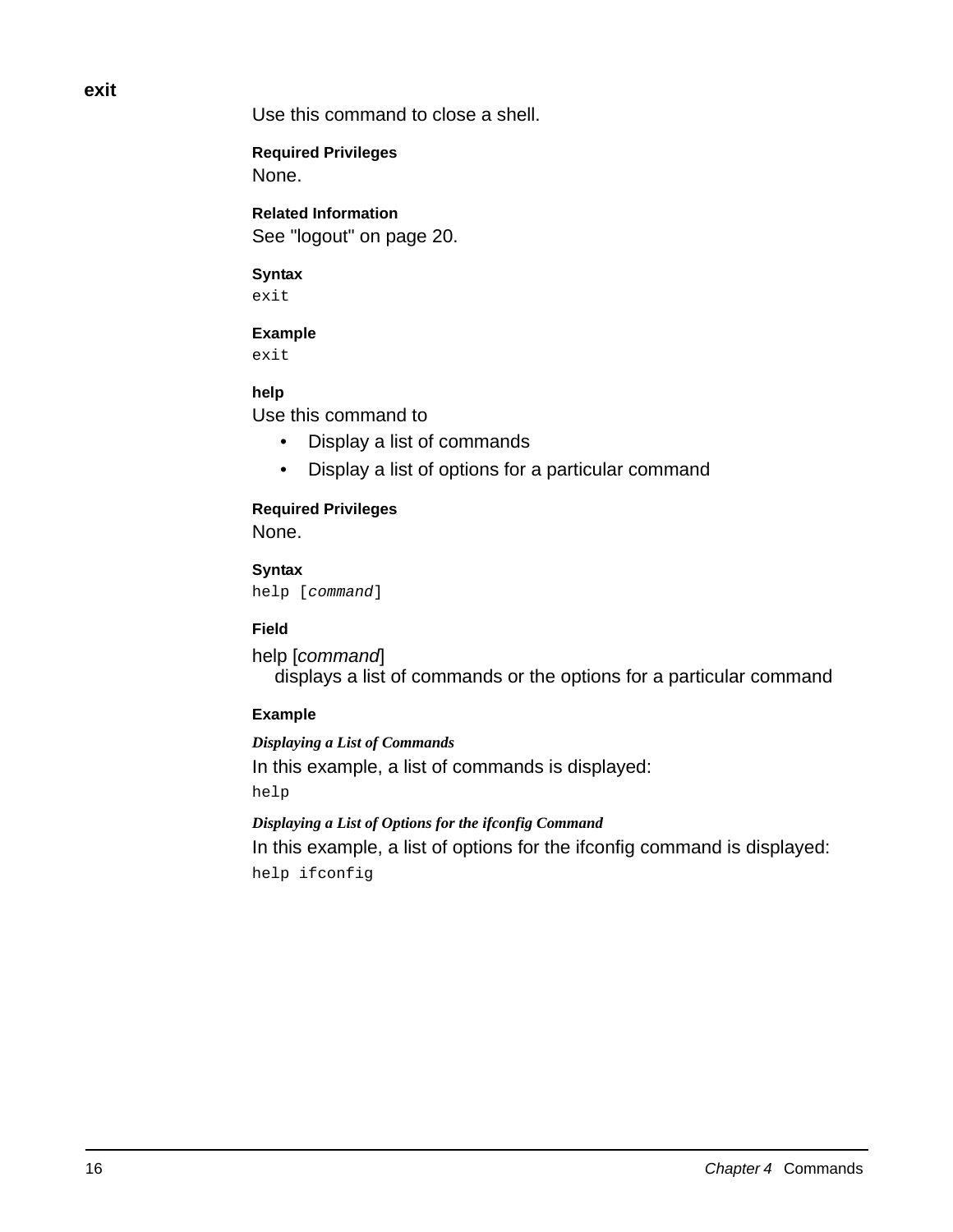## exit

Use this command to close a shell.

#### Required Privileges

None.

#### Related Information

See "logout" on page 20.

#### Syntax

```
exit
```

#### Example

```
exit
```

### help

Use this command to

- Display a list of commands
- Display a list of options for a particular command

#### Required Privileges

None.

#### Syntax

```
help [command]
```

#### Field

help [*command*]
displays a list of commands or the options for a particular command

#### Example

***Displaying a List of Commands***

In this example, a list of commands is displayed:

```
help
```

***Displaying a List of Options for the ifconfig Command***

In this example, a list of options for the ifconfig command is displayed:

```
help ifconfig
```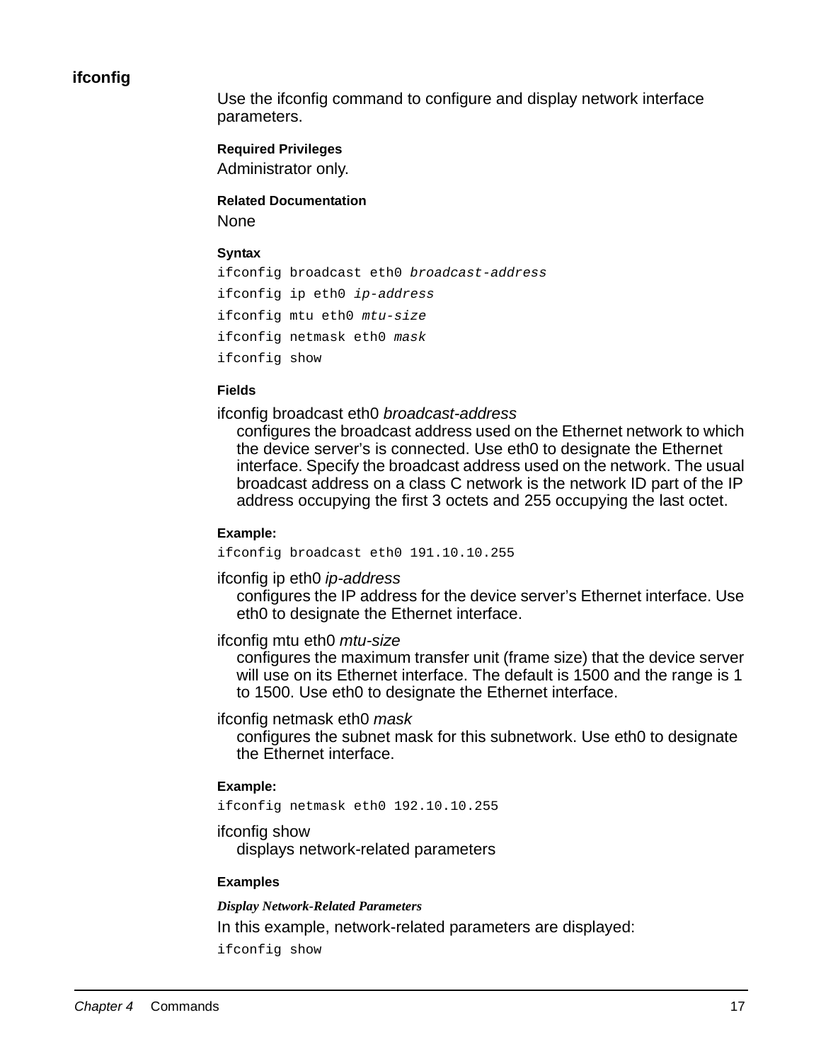## ifconfig

Use the ifconfig command to configure and display network interface parameters.

#### Required Privileges

Administrator only.

#### Related Documentation

None

#### Syntax

```
ifconfig broadcast eth0 broadcast-address
ifconfig ip eth0 ip-address
ifconfig mtu eth0 mtu-size
ifconfig netmask eth0 mask
ifconfig show
```

#### Fields

ifconfig broadcast eth0 *broadcast-address*
: configures the broadcast address used on the Ethernet network to which the device server's is connected. Use eth0 to designate the Ethernet interface. Specify the broadcast address used on the network. The usual broadcast address on a class C network is the network ID part of the IP address occupying the first 3 octets and 255 occupying the last octet.

**Example:**

```
ifconfig broadcast eth0 191.10.10.255
```

ifconfig ip eth0 *ip-address*
: configures the IP address for the device server's Ethernet interface. Use eth0 to designate the Ethernet interface.

ifconfig mtu eth0 *mtu-size*
: configures the maximum transfer unit (frame size) that the device server will use on its Ethernet interface. The default is 1500 and the range is 1 to 1500. Use eth0 to designate the Ethernet interface.

ifconfig netmask eth0 *mask*
: configures the subnet mask for this subnetwork. Use eth0 to designate the Ethernet interface.

**Example:**

```
ifconfig netmask eth0 192.10.10.255
```

ifconfig show
: displays network-related parameters

#### Examples

***Display Network-Related Parameters***

In this example, network-related parameters are displayed:

```
ifconfig show
```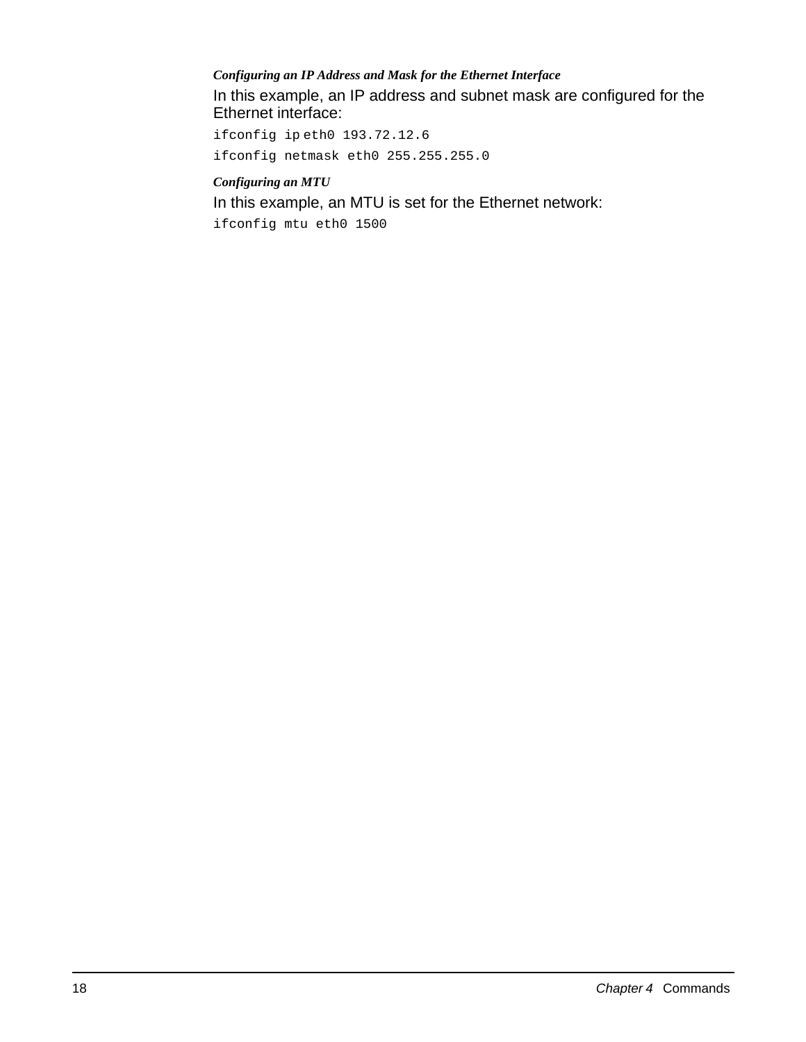#### *Configuring an IP Address and Mask for the Ethernet Interface*

In this example, an IP address and subnet mask are configured for the Ethernet interface:

```
ifconfig ip eth0 193.72.12.6
```

```
ifconfig netmask eth0 255.255.255.0
```

#### *Configuring an MTU*

In this example, an MTU is set for the Ethernet network:

```
ifconfig mtu eth0 1500
```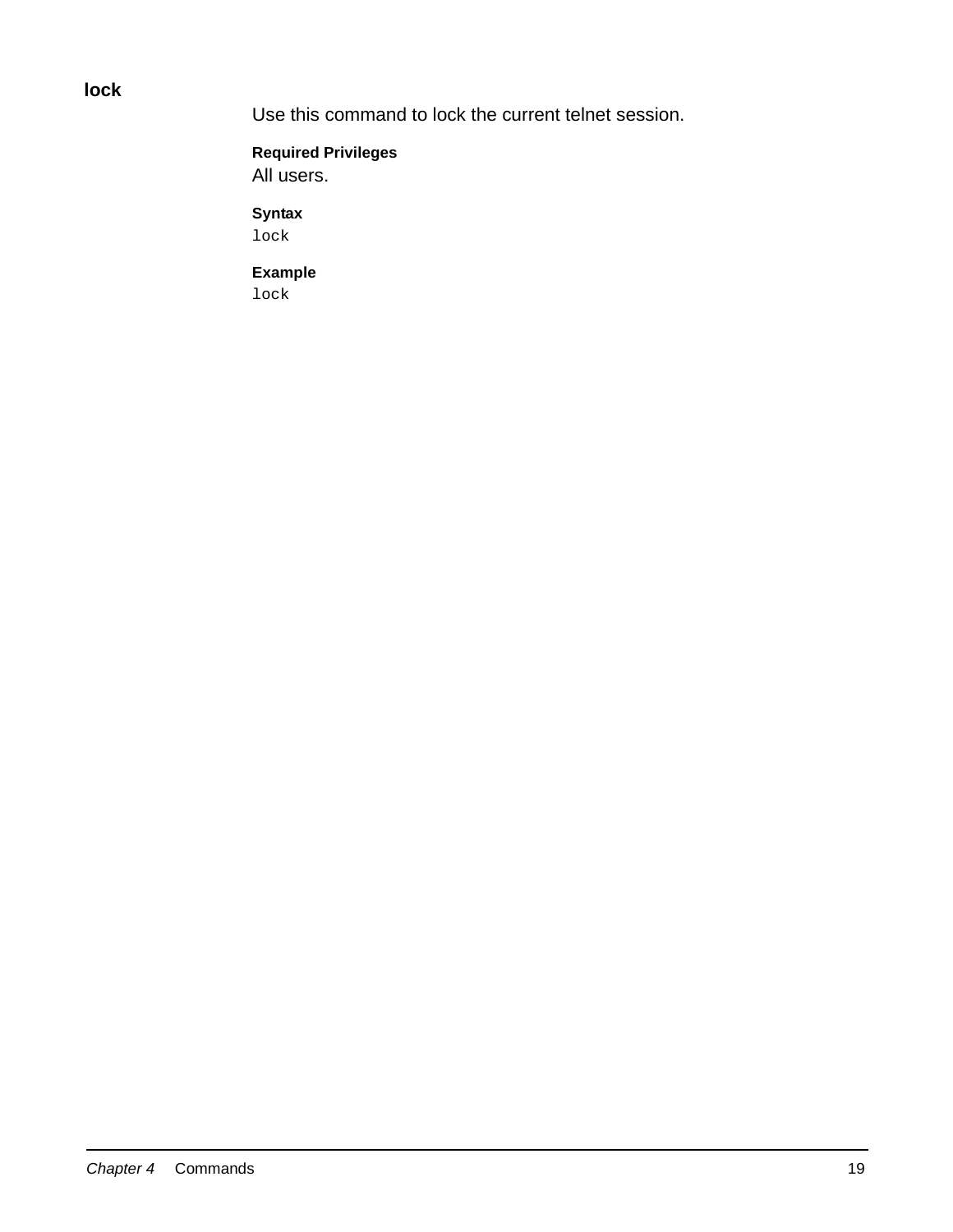## lock

Use this command to lock the current telnet session.

**Required Privileges**

All users.

**Syntax**

```
lock
```

**Example**

```
lock
```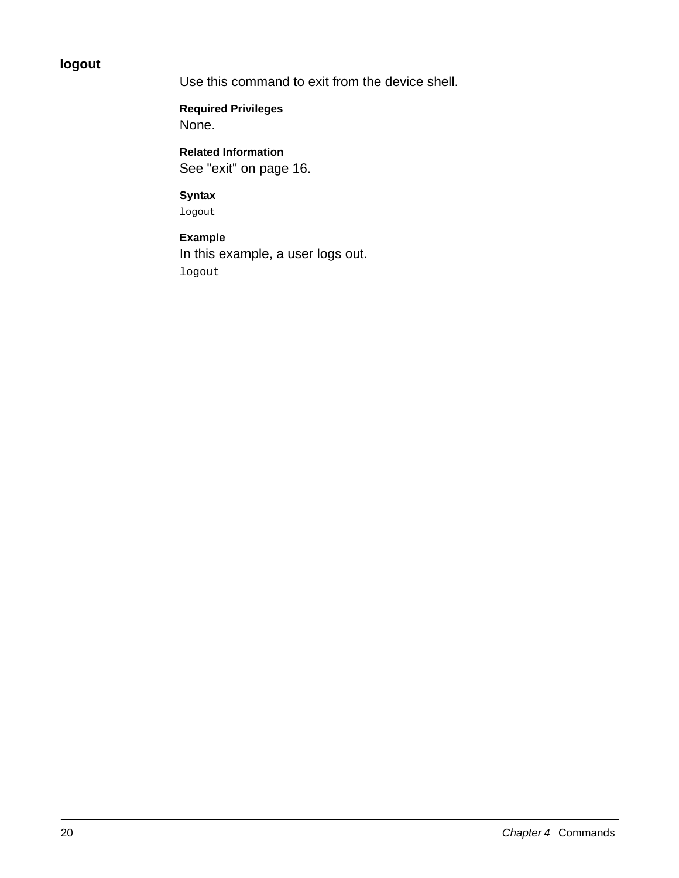## logout

Use this command to exit from the device shell.

**Required Privileges**

None.

**Related Information**

See "exit" on page 16.

**Syntax**

```
logout
```

**Example**

In this example, a user logs out.

```
logout
```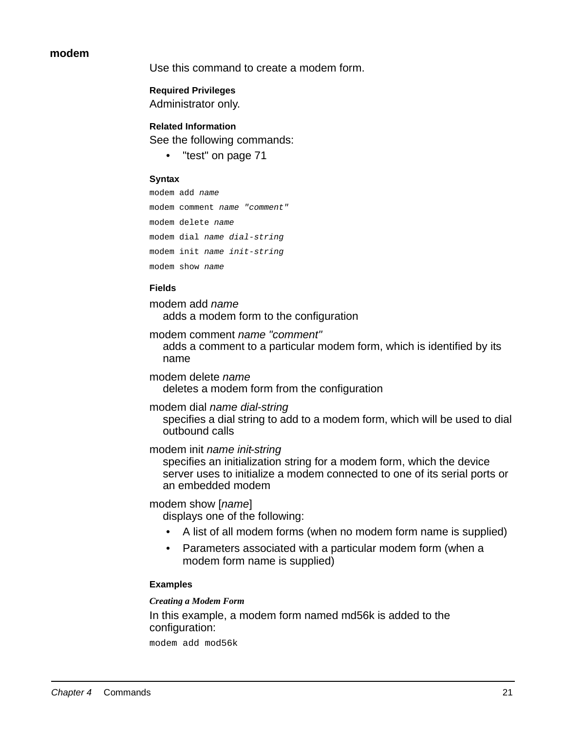## modem

Use this command to create a modem form.

### Required Privileges

Administrator only.

### Related Information

See the following commands:

- "test" on page 71

### Syntax

```
modem add name
modem comment name "comment"
modem delete name
modem dial name dial-string
modem init name init-string
modem show name
```

### Fields

modem add *name*
: adds a modem form to the configuration

modem comment *name "comment"*
: adds a comment to a particular modem form, which is identified by its name

modem delete *name*
: deletes a modem form from the configuration

modem dial *name dial-string*
: specifies a dial string to add to a modem form, which will be used to dial outbound calls

modem init *name init-string*
: specifies an initialization string for a modem form, which the device server uses to initialize a modem connected to one of its serial ports or an embedded modem

modem show [*name*]
: displays one of the following:

- A list of all modem forms (when no modem form name is supplied)
- Parameters associated with a particular modem form (when a modem form name is supplied)

### Examples

***Creating a Modem Form***

In this example, a modem form named md56k is added to the configuration:

```
modem add mod56k
```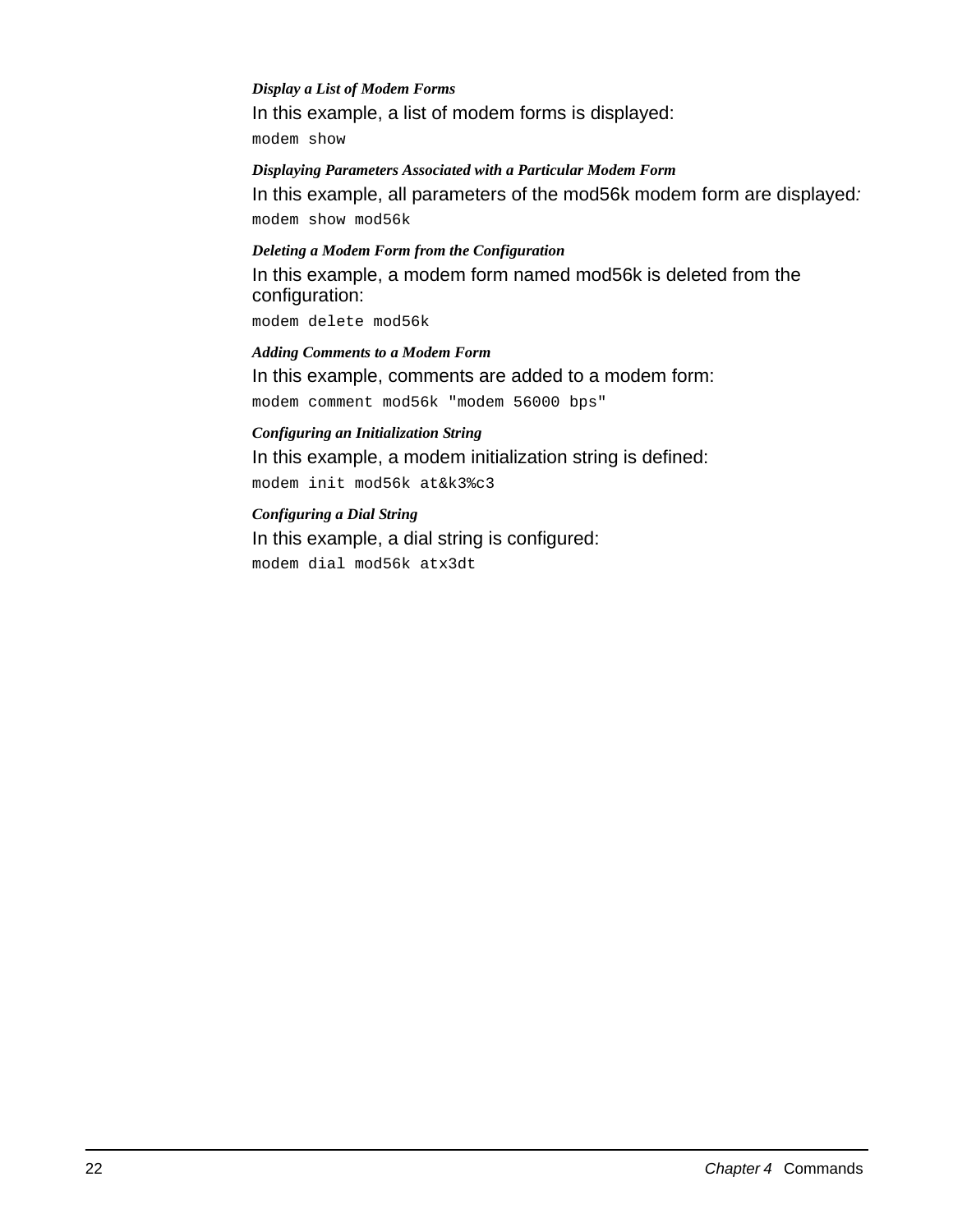#### *Display a List of Modem Forms*

In this example, a list of modem forms is displayed:

```
modem show
```

#### *Displaying Parameters Associated with a Particular Modem Form*

In this example, all parameters of the mod56k modem form are displayed*:*

```
modem show mod56k
```

#### *Deleting a Modem Form from the Configuration*

In this example, a modem form named mod56k is deleted from the configuration:

```
modem delete mod56k
```

#### *Adding Comments to a Modem Form*

In this example, comments are added to a modem form:

```
modem comment mod56k "modem 56000 bps"
```

#### *Configuring an Initialization String*

In this example, a modem initialization string is defined:

```
modem init mod56k at&k3%c3
```

#### *Configuring a Dial String*

In this example, a dial string is configured:

```
modem dial mod56k atx3dt
```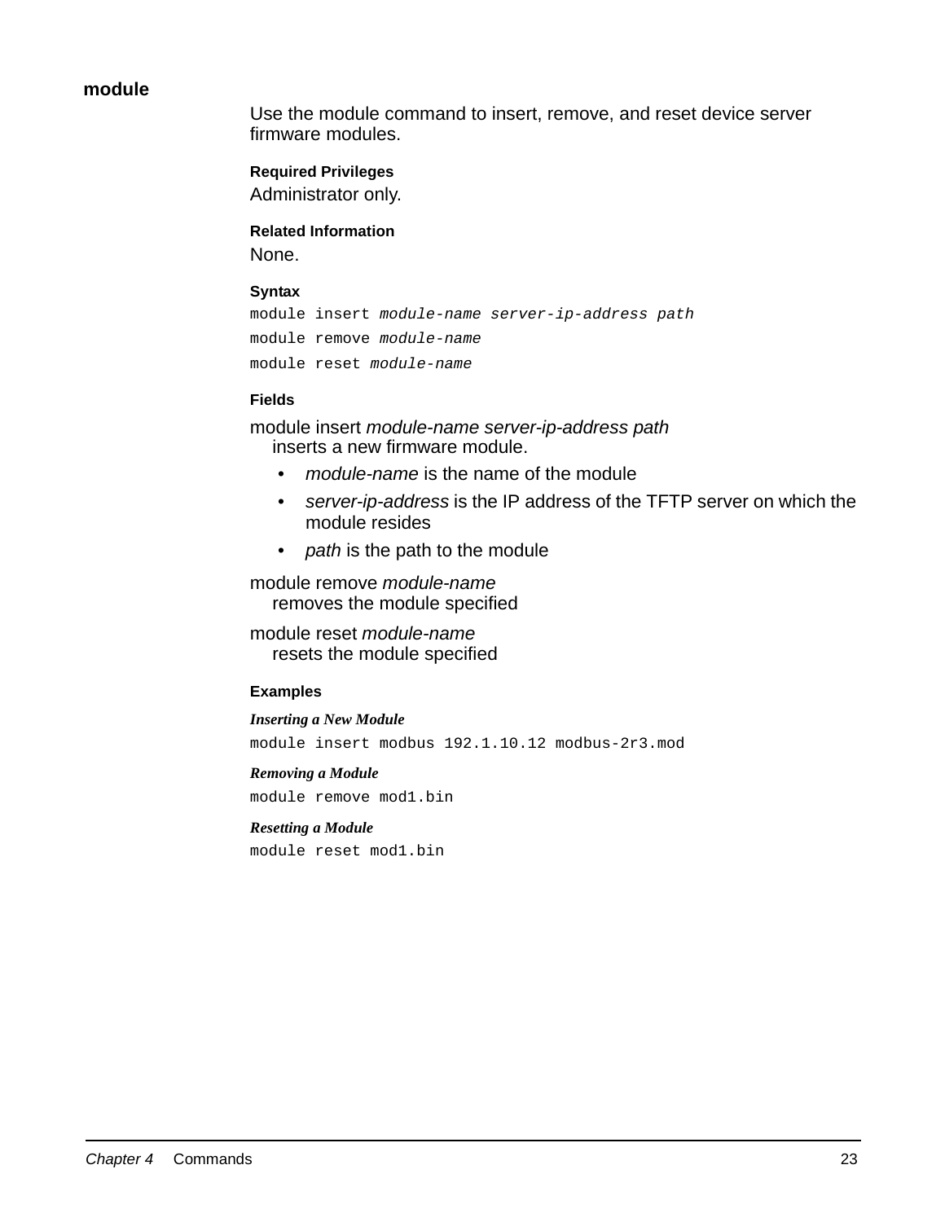## module

Use the module command to insert, remove, and reset device server firmware modules.

#### Required Privileges

Administrator only.

#### Related Information

None.

#### Syntax

```
module insert module-name server-ip-address path
module remove module-name
module reset module-name
```

#### Fields

module insert *module-name server-ip-address path*
inserts a new firmware module.

- *module-name* is the name of the module
- *server-ip-address* is the IP address of the TFTP server on which the module resides
- *path* is the path to the module

module remove *module-name*
removes the module specified

module reset *module-name*
resets the module specified

#### Examples

***Inserting a New Module***

```
module insert modbus 192.1.10.12 modbus-2r3.mod
```

***Removing a Module***

```
module remove mod1.bin
```

***Resetting a Module***

```
module reset mod1.bin
```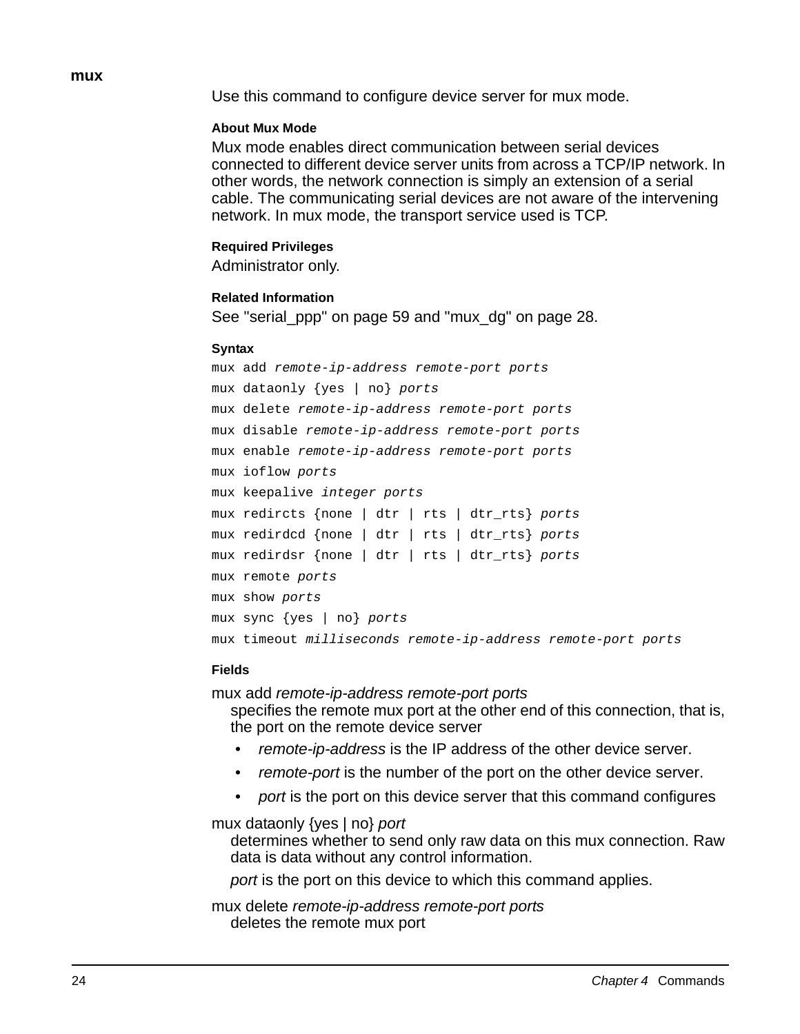## mux

Use this command to configure device server for mux mode.

#### About Mux Mode

Mux mode enables direct communication between serial devices connected to different device server units from across a TCP/IP network. In other words, the network connection is simply an extension of a serial cable. The communicating serial devices are not aware of the intervening network. In mux mode, the transport service used is TCP.

#### Required Privileges

Administrator only.

#### Related Information

See "serial_ppp" on page 59 and "mux_dg" on page 28.

#### Syntax

```
mux add remote-ip-address remote-port ports
mux dataonly {yes | no} ports
mux delete remote-ip-address remote-port ports
mux disable remote-ip-address remote-port ports
mux enable remote-ip-address remote-port ports
mux ioflow ports
mux keepalive integer ports
mux redircts {none | dtr | rts | dtr_rts} ports
mux redirdcd {none | dtr | rts | dtr_rts} ports
mux redirdsr {none | dtr | rts | dtr_rts} ports
mux remote ports
mux show ports
mux sync {yes | no} ports
mux timeout milliseconds remote-ip-address remote-port ports
```

#### Fields

mux add *remote-ip-address remote-port ports*
specifies the remote mux port at the other end of this connection, that is, the port on the remote device server

- *remote-ip-address* is the IP address of the other device server.
- *remote-port* is the number of the port on the other device server.
- *port* is the port on this device server that this command configures

mux dataonly {yes | no} *port*
determines whether to send only raw data on this mux connection. Raw data is data without any control information.

*port* is the port on this device to which this command applies.

mux delete *remote-ip-address remote-port ports*
deletes the remote mux port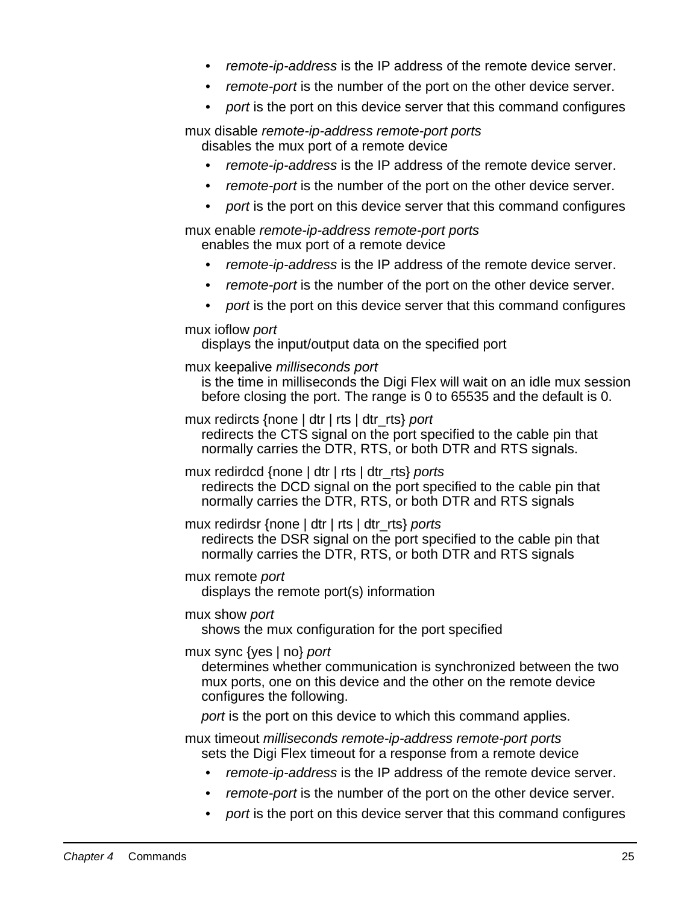- *remote-ip-address* is the IP address of the remote device server.
- *remote-port* is the number of the port on the other device server.
- *port* is the port on this device server that this command configures

mux disable *remote-ip-address remote-port ports*
disables the mux port of a remote device

- *remote-ip-address* is the IP address of the remote device server.
- *remote-port* is the number of the port on the other device server.
- *port* is the port on this device server that this command configures

mux enable *remote-ip-address remote-port ports*
enables the mux port of a remote device

- *remote-ip-address* is the IP address of the remote device server.
- *remote-port* is the number of the port on the other device server.
- *port* is the port on this device server that this command configures

mux ioflow *port*
displays the input/output data on the specified port

mux keepalive *milliseconds port*
is the time in milliseconds the Digi Flex will wait on an idle mux session before closing the port. The range is 0 to 65535 and the default is 0.

mux redircts {none | dtr | rts | dtr_rts} *port*
redirects the CTS signal on the port specified to the cable pin that normally carries the DTR, RTS, or both DTR and RTS signals.

mux redirdcd {none | dtr | rts | dtr_rts} *ports*
redirects the DCD signal on the port specified to the cable pin that normally carries the DTR, RTS, or both DTR and RTS signals

mux redirdsr {none | dtr | rts | dtr_rts} *ports*
redirects the DSR signal on the port specified to the cable pin that normally carries the DTR, RTS, or both DTR and RTS signals

mux remote *port*
displays the remote port(s) information

mux show *port*
shows the mux configuration for the port specified

mux sync {yes | no} *port*
determines whether communication is synchronized between the two mux ports, one on this device and the other on the remote device configures the following.

*port* is the port on this device to which this command applies.

mux timeout *milliseconds remote-ip-address remote-port ports*
sets the Digi Flex timeout for a response from a remote device

- *remote-ip-address* is the IP address of the remote device server.
- *remote-port* is the number of the port on the other device server.
- *port* is the port on this device server that this command configures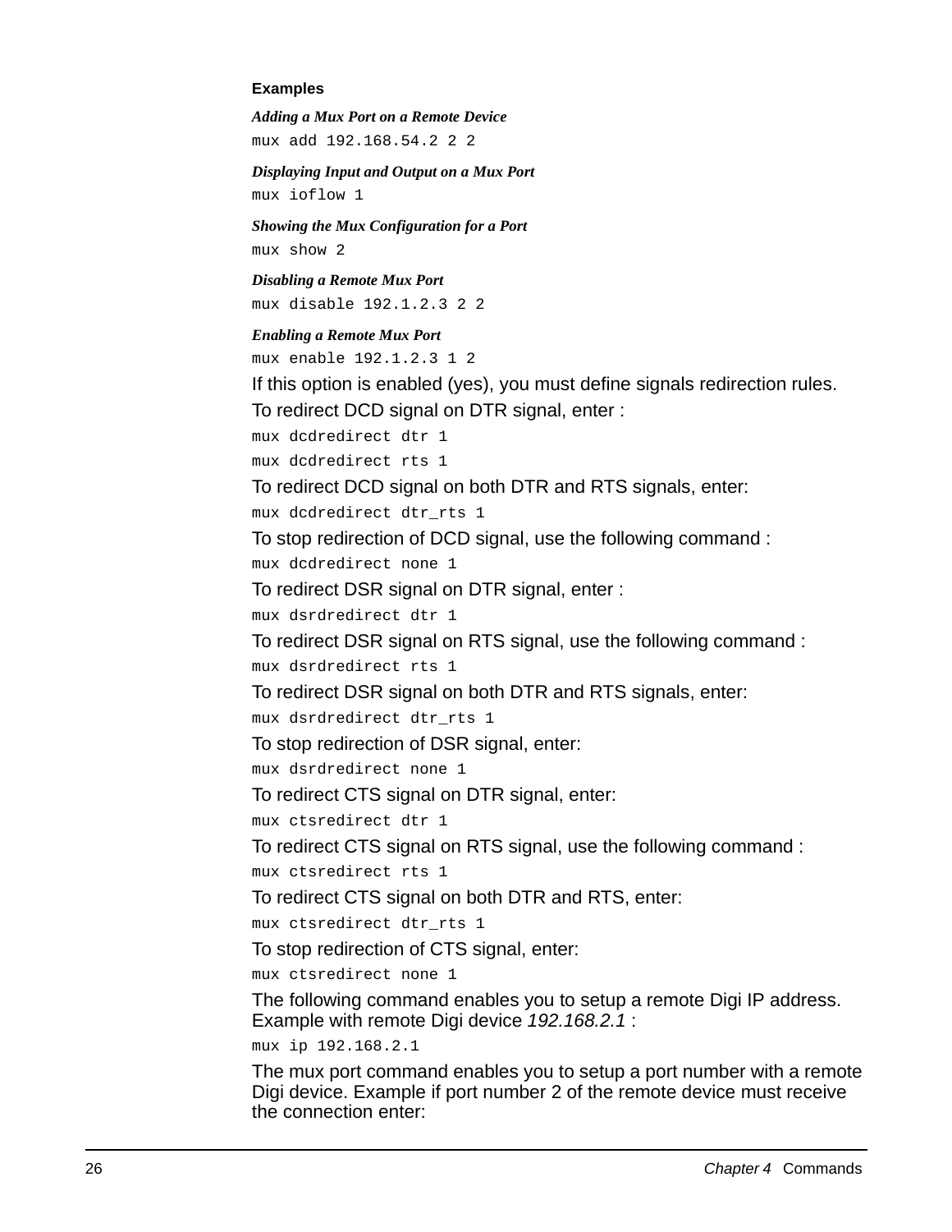#### Examples

***Adding a Mux Port on a Remote Device***

```
mux add 192.168.54.2 2 2
```

***Displaying Input and Output on a Mux Port***

```
mux ioflow 1
```

***Showing the Mux Configuration for a Port***

```
mux show 2
```

***Disabling a Remote Mux Port***

```
mux disable 192.1.2.3 2 2
```

***Enabling a Remote Mux Port***

```
mux enable 192.1.2.3 1 2
```

If this option is enabled (yes), you must define signals redirection rules.

To redirect DCD signal on DTR signal, enter :

```
mux dcdredirect dtr 1
mux dcdredirect rts 1
```

To redirect DCD signal on both DTR and RTS signals, enter:

```
mux dcdredirect dtr_rts 1
```

To stop redirection of DCD signal, use the following command :

```
mux dcdredirect none 1
```

To redirect DSR signal on DTR signal, enter :

```
mux dsrdredirect dtr 1
```

To redirect DSR signal on RTS signal, use the following command :

```
mux dsrdredirect rts 1
```

To redirect DSR signal on both DTR and RTS signals, enter:

```
mux dsrdredirect dtr_rts 1
```

To stop redirection of DSR signal, enter:

```
mux dsrdredirect none 1
```

To redirect CTS signal on DTR signal, enter:

```
mux ctsredirect dtr 1
```

To redirect CTS signal on RTS signal, use the following command :

```
mux ctsredirect rts 1
```

To redirect CTS signal on both DTR and RTS, enter:

```
mux ctsredirect dtr_rts 1
```

To stop redirection of CTS signal, enter:

```
mux ctsredirect none 1
```

The following command enables you to setup a remote Digi IP address. Example with remote Digi device *192.168.2.1* :

```
mux ip 192.168.2.1
```

The mux port command enables you to setup a port number with a remote Digi device. Example if port number 2 of the remote device must receive the connection enter: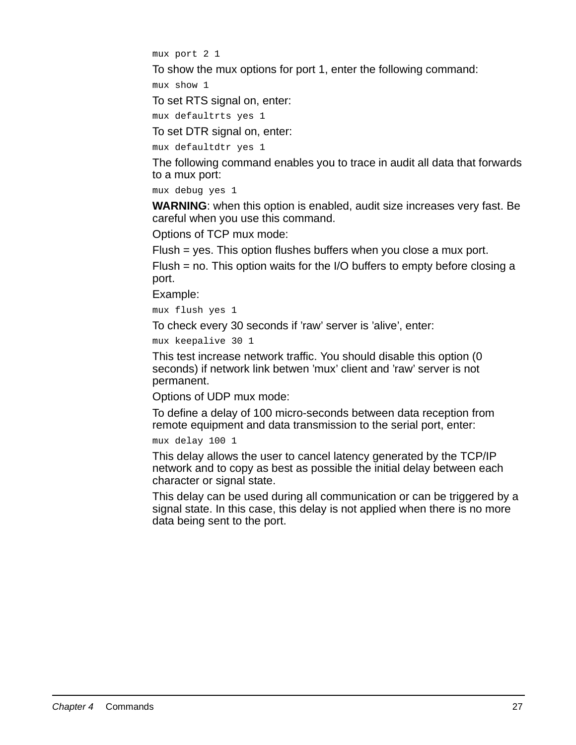```
mux port 2 1
```

To show the mux options for port 1, enter the following command:

```
mux show 1
```

To set RTS signal on, enter:

```
mux defaultrts yes 1
```

To set DTR signal on, enter:

```
mux defaultdtr yes 1
```

The following command enables you to trace in audit all data that forwards to a mux port:

```
mux debug yes 1
```

**WARNING**: when this option is enabled, audit size increases very fast. Be careful when you use this command.

Options of TCP mux mode:

Flush = yes. This option flushes buffers when you close a mux port.

Flush = no. This option waits for the I/O buffers to empty before closing a port.

Example:

```
mux flush yes 1
```

To check every 30 seconds if ’raw’ server is ’alive’, enter:

```
mux keepalive 30 1
```

This test increase network traffic. You should disable this option (0 seconds) if network link betwen ’mux’ client and ’raw’ server is not permanent.

Options of UDP mux mode:

To define a delay of 100 micro-seconds between data reception from remote equipment and data transmission to the serial port, enter:

```
mux delay 100 1
```

This delay allows the user to cancel latency generated by the TCP/IP network and to copy as best as possible the initial delay between each character or signal state.

This delay can be used during all communication or can be triggered by a signal state. In this case, this delay is not applied when there is no more data being sent to the port.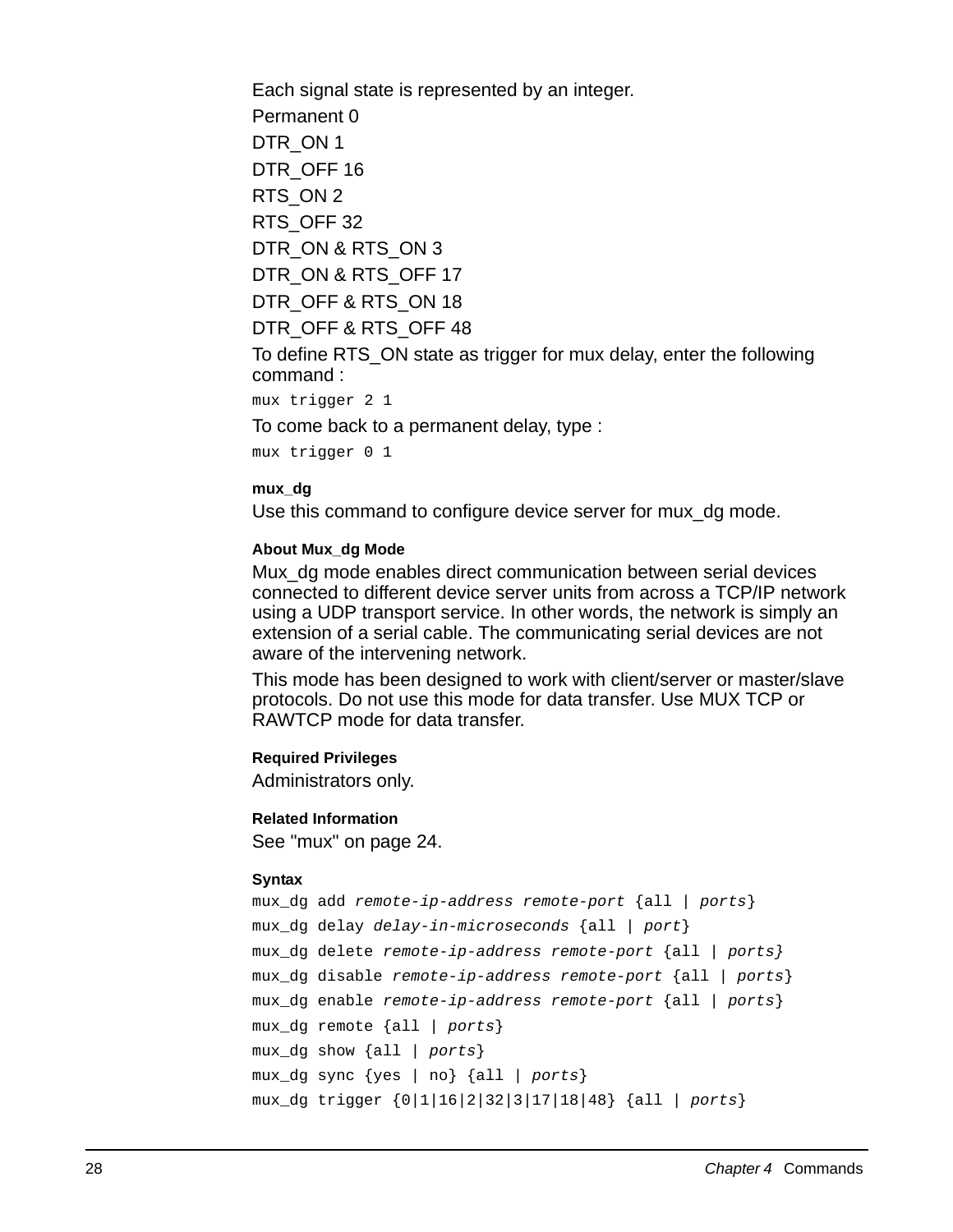Each signal state is represented by an integer.

Permanent 0

DTR_ON 1

DTR_OFF 16

RTS_ON 2

RTS_OFF 32

DTR_ON & RTS_ON 3

DTR_ON & RTS_OFF 17

DTR_OFF & RTS_ON 18

DTR_OFF & RTS_OFF 48

To define RTS_ON state as trigger for mux delay, enter the following command :

```
mux trigger 2 1
```

To come back to a permanent delay, type :

```
mux trigger 0 1
```

### mux_dg

Use this command to configure device server for mux_dg mode.

#### About Mux_dg Mode

Mux_dg mode enables direct communication between serial devices connected to different device server units from across a TCP/IP network using a UDP transport service. In other words, the network is simply an extension of a serial cable. The communicating serial devices are not aware of the intervening network.

This mode has been designed to work with client/server or master/slave protocols. Do not use this mode for data transfer. Use MUX TCP or RAWTCP mode for data transfer.

#### Required Privileges

Administrators only.

#### Related Information

See "mux" on page 24.

#### Syntax

```
mux_dg add remote-ip-address remote-port {all | ports}
mux_dg delay delay-in-microseconds {all | port}
mux_dg delete remote-ip-address remote-port {all | ports}
mux_dg disable remote-ip-address remote-port {all | ports}
mux_dg enable remote-ip-address remote-port {all | ports}
mux_dg remote {all | ports}
mux_dg show {all | ports}
mux_dg sync {yes | no} {all | ports}
mux_dg trigger {0|1|16|2|32|3|17|18|48} {all | ports}
```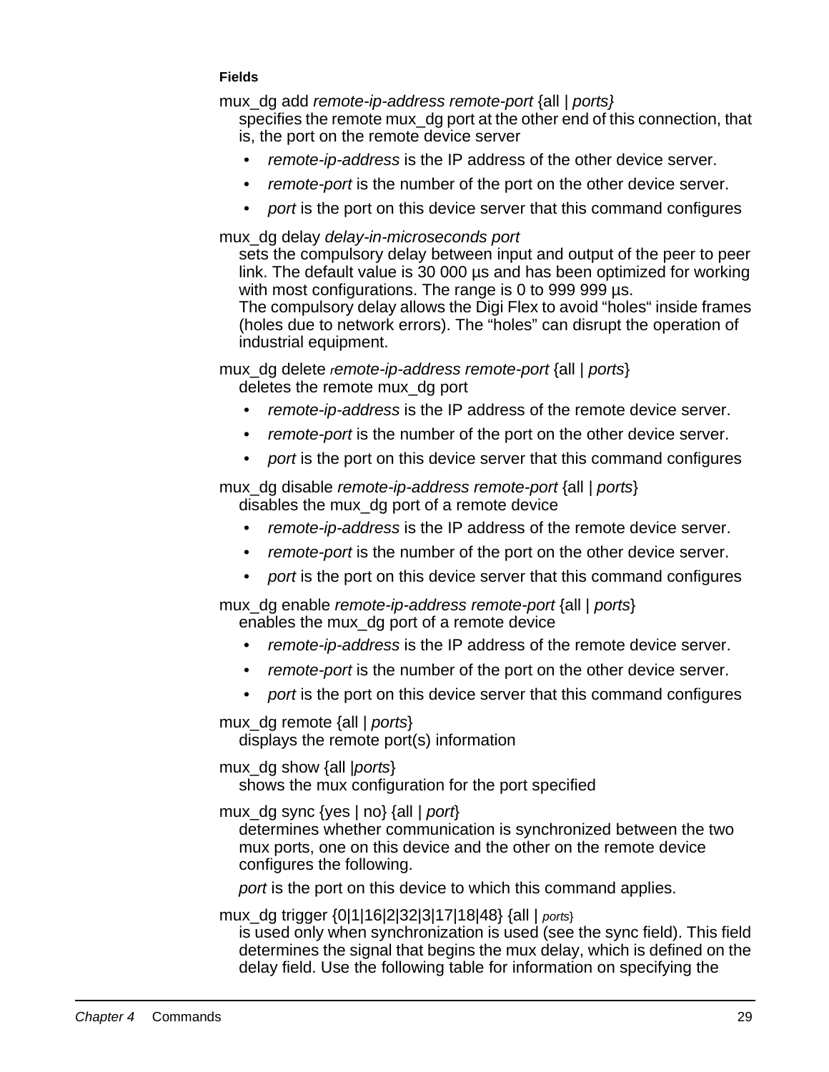#### Fields

mux_dg add *remote-ip-address remote-port* {all | *ports}*

specifies the remote mux_dg port at the other end of this connection, that is, the port on the remote device server

- *remote-ip-address* is the IP address of the other device server.
- *remote-port* is the number of the port on the other device server.
- *port* is the port on this device server that this command configures

mux_dg delay *delay-in-microseconds port*

sets the compulsory delay between input and output of the peer to peer link. The default value is 30 000 µs and has been optimized for working with most configurations. The range is 0 to 999 999 µs.
The compulsory delay allows the Digi Flex to avoid “holes“ inside frames (holes due to network errors). The “holes” can disrupt the operation of industrial equipment.

mux_dg delete *remote-ip-address remote-port* {all | *ports*}

deletes the remote mux_dg port

- *remote-ip-address* is the IP address of the remote device server.
- *remote-port* is the number of the port on the other device server.
- *port* is the port on this device server that this command configures

mux_dg disable *remote-ip-address remote-port* {all | *ports*}

disables the mux_dg port of a remote device

- *remote-ip-address* is the IP address of the remote device server.
- *remote-port* is the number of the port on the other device server.
- *port* is the port on this device server that this command configures

mux_dg enable *remote-ip-address remote-port* {all | *ports*}

enables the mux_dg port of a remote device

- *remote-ip-address* is the IP address of the remote device server.
- *remote-port* is the number of the port on the other device server.
- *port* is the port on this device server that this command configures

mux_dg remote {all | *ports*}

displays the remote port(s) information

mux_dg show {all |*ports*}

shows the mux configuration for the port specified

mux_dg sync {yes | no} {all | *port*}

determines whether communication is synchronized between the two mux ports, one on this device and the other on the remote device configures the following.

*port* is the port on this device to which this command applies.

mux_dg trigger {0|1|16|2|32|3|17|18|48} {all | *ports*}

is used only when synchronization is used (see the sync field). This field determines the signal that begins the mux delay, which is defined on the delay field. Use the following table for information on specifying the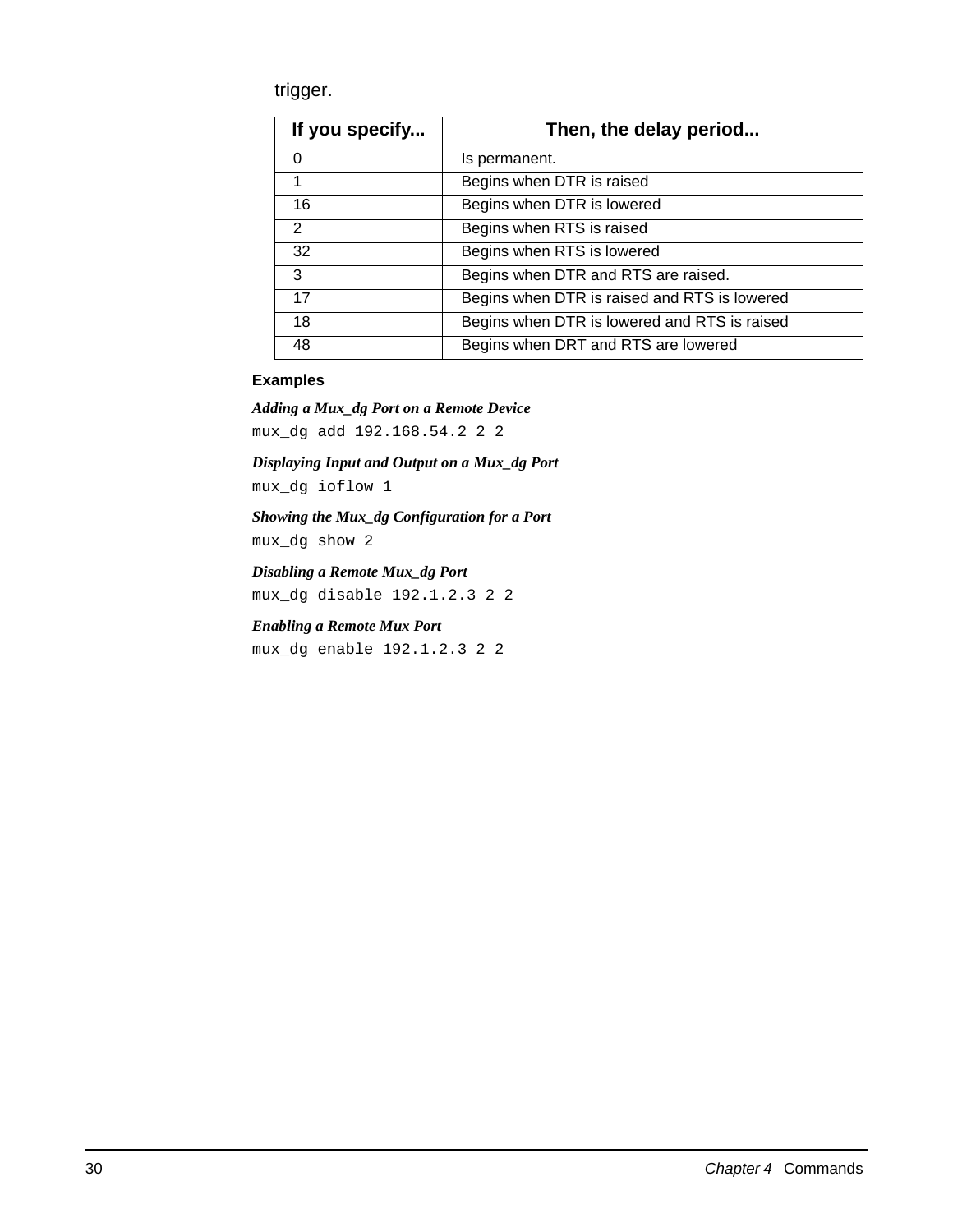trigger.

| If you specify... | Then, the delay period... |
| --- | --- |
| 0 | Is permanent. |
| 1 | Begins when DTR is raised |
| 16 | Begins when DTR is lowered |
| 2 | Begins when RTS is raised |
| 32 | Begins when RTS is lowered |
| 3 | Begins when DTR and RTS are raised. |
| 17 | Begins when DTR is raised and RTS is lowered |
| 18 | Begins when DTR is lowered and RTS is raised |
| 48 | Begins when DRT and RTS are lowered |

**Examples**

***Adding a Mux_dg Port on a Remote Device***

```
mux_dg add 192.168.54.2 2 2
```

***Displaying Input and Output on a Mux_dg Port***

```
mux_dg ioflow 1
```

***Showing the Mux_dg Configuration for a Port***

```
mux_dg show 2
```

***Disabling a Remote Mux_dg Port***

```
mux_dg disable 192.1.2.3 2 2
```

***Enabling a Remote Mux Port***

```
mux_dg enable 192.1.2.3 2 2
```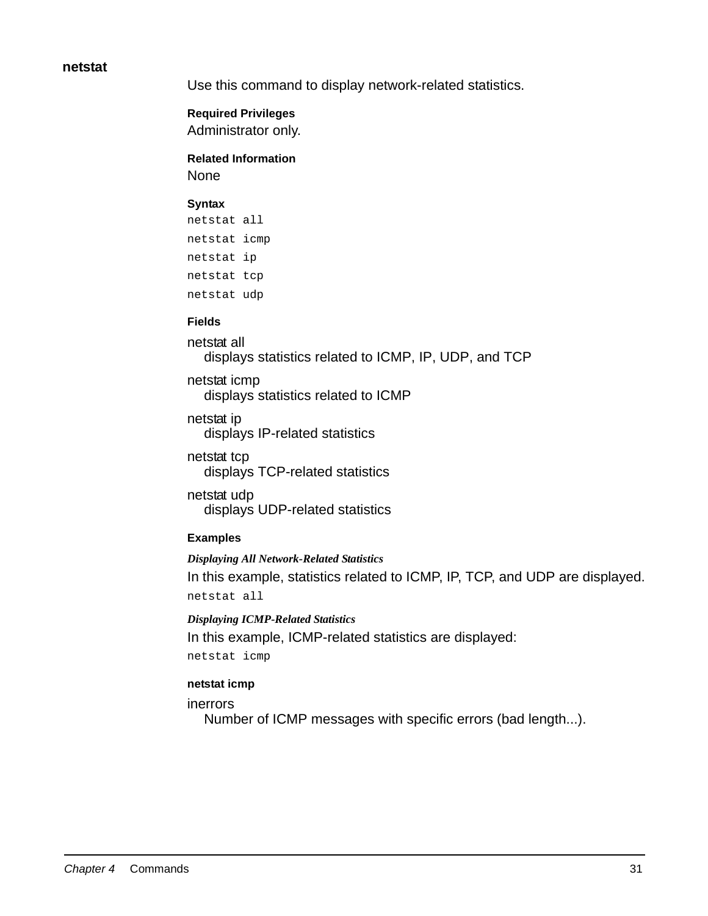## netstat

Use this command to display network-related statistics.

#### Required Privileges

Administrator only.

#### Related Information

None

#### Syntax

```
netstat all
netstat icmp
netstat ip
netstat tcp
netstat udp
```

#### Fields

netstat all
: displays statistics related to ICMP, IP, UDP, and TCP

netstat icmp
: displays statistics related to ICMP

netstat ip
: displays IP-related statistics

netstat tcp
: displays TCP-related statistics

netstat udp
: displays UDP-related statistics

#### Examples

***Displaying All Network-Related Statistics***

In this example, statistics related to ICMP, IP, TCP, and UDP are displayed.

```
netstat all
```

***Displaying ICMP-Related Statistics***

In this example, ICMP-related statistics are displayed:

```
netstat icmp
```

#### netstat icmp

inerrors
: Number of ICMP messages with specific errors (bad length...).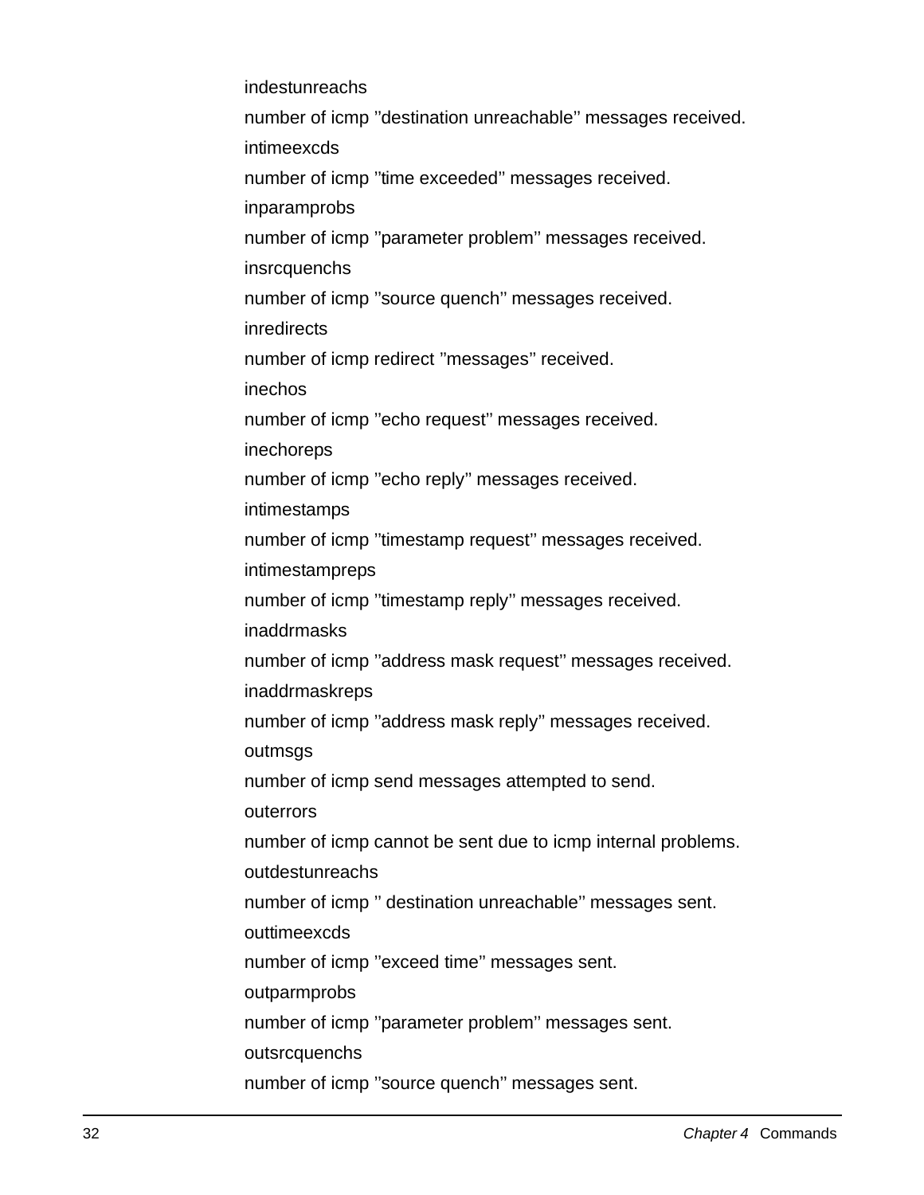indestunreachs

number of icmp ”destination unreachable’’ messages received.

intimeexcds

number of icmp ”time exceeded’’ messages received.

inparamprobs

number of icmp ”parameter problem’’ messages received.

insrcquenchs

number of icmp ”source quench’’ messages received.

inredirects

number of icmp redirect ”messages’’ received.

inechos

number of icmp ”echo request’’ messages received.

inechoreps

number of icmp ”echo reply’’ messages received.

intimestamps

number of icmp ”timestamp request’’ messages received.

intimestampreps

number of icmp ”timestamp reply’’ messages received.

inaddrmasks

number of icmp ”address mask request’’ messages received.

inaddrmaskreps

number of icmp ”address mask reply’’ messages received.

outmsgs

number of icmp send messages attempted to send.

outerrors

number of icmp cannot be sent due to icmp internal problems.

outdestunreachs

number of icmp ” destination unreachable’’ messages sent.

outtimeexcds

number of icmp ”exceed time” messages sent.

outparmprobs

number of icmp ”parameter problem’’ messages sent.

outsrcquenchs

number of icmp ”source quench’’ messages sent.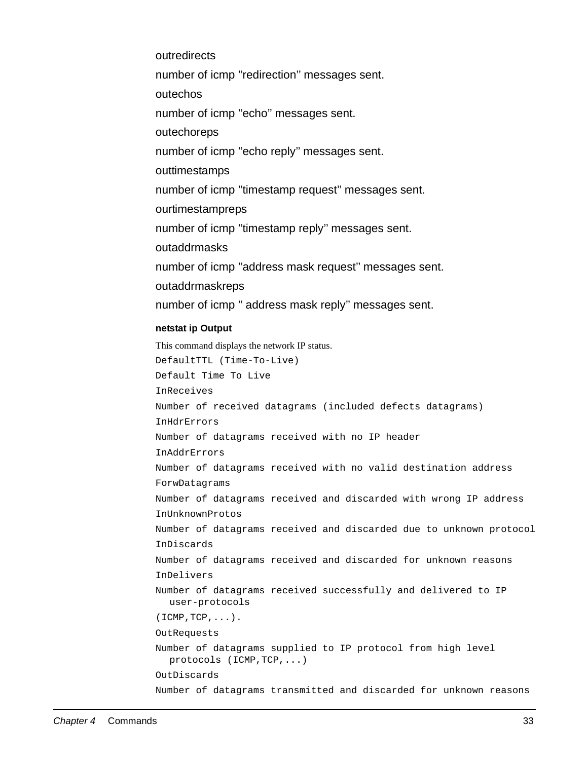outredirects

number of icmp ”redirection’’ messages sent.

outechos

number of icmp ”echo” messages sent.

outechoreps

number of icmp ”echo reply” messages sent.

outtimestamps

number of icmp ”timestamp request’’ messages sent.

ourtimestampreps

number of icmp ”timestamp reply” messages sent.

outaddrmasks

number of icmp ”address mask request’’ messages sent.

outaddrmaskreps

number of icmp ” address mask reply” messages sent.

#### netstat ip Output

This command displays the network IP status.

```
DefaultTTL (Time-To-Live)
Default Time To Live
InReceives
Number of received datagrams (included defects datagrams)
InHdrErrors
Number of datagrams received with no IP header
InAddrErrors
Number of datagrams received with no valid destination address
ForwDatagrams
Number of datagrams received and discarded with wrong IP address
InUnknownProtos
Number of datagrams received and discarded due to unknown protocol
InDiscards
Number of datagrams received and discarded for unknown reasons
InDelivers
Number of datagrams received successfully and delivered to IP
  user-protocols
(ICMP,TCP,...).
OutRequests
Number of datagrams supplied to IP protocol from high level
  protocols (ICMP,TCP,...)
OutDiscards
Number of datagrams transmitted and discarded for unknown reasons
```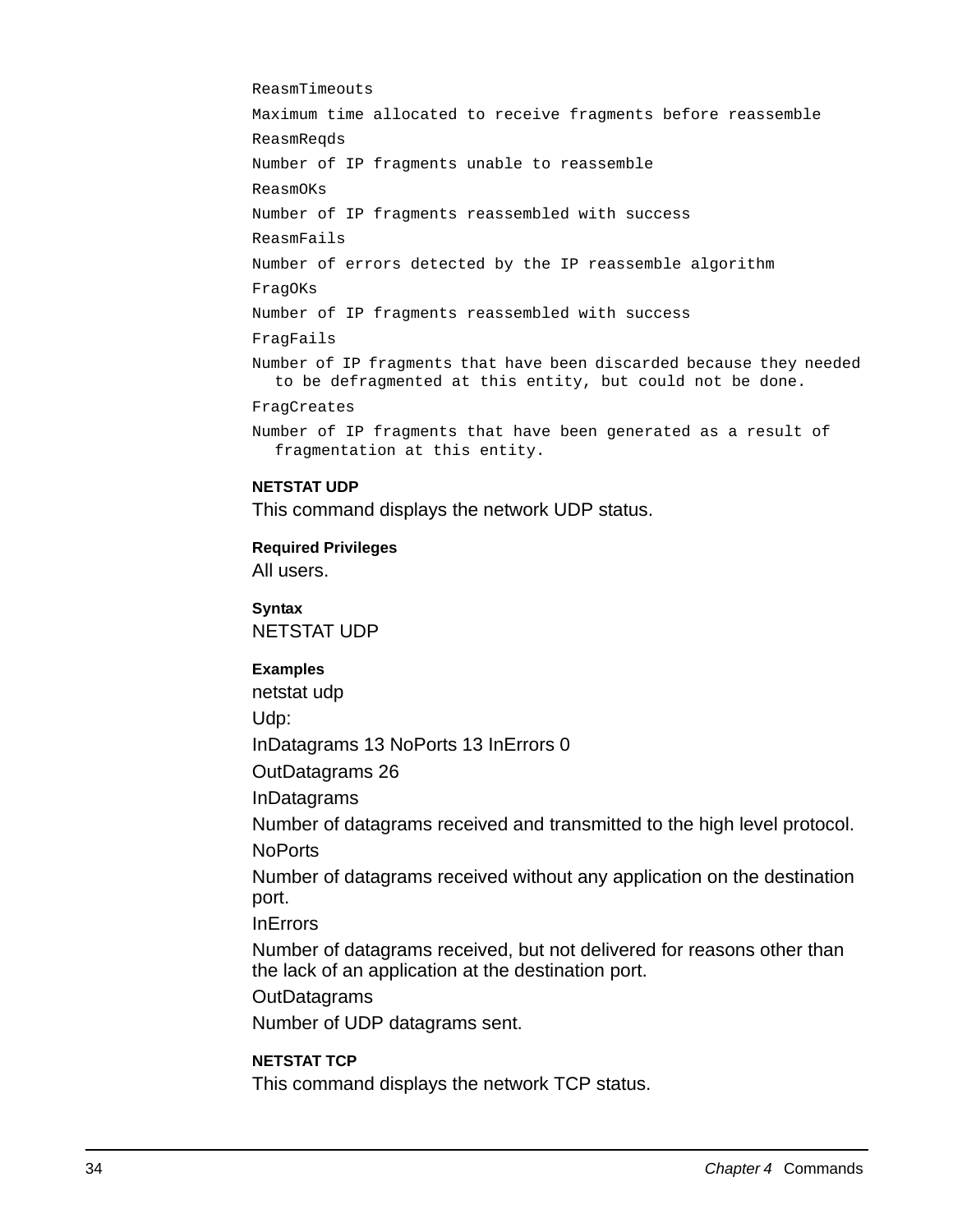```
ReasmTimeouts
Maximum time allocated to receive fragments before reassemble
ReasmReqds
Number of IP fragments unable to reassemble
ReasmOKs
Number of IP fragments reassembled with success
ReasmFails
Number of errors detected by the IP reassemble algorithm
FragOKs
Number of IP fragments reassembled with success
FragFails
Number of IP fragments that have been discarded because they needed
   to be defragmented at this entity, but could not be done.
FragCreates
Number of IP fragments that have been generated as a result of
   fragmentation at this entity.
```

### NETSTAT UDP

This command displays the network UDP status.

#### Required Privileges

All users.

#### Syntax

NETSTAT UDP

#### Examples

netstat udp

Udp:

InDatagrams 13 NoPorts 13 InErrors 0

OutDatagrams 26

InDatagrams

Number of datagrams received and transmitted to the high level protocol.

NoPorts

Number of datagrams received without any application on the destination port.

InErrors

Number of datagrams received, but not delivered for reasons other than the lack of an application at the destination port.

OutDatagrams

Number of UDP datagrams sent.

### NETSTAT TCP

This command displays the network TCP status.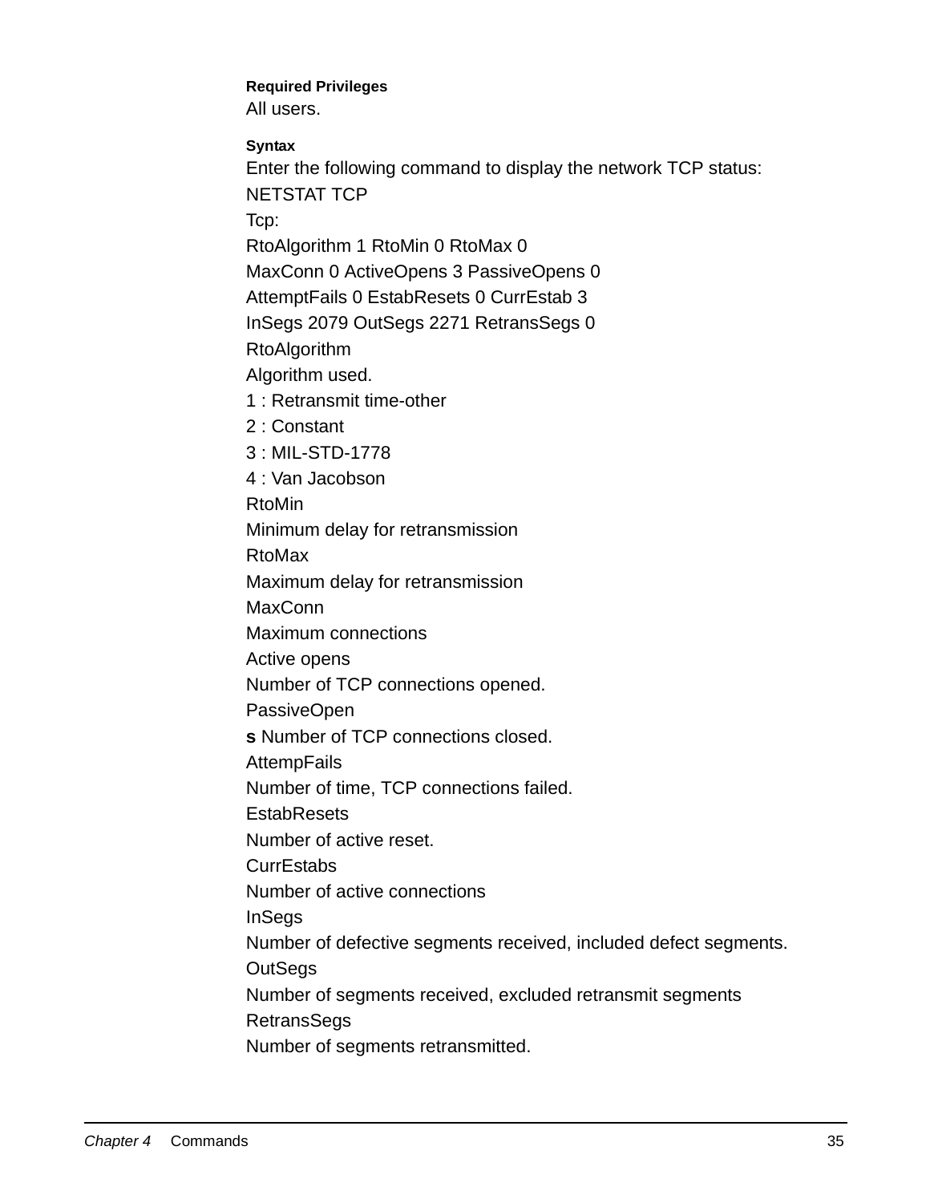**Required Privileges**

All users.

**Syntax**

Enter the following command to display the network TCP status:

NETSTAT TCP

Tcp:

RtoAlgorithm 1 RtoMin 0 RtoMax 0

MaxConn 0 ActiveOpens 3 PassiveOpens 0

AttemptFails 0 EstabResets 0 CurrEstab 3

InSegs 2079 OutSegs 2271 RetransSegs 0

RtoAlgorithm

Algorithm used.

1 : Retransmit time-other

2 : Constant

3 : MIL-STD-1778

4 : Van Jacobson

RtoMin

Minimum delay for retransmission

RtoMax

Maximum delay for retransmission

MaxConn

Maximum connections

Active opens

Number of TCP connections opened.

PassiveOpen

**s** Number of TCP connections closed.

AttempFails

Number of time, TCP connections failed.

EstabResets

Number of active reset.

CurrEstabs

Number of active connections

InSegs

Number of defective segments received, included defect segments.

OutSegs

Number of segments received, excluded retransmit segments

RetransSegs

Number of segments retransmitted.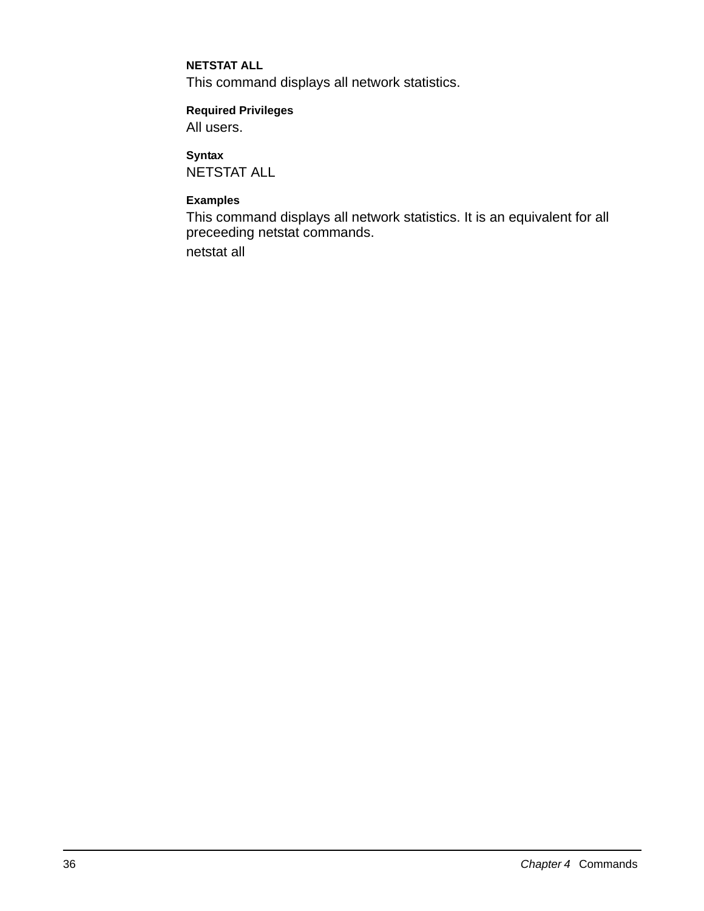### NETSTAT ALL

This command displays all network statistics.

#### Required Privileges

All users.

#### Syntax

NETSTAT ALL

#### Examples

This command displays all network statistics. It is an equivalent for all preceeding netstat commands.

netstat all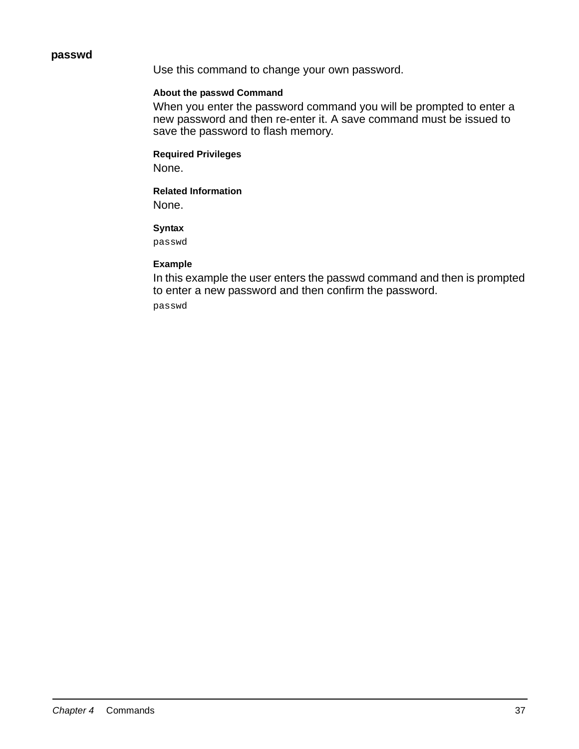## passwd

Use this command to change your own password.

#### About the passwd Command

When you enter the password command you will be prompted to enter a new password and then re-enter it. A save command must be issued to save the password to flash memory.

#### Required Privileges

None.

#### Related Information

None.

#### Syntax

```
passwd
```

#### Example

In this example the user enters the passwd command and then is prompted to enter a new password and then confirm the password.

```
passwd
```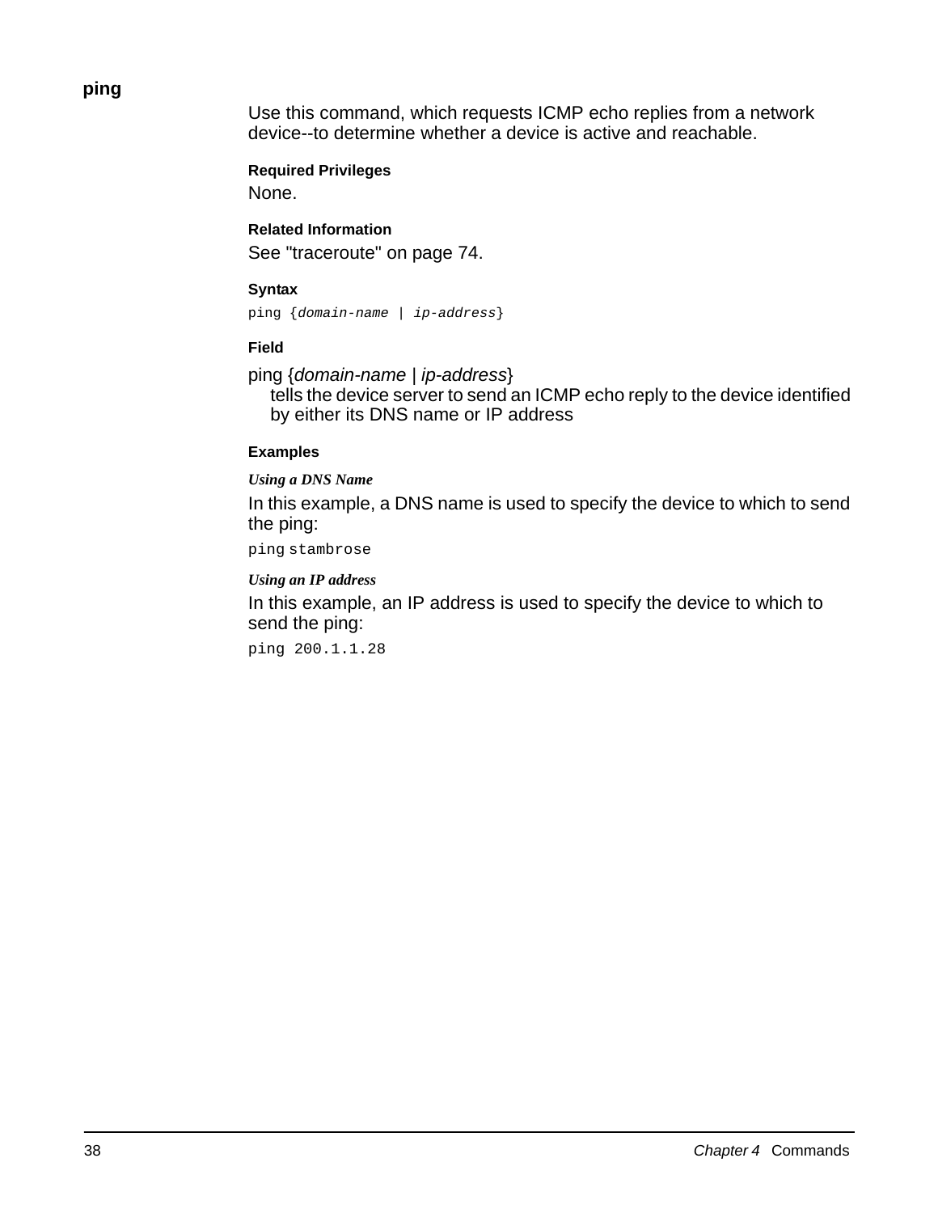## ping

Use this command, which requests ICMP echo replies from a network device--to determine whether a device is active and reachable.

#### Required Privileges

None.

#### Related Information

See "traceroute" on page 74.

#### Syntax

```
ping {domain-name | ip-address}
```

#### Field

ping {*domain-name* | *ip-address*}
tells the device server to send an ICMP echo reply to the device identified by either its DNS name or IP address

#### Examples

***Using a DNS Name***

In this example, a DNS name is used to specify the device to which to send the ping:

```
ping stambrose
```

***Using an IP address***

In this example, an IP address is used to specify the device to which to send the ping:

```
ping 200.1.1.28
```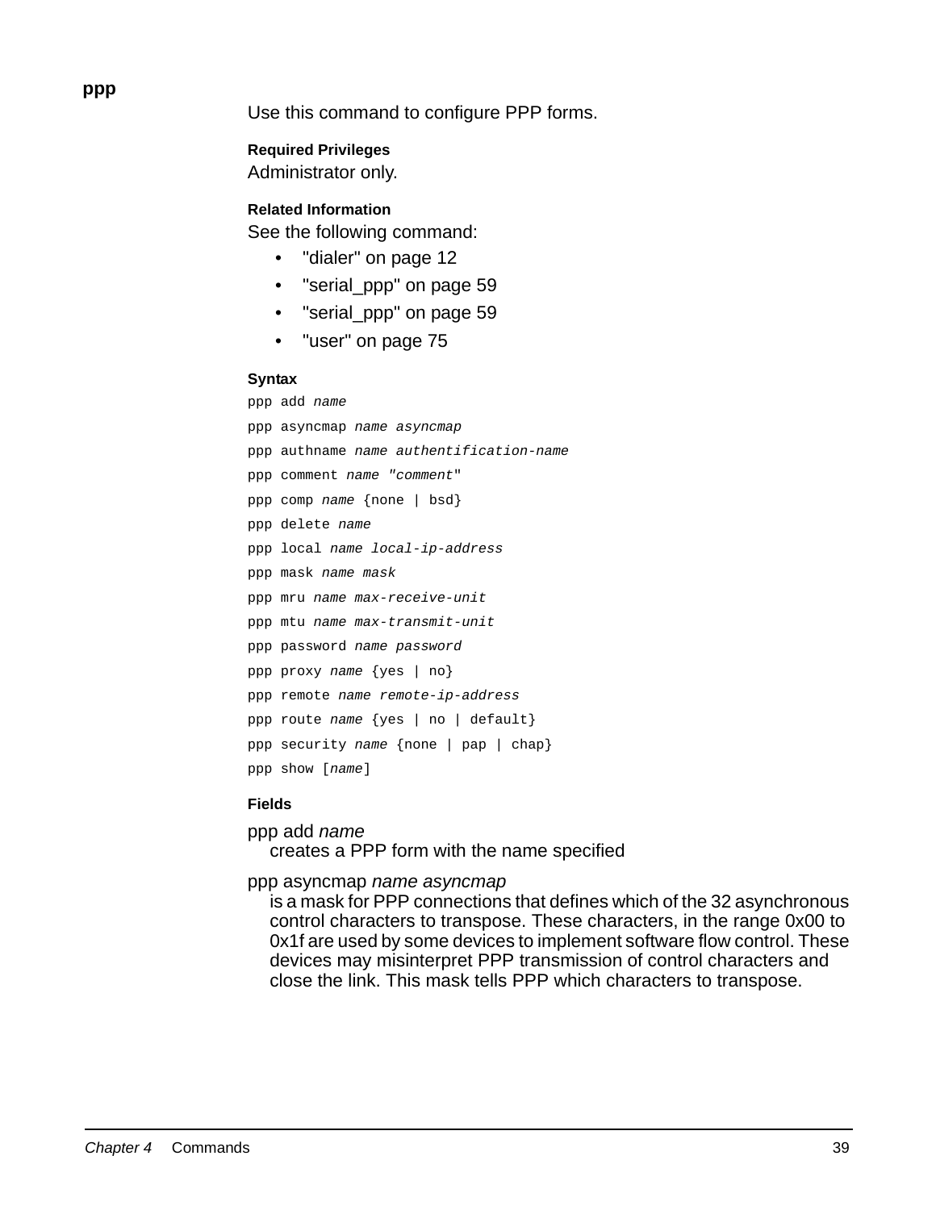## ppp

Use this command to configure PPP forms.

#### Required Privileges

Administrator only.

#### Related Information

See the following command:

- "dialer" on page 12
- "serial_ppp" on page 59
- "serial_ppp" on page 59
- "user" on page 75

#### Syntax

```
ppp add name
ppp asyncmap name asyncmap
ppp authname name authentification-name
ppp comment name "comment"
ppp comp name {none | bsd}
ppp delete name
ppp local name local-ip-address
ppp mask name mask
ppp mru name max-receive-unit
ppp mtu name max-transmit-unit
ppp password name password
ppp proxy name {yes | no}
ppp remote name remote-ip-address
ppp route name {yes | no | default}
ppp security name {none | pap | chap}
ppp show [name]
```

#### Fields

ppp add *name*
: creates a PPP form with the name specified

ppp asyncmap *name asyncmap*
: is a mask for PPP connections that defines which of the 32 asynchronous control characters to transpose. These characters, in the range 0x00 to 0x1f are used by some devices to implement software flow control. These devices may misinterpret PPP transmission of control characters and close the link. This mask tells PPP which characters to transpose.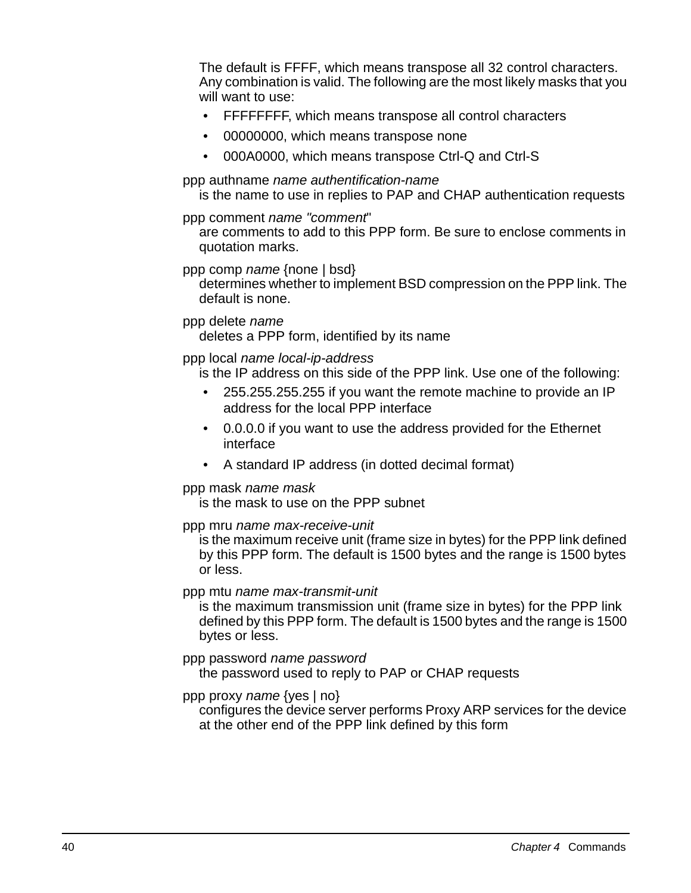The default is FFFF, which means transpose all 32 control characters. Any combination is valid. The following are the most likely masks that you will want to use:

- FFFFFFFF, which means transpose all control characters
- 00000000, which means transpose none
- 000A0000, which means transpose Ctrl-Q and Ctrl-S

ppp authname *name authentification-name*
: is the name to use in replies to PAP and CHAP authentication requests

ppp comment *name "comment"*
: are comments to add to this PPP form. Be sure to enclose comments in quotation marks.

ppp comp *name* {none | bsd}
: determines whether to implement BSD compression on the PPP link. The default is none.

ppp delete *name*
: deletes a PPP form, identified by its name

ppp local *name local-ip-address*
: is the IP address on this side of the PPP link. Use one of the following:

- 255.255.255.255 if you want the remote machine to provide an IP address for the local PPP interface
- 0.0.0.0 if you want to use the address provided for the Ethernet interface
- A standard IP address (in dotted decimal format)

ppp mask *name mask*
: is the mask to use on the PPP subnet

ppp mru *name max-receive-unit*
: is the maximum receive unit (frame size in bytes) for the PPP link defined by this PPP form. The default is 1500 bytes and the range is 1500 bytes or less.

ppp mtu *name max-transmit-unit*
: is the maximum transmission unit (frame size in bytes) for the PPP link defined by this PPP form. The default is 1500 bytes and the range is 1500 bytes or less.

ppp password *name password*
: the password used to reply to PAP or CHAP requests

ppp proxy *name* {yes | no}
: configures the device server performs Proxy ARP services for the device at the other end of the PPP link defined by this form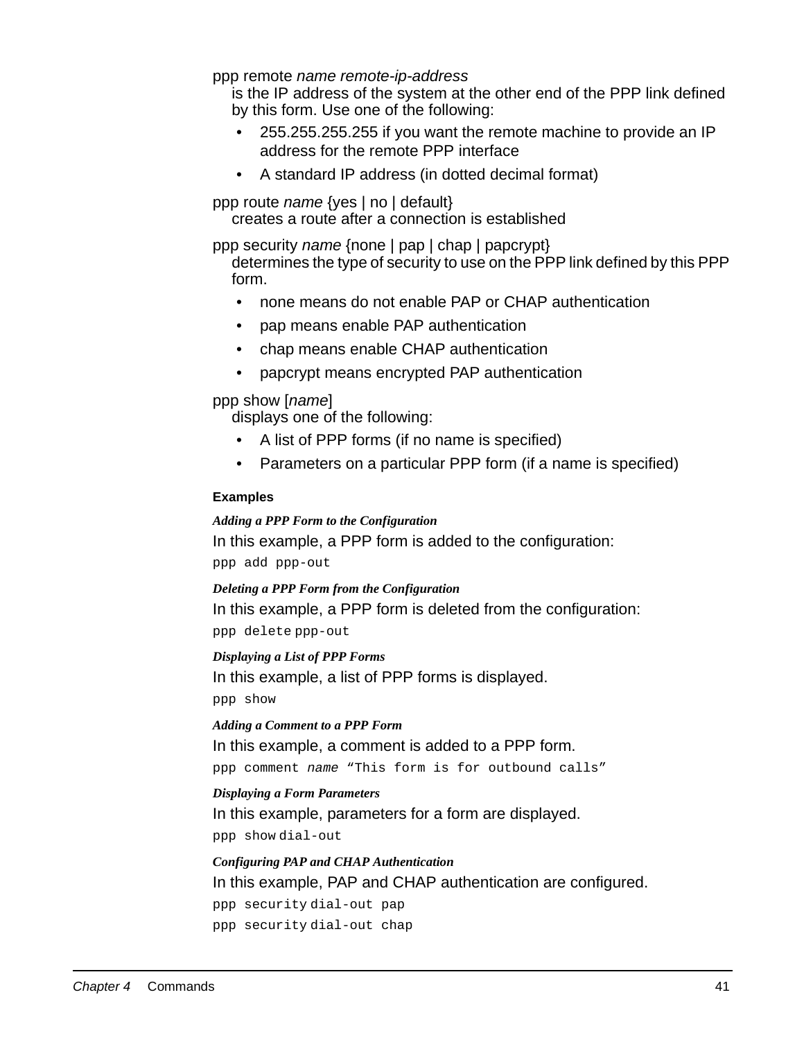ppp remote *name remote-ip-address*
is the IP address of the system at the other end of the PPP link defined by this form. Use one of the following:

- 255.255.255.255 if you want the remote machine to provide an IP address for the remote PPP interface
- A standard IP address (in dotted decimal format)

ppp route *name* {yes | no | default}
creates a route after a connection is established

ppp security *name* {none | pap | chap | papcrypt}
determines the type of security to use on the PPP link defined by this PPP form.

- none means do not enable PAP or CHAP authentication
- pap means enable PAP authentication
- chap means enable CHAP authentication
- papcrypt means encrypted PAP authentication

ppp show [*name*]
displays one of the following:

- A list of PPP forms (if no name is specified)
- Parameters on a particular PPP form (if a name is specified)

#### Examples

##### *Adding a PPP Form to the Configuration*

In this example, a PPP form is added to the configuration:

```
ppp add ppp-out
```

##### *Deleting a PPP Form from the Configuration*

In this example, a PPP form is deleted from the configuration:

```
ppp delete ppp-out
```

##### *Displaying a List of PPP Forms*

In this example, a list of PPP forms is displayed.

```
ppp show
```

##### *Adding a Comment to a PPP Form*

In this example, a comment is added to a PPP form.

```
ppp comment name “This form is for outbound calls”
```

##### *Displaying a Form Parameters*

In this example, parameters for a form are displayed.

```
ppp show dial-out
```

##### *Configuring PAP and CHAP Authentication*

In this example, PAP and CHAP authentication are configured.

```
ppp security dial-out pap
ppp security dial-out chap
```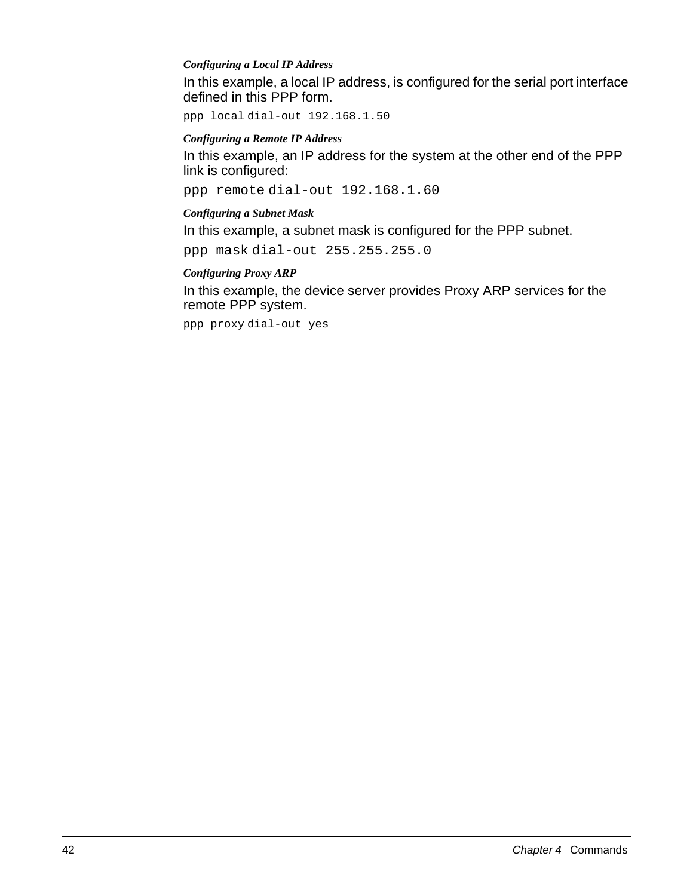#### *Configuring a Local IP Address*

In this example, a local IP address, is configured for the serial port interface defined in this PPP form.

```
ppp local dial-out 192.168.1.50
```

#### *Configuring a Remote IP Address*

In this example, an IP address for the system at the other end of the PPP link is configured:

```
ppp remote dial-out 192.168.1.60
```

#### *Configuring a Subnet Mask*

In this example, a subnet mask is configured for the PPP subnet.

```
ppp mask dial-out 255.255.255.0
```

#### *Configuring Proxy ARP*

In this example, the device server provides Proxy ARP services for the remote PPP system.

```
ppp proxy dial-out yes
```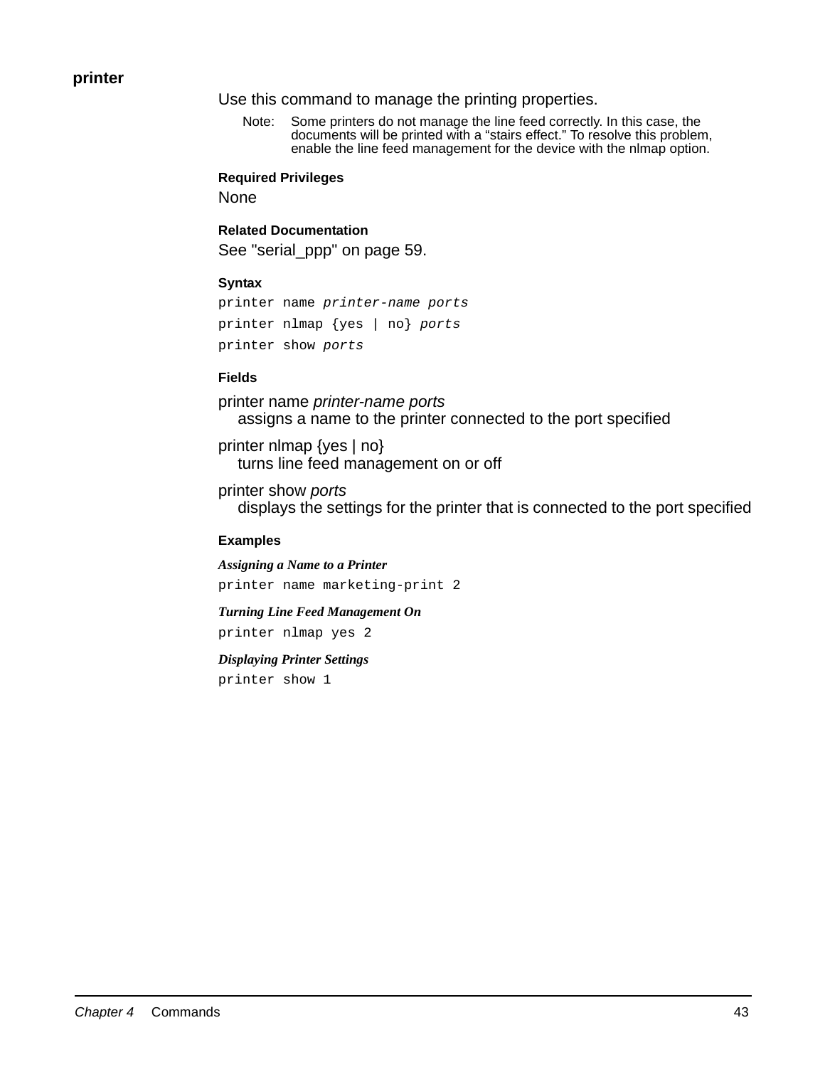## printer

Use this command to manage the printing properties.

> Note: Some printers do not manage the line feed correctly. In this case, the documents will be printed with a “stairs effect.” To resolve this problem, enable the line feed management for the device with the nlmap option.

#### Required Privileges

None

#### Related Documentation

See "serial_ppp" on page 59.

#### Syntax

```
printer name printer-name ports
printer nlmap {yes | no} ports
printer show ports
```

#### Fields

printer name *printer-name ports*
: assigns a name to the printer connected to the port specified

printer nlmap {yes | no}
: turns line feed management on or off

printer show *ports*
: displays the settings for the printer that is connected to the port specified

#### Examples

***Assigning a Name to a Printer***

```
printer name marketing-print 2
```

***Turning Line Feed Management On***

```
printer nlmap yes 2
```

***Displaying Printer Settings***

```
printer show 1
```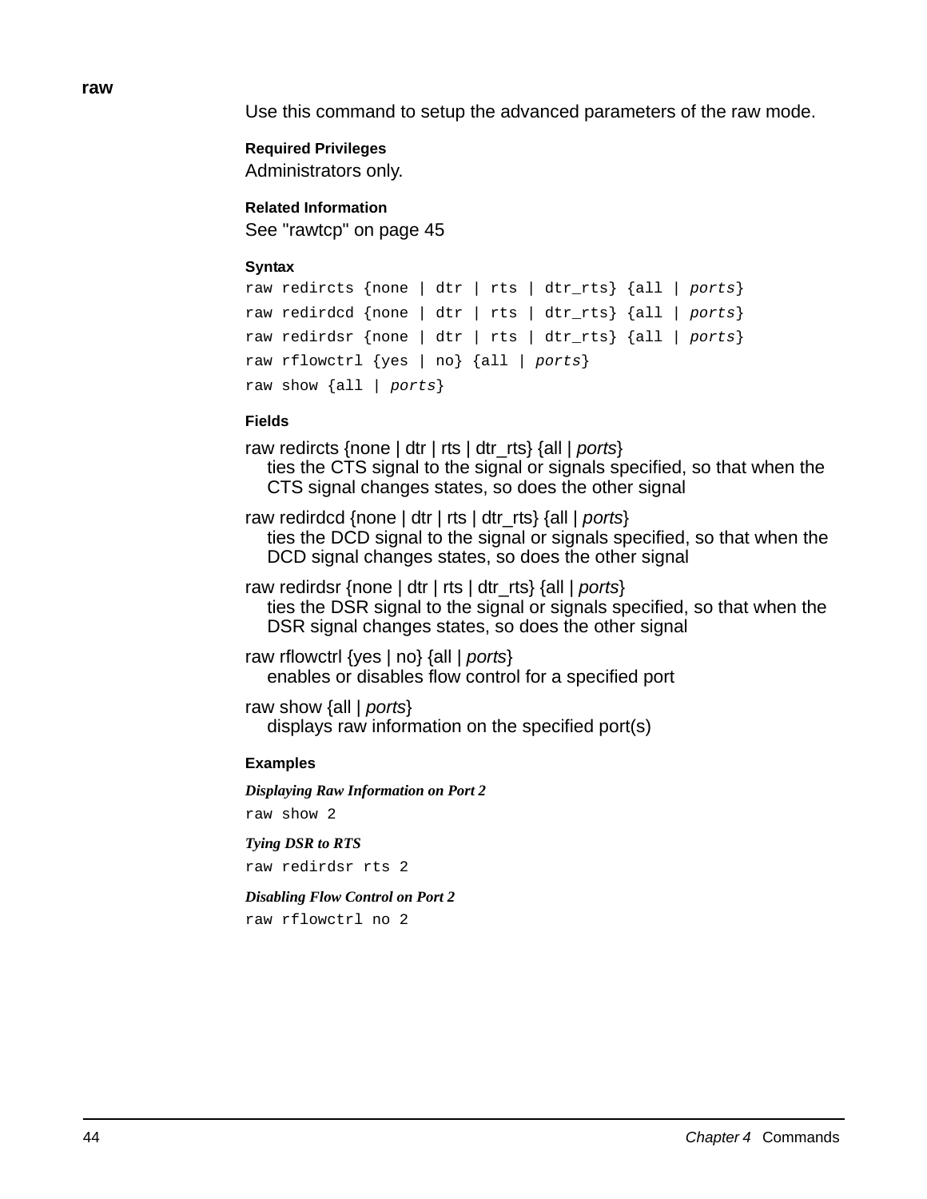## raw

Use this command to setup the advanced parameters of the raw mode.

#### Required Privileges

Administrators only.

#### Related Information

See "rawtcp" on page 45

#### Syntax

```
raw redircts {none | dtr | rts | dtr_rts} {all | ports}
raw redirdcd {none | dtr | rts | dtr_rts} {all | ports}
raw redirdsr {none | dtr | rts | dtr_rts} {all | ports}
raw rflowctrl {yes | no} {all | ports}
raw show {all | ports}
```

#### Fields

raw redircts {none | dtr | rts | dtr_rts} {all | *ports*}
: ties the CTS signal to the signal or signals specified, so that when the CTS signal changes states, so does the other signal

raw redirdcd {none | dtr | rts | dtr_rts} {all | *ports*}
: ties the DCD signal to the signal or signals specified, so that when the DCD signal changes states, so does the other signal

raw redirdsr {none | dtr | rts | dtr_rts} {all | *ports*}
: ties the DSR signal to the signal or signals specified, so that when the DSR signal changes states, so does the other signal

raw rflowctrl {yes | no} {all | *ports*}
: enables or disables flow control for a specified port

raw show {all | *ports*}
: displays raw information on the specified port(s)

#### Examples

***Displaying Raw Information on Port 2***

```
raw show 2
```

***Tying DSR to RTS***

```
raw redirdsr rts 2
```

***Disabling Flow Control on Port 2***

```
raw rflowctrl no 2
```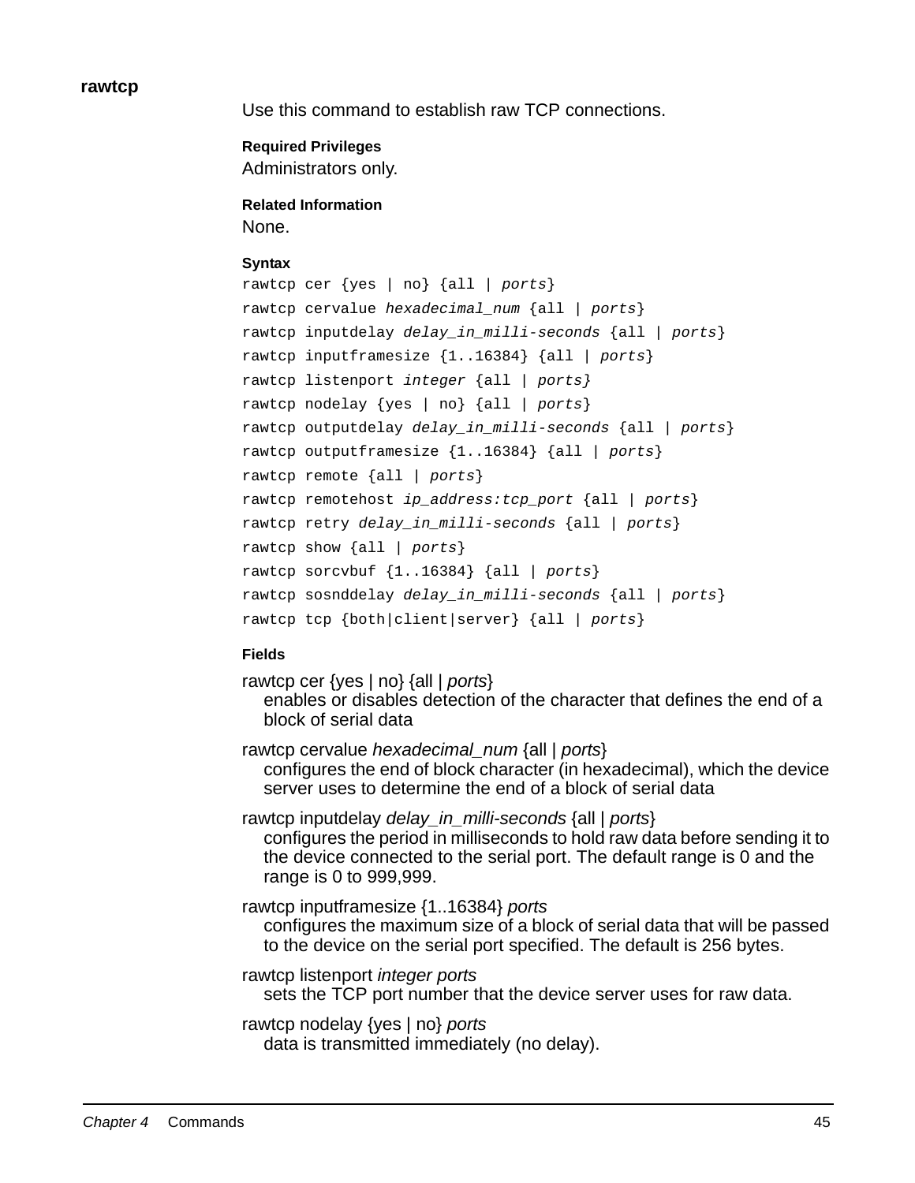## rawtcp

Use this command to establish raw TCP connections.

#### Required Privileges

Administrators only.

#### Related Information

None.

#### Syntax

```
rawtcp cer {yes | no} {all | ports}
rawtcp cervalue hexadecimal_num {all | ports}
rawtcp inputdelay delay_in_milli-seconds {all | ports}
rawtcp inputframesize {1..16384} {all | ports}
rawtcp listenport integer {all | ports}
rawtcp nodelay {yes | no} {all | ports}
rawtcp outputdelay delay_in_milli-seconds {all | ports}
rawtcp outputframesize {1..16384} {all | ports}
rawtcp remote {all | ports}
rawtcp remotehost ip_address:tcp_port {all | ports}
rawtcp retry delay_in_milli-seconds {all | ports}
rawtcp show {all | ports}
rawtcp sorcvbuf {1..16384} {all | ports}
rawtcp sosnddelay delay_in_milli-seconds {all | ports}
rawtcp tcp {both|client|server} {all | ports}
```

#### Fields

rawtcp cer {yes | no} {all | *ports*}
: enables or disables detection of the character that defines the end of a block of serial data

rawtcp cervalue *hexadecimal_num* {all | *ports*}
: configures the end of block character (in hexadecimal), which the device server uses to determine the end of a block of serial data

rawtcp inputdelay *delay_in_milli-seconds* {all | *ports*}
: configures the period in milliseconds to hold raw data before sending it to the device connected to the serial port. The default range is 0 and the range is 0 to 999,999.

rawtcp inputframesize {1..16384} *ports*
: configures the maximum size of a block of serial data that will be passed to the device on the serial port specified. The default is 256 bytes.

rawtcp listenport *integer ports*
: sets the TCP port number that the device server uses for raw data.

rawtcp nodelay {yes | no} *ports*
: data is transmitted immediately (no delay).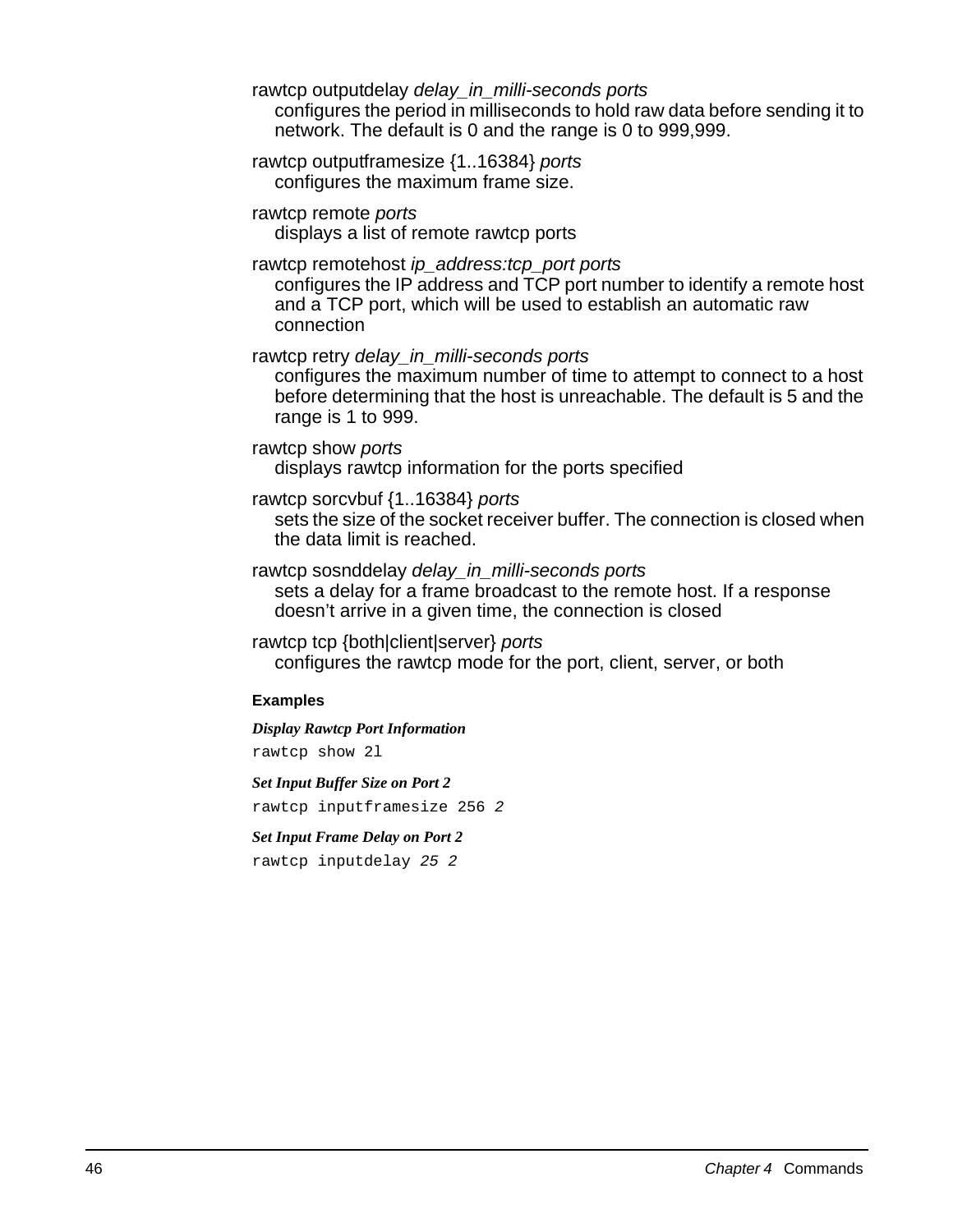rawtcp outputdelay *delay_in_milli-seconds ports*
configures the period in milliseconds to hold raw data before sending it to network. The default is 0 and the range is 0 to 999,999.

rawtcp outputframesize {1..16384} *ports*
configures the maximum frame size.

rawtcp remote *ports*
displays a list of remote rawtcp ports

rawtcp remotehost *ip_address:tcp_port ports*
configures the IP address and TCP port number to identify a remote host and a TCP port, which will be used to establish an automatic raw connection

rawtcp retry *delay_in_milli-seconds ports*
configures the maximum number of time to attempt to connect to a host before determining that the host is unreachable. The default is 5 and the range is 1 to 999.

rawtcp show *ports*
displays rawtcp information for the ports specified

rawtcp sorcvbuf {1..16384} *ports*
sets the size of the socket receiver buffer. The connection is closed when the data limit is reached.

rawtcp sosnddelay *delay_in_milli-seconds ports*
sets a delay for a frame broadcast to the remote host. If a response doesn't arrive in a given time, the connection is closed

rawtcp tcp {both|client|server} *ports*
configures the rawtcp mode for the port, client, server, or both

#### Examples

***Display Rawtcp Port Information***

```
rawtcp show 2l
```

***Set Input Buffer Size on Port 2***

```
rawtcp inputframesize 256 2
```

***Set Input Frame Delay on Port 2***

```
rawtcp inputdelay 25 2
```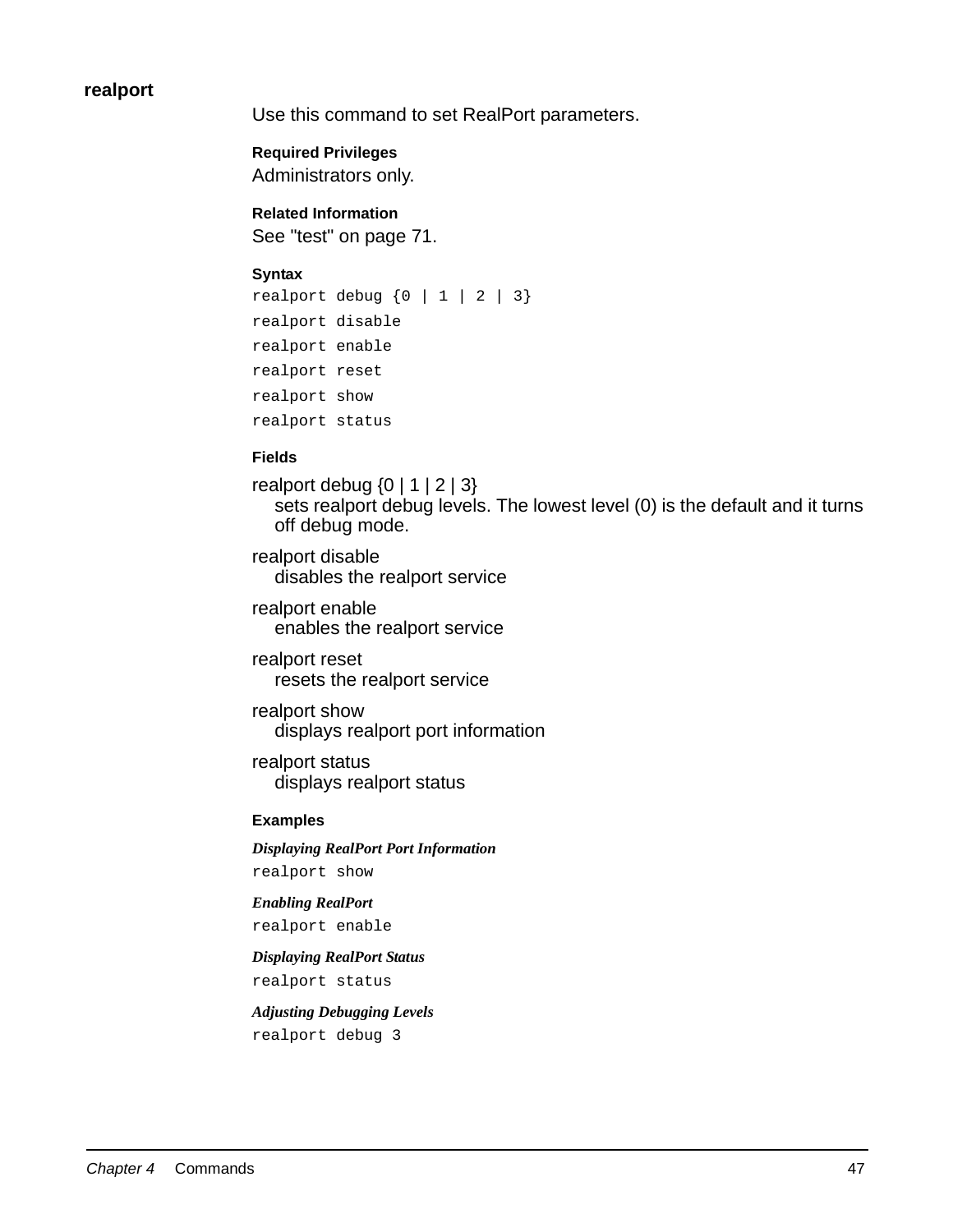## realport

Use this command to set RealPort parameters.

#### Required Privileges

Administrators only.

#### Related Information

See "test" on page 71.

#### Syntax

```
realport debug {0 | 1 | 2 | 3}
realport disable
realport enable
realport reset
realport show
realport status
```

#### Fields

realport debug {0 | 1 | 2 | 3}
: sets realport debug levels. The lowest level (0) is the default and it turns off debug mode.

realport disable
: disables the realport service

realport enable
: enables the realport service

realport reset
: resets the realport service

realport show
: displays realport port information

realport status
: displays realport status

#### Examples

***Displaying RealPort Port Information***

```
realport show
```

***Enabling RealPort***

```
realport enable
```

***Displaying RealPort Status***

```
realport status
```

***Adjusting Debugging Levels***

```
realport debug 3
```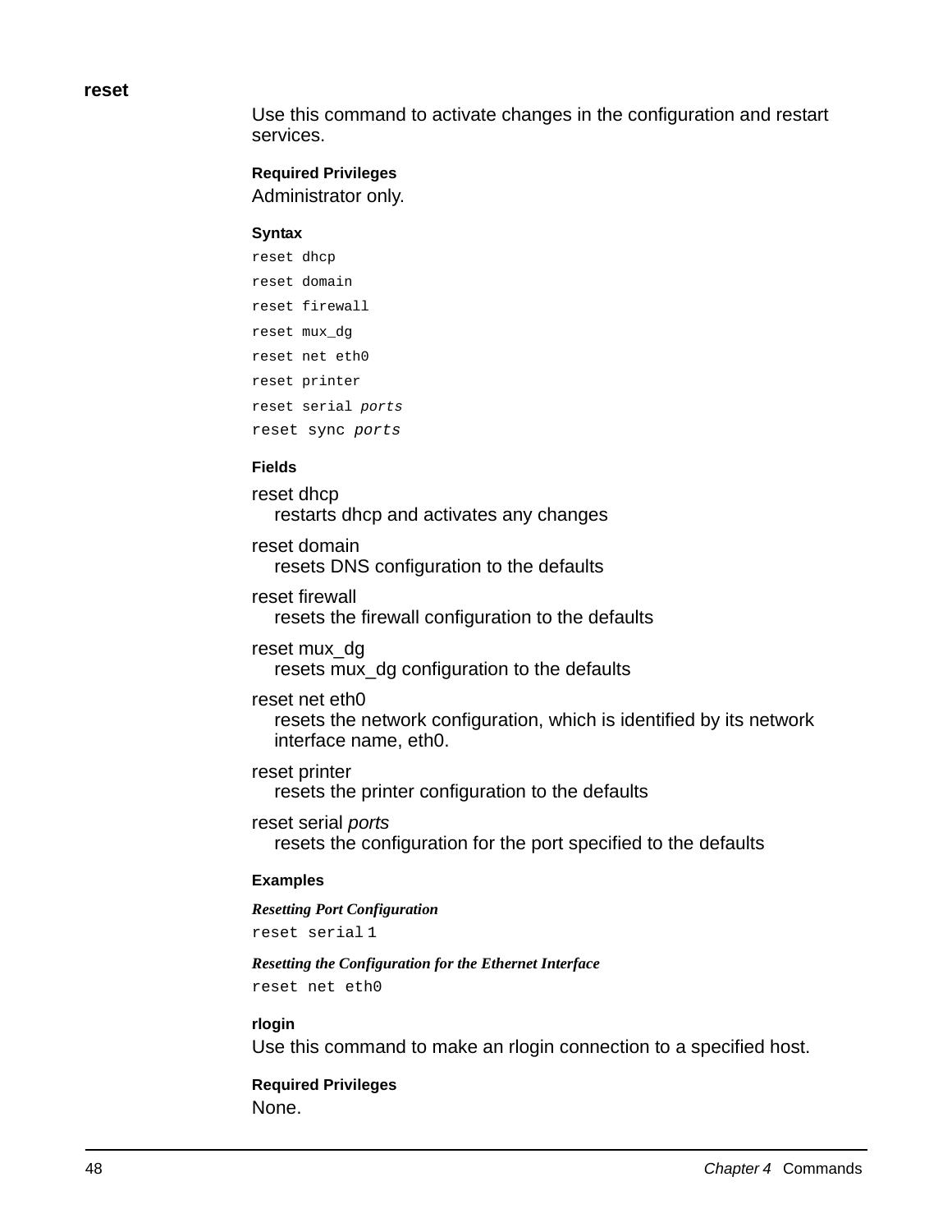## reset

Use this command to activate changes in the configuration and restart services.

#### Required Privileges

Administrator only.

#### Syntax

```
reset dhcp
reset domain
reset firewall
reset mux_dg
reset net eth0
reset printer
reset serial ports
reset sync ports
```

#### Fields

reset dhcp
restarts dhcp and activates any changes

reset domain
resets DNS configuration to the defaults

reset firewall
resets the firewall configuration to the defaults

reset mux_dg
resets mux_dg configuration to the defaults

reset net eth0
resets the network configuration, which is identified by its network interface name, eth0.

reset printer
resets the printer configuration to the defaults

reset serial *ports*
resets the configuration for the port specified to the defaults

#### Examples

***Resetting Port Configuration***

```
reset serial 1
```

***Resetting the Configuration for the Ethernet Interface***

```
reset net eth0
```

## rlogin

Use this command to make an rlogin connection to a specified host.

#### Required Privileges

None.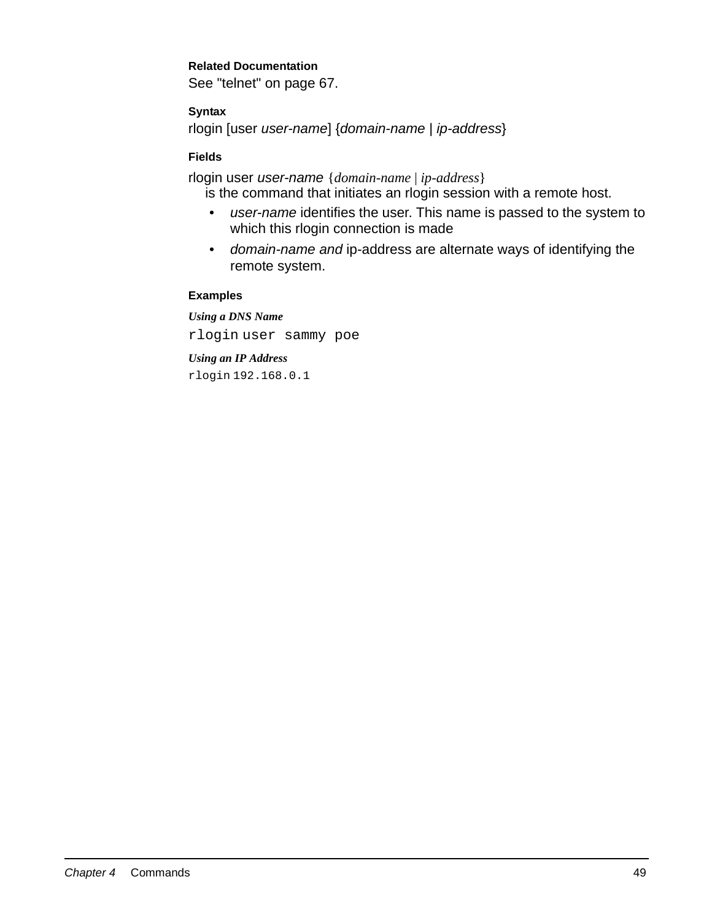#### Related Documentation

See "telnet" on page 67.

#### Syntax

rlogin [user *user-name*] {*domain-name* | *ip-address*}

#### Fields

rlogin user *user-name* {*domain-name* | *ip-address*}
is the command that initiates an rlogin session with a remote host.

- *user-name* identifies the user. This name is passed to the system to which this rlogin connection is made
- *domain-name and* ip-address are alternate ways of identifying the remote system.

#### Examples

***Using a DNS Name***

```
rlogin user sammy poe
```

***Using an IP Address***

```
rlogin 192.168.0.1
```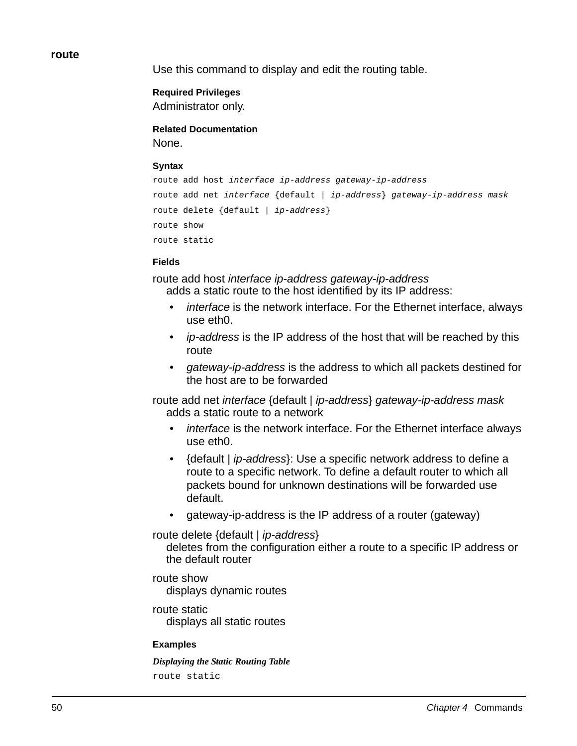## route

Use this command to display and edit the routing table.

### Required Privileges

Administrator only.

### Related Documentation

None.

### Syntax

```
route add host interface ip-address gateway-ip-address
route add net interface {default | ip-address} gateway-ip-address mask
route delete {default | ip-address}
route show
route static
```

### Fields

route add host *interface ip-address gateway-ip-address*
adds a static route to the host identified by its IP address:

- *interface* is the network interface. For the Ethernet interface, always use eth0.
- *ip-address* is the IP address of the host that will be reached by this route
- *gateway-ip-address* is the address to which all packets destined for the host are to be forwarded

route add net *interface* {default | *ip-address*} *gateway-ip-address mask*
adds a static route to a network

- *interface* is the network interface. For the Ethernet interface always use eth0.
- {default | *ip-address*}: Use a specific network address to define a route to a specific network. To define a default router to which all packets bound for unknown destinations will be forwarded use default.
- gateway-ip-address is the IP address of a router (gateway)

route delete {default | *ip-address*}
deletes from the configuration either a route to a specific IP address or the default router

route show
displays dynamic routes

route static
displays all static routes

### Examples

***Displaying the Static Routing Table***

```
route static
```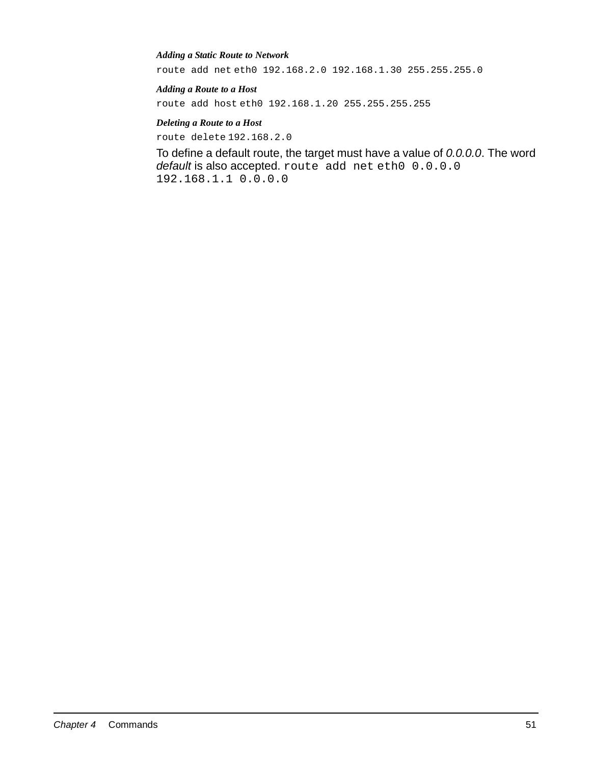***Adding a Static Route to Network***

```
route add net eth0 192.168.2.0 192.168.1.30 255.255.255.0
```

***Adding a Route to a Host***

```
route add host eth0 192.168.1.20 255.255.255.255
```

***Deleting a Route to a Host***

```
route delete 192.168.2.0
```

To define a default route, the target must have a value of *0.0.0.0*. The word *default* is also accepted. `route add net eth0 0.0.0.0 192.168.1.1 0.0.0.0`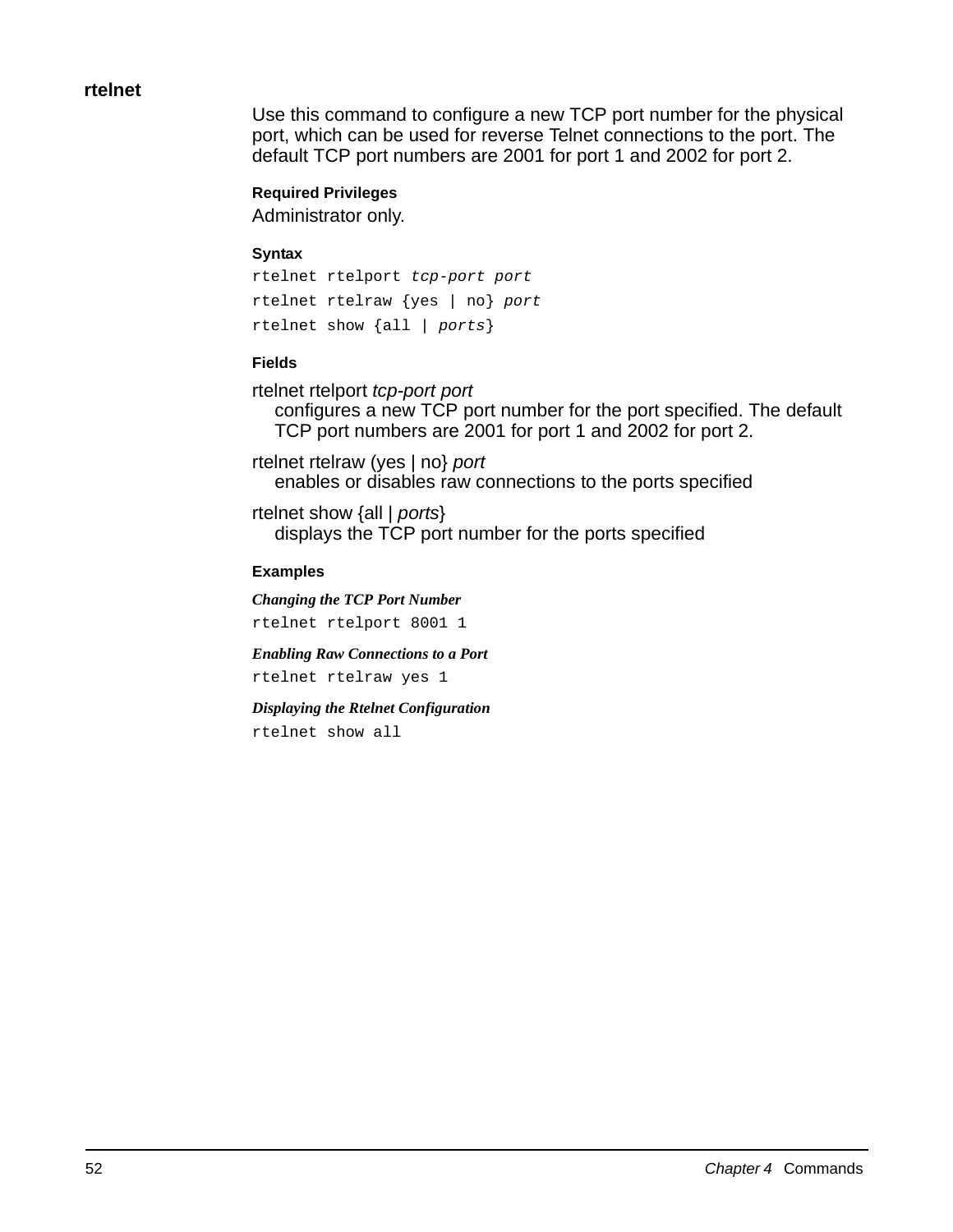## rtelnet

Use this command to configure a new TCP port number for the physical port, which can be used for reverse Telnet connections to the port. The default TCP port numbers are 2001 for port 1 and 2002 for port 2.

#### Required Privileges

Administrator only.

#### Syntax

```
rtelnet rtelport tcp-port port
rtelnet rtelraw {yes | no} port
rtelnet show {all | ports}
```

#### Fields

rtelnet rtelport *tcp-port port*
: configures a new TCP port number for the port specified. The default TCP port numbers are 2001 for port 1 and 2002 for port 2.

rtelnet rtelraw (yes | no} *port*
: enables or disables raw connections to the ports specified

rtelnet show {all | *ports*}
: displays the TCP port number for the ports specified

#### Examples

***Changing the TCP Port Number***

```
rtelnet rtelport 8001 1
```

***Enabling Raw Connections to a Port***

```
rtelnet rtelraw yes 1
```

***Displaying the Rtelnet Configuration***

```
rtelnet show all
```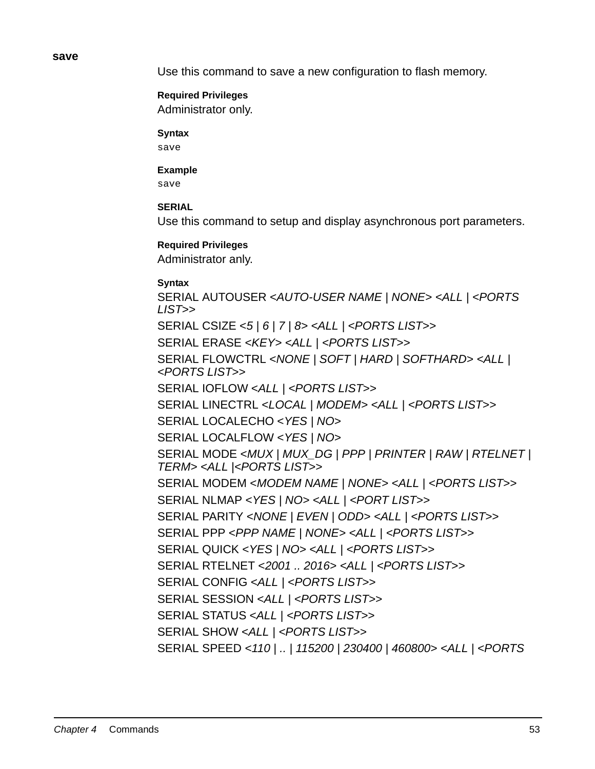## save

Use this command to save a new configuration to flash memory.

**Required Privileges**

Administrator only.

**Syntax**

```
save
```

**Example**

```
save
```

**SERIAL**

Use this command to setup and display asynchronous port parameters.

**Required Privileges**

Administrator anly.

**Syntax**

SERIAL AUTOUSER <*AUTO-USER NAME* | *NONE*> <*ALL* | <*PORTS LIST*>>

SERIAL CSIZE <*5* | *6* | *7* | *8*> <*ALL* | <*PORTS LIST*>>

SERIAL ERASE <*KEY*> <*ALL* | <*PORTS LIST*>>

SERIAL FLOWCTRL <*NONE* | *SOFT* | *HARD* | *SOFTHARD*> <*ALL* | <*PORTS LIST*>>

SERIAL IOFLOW <*ALL* | <*PORTS LIST*>>

SERIAL LINECTRL <*LOCAL* | *MODEM*> <*ALL* | <*PORTS LIST*>>

SERIAL LOCALECHO <*YES* | *NO*>

SERIAL LOCALFLOW <*YES* | *NO*>

SERIAL MODE <*MUX* | *MUX_DG* | *PPP* | *PRINTER* | *RAW* | *RTELNET* | *TERM*> <*ALL* |<*PORTS LIST*>>

SERIAL MODEM <*MODEM NAME* | *NONE*> <*ALL* | <*PORTS LIST*>>

SERIAL NLMAP <*YES* | *NO*> <*ALL* | <*PORT LIST*>>

SERIAL PARITY <*NONE* | *EVEN* | *ODD*> <*ALL* | <*PORTS LIST*>>

SERIAL PPP <*PPP NAME* | *NONE*> <*ALL* | <*PORTS LIST*>>

SERIAL QUICK <*YES* | *NO*> <*ALL* | <*PORTS LIST*>>

SERIAL RTELNET <*2001 .. 2016*> <*ALL* | <*PORTS LIST*>>

SERIAL CONFIG <*ALL* | <*PORTS LIST*>>

SERIAL SESSION <*ALL* | <*PORTS LIST*>>

SERIAL STATUS <*ALL* | <*PORTS LIST*>>

SERIAL SHOW <*ALL* | <*PORTS LIST*>>

SERIAL SPEED <*110* | *..* | *115200* | *230400* | *460800*> <*ALL* | <*PORTS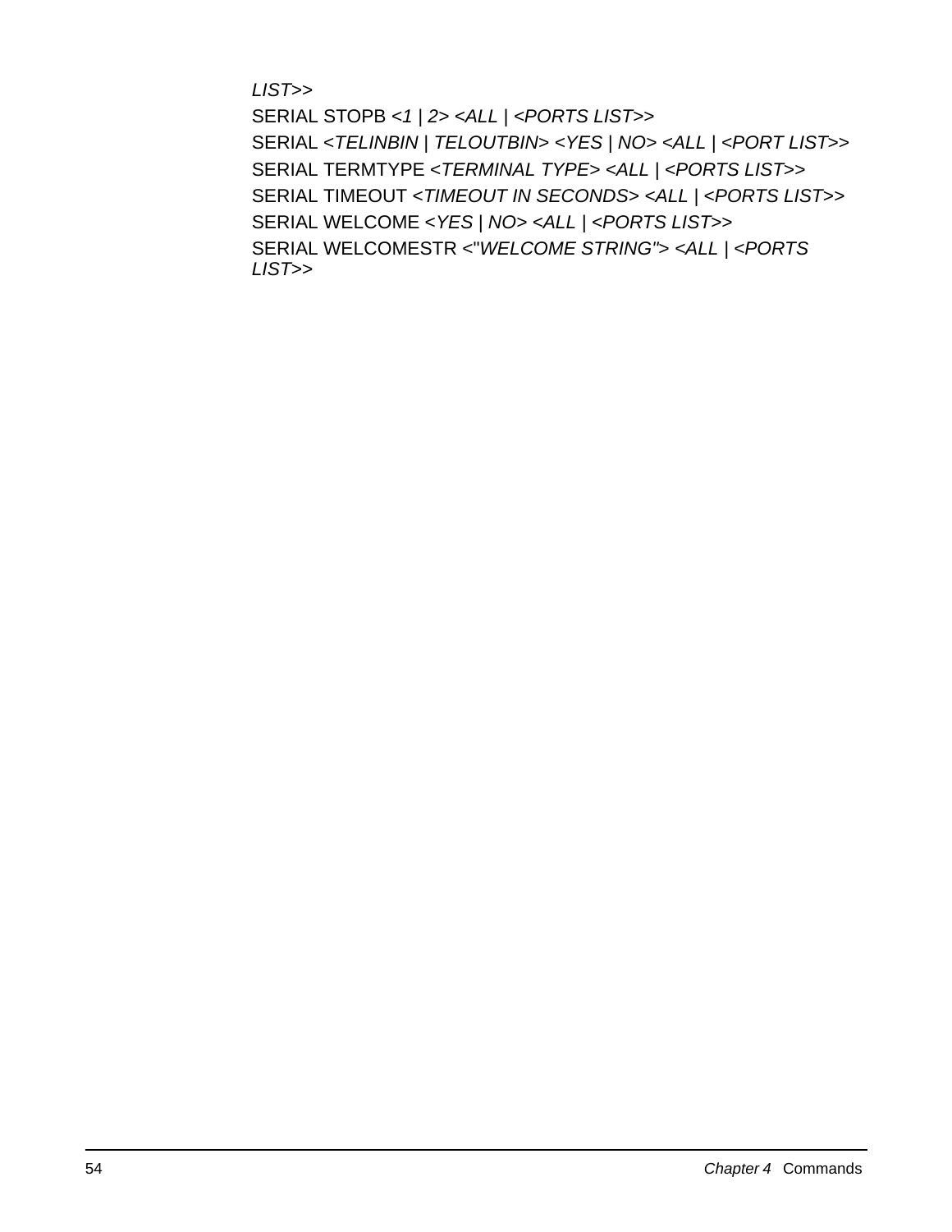*LIST>>*

SERIAL STOPB <*1* | *2*> <*ALL* | <*PORTS LIST*>>

SERIAL <*TELINBIN* | *TELOUTBIN*> <*YES* | *NO*> <*ALL* | <*PORT LIST*>>

SERIAL TERMTYPE <*TERMINAL TYPE*> <*ALL* | <*PORTS LIST*>>

SERIAL TIMEOUT <*TIMEOUT IN SECONDS*> <*ALL* | <*PORTS LIST*>>

SERIAL WELCOME <*YES* | *NO*> <*ALL* | <*PORTS LIST*>>

SERIAL WELCOMESTR <"*WELCOME STRING*"> <*ALL* | <*PORTS LIST*>>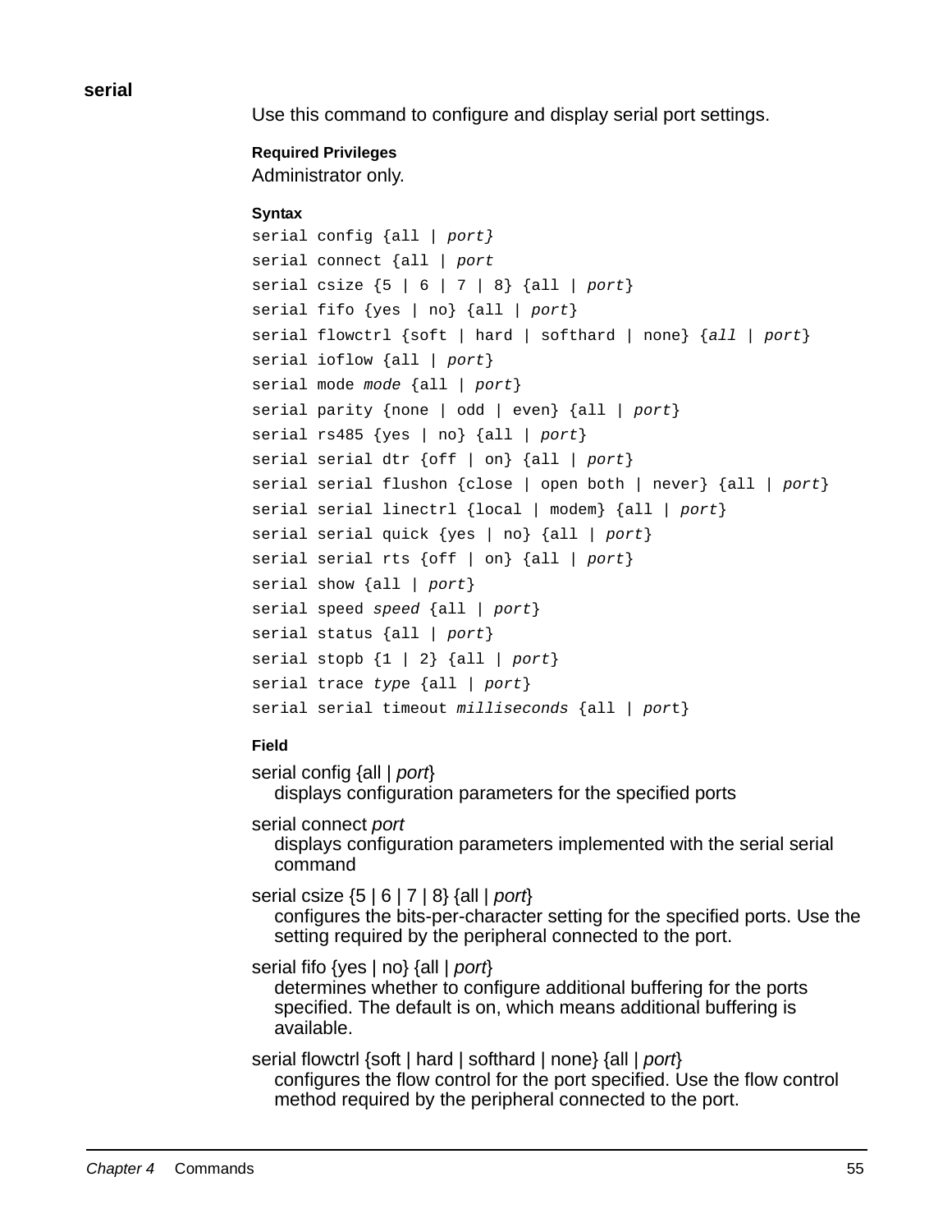## serial

Use this command to configure and display serial port settings.

#### Required Privileges

Administrator only.

#### Syntax

```
serial config {all | port}
serial connect {all | port
serial csize {5 | 6 | 7 | 8} {all | port}
serial fifo {yes | no} {all | port}
serial flowctrl {soft | hard | softhard | none} {all | port}
serial ioflow {all | port}
serial mode mode {all | port}
serial parity {none | odd | even} {all | port}
serial rs485 {yes | no} {all | port}
serial serial dtr {off | on} {all | port}
serial serial flushon {close | open both | never} {all | port}
serial serial linectrl {local | modem} {all | port}
serial serial quick {yes | no} {all | port}
serial serial rts {off | on} {all | port}
serial show {all | port}
serial speed speed {all | port}
serial status {all | port}
serial stopb {1 | 2} {all | port}
serial trace type {all | port}
serial serial timeout milliseconds {all | port}
```

#### Field

serial config {all | *port*}
: displays configuration parameters for the specified ports

serial connect *port*
: displays configuration parameters implemented with the serial serial command

serial csize {5 | 6 | 7 | 8} {all | *port*}
: configures the bits-per-character setting for the specified ports. Use the setting required by the peripheral connected to the port.

serial fifo {yes | no} {all | *port*}
: determines whether to configure additional buffering for the ports specified. The default is on, which means additional buffering is available.

serial flowctrl {soft | hard | softhard | none} {all | *port*}
: configures the flow control for the port specified. Use the flow control method required by the peripheral connected to the port.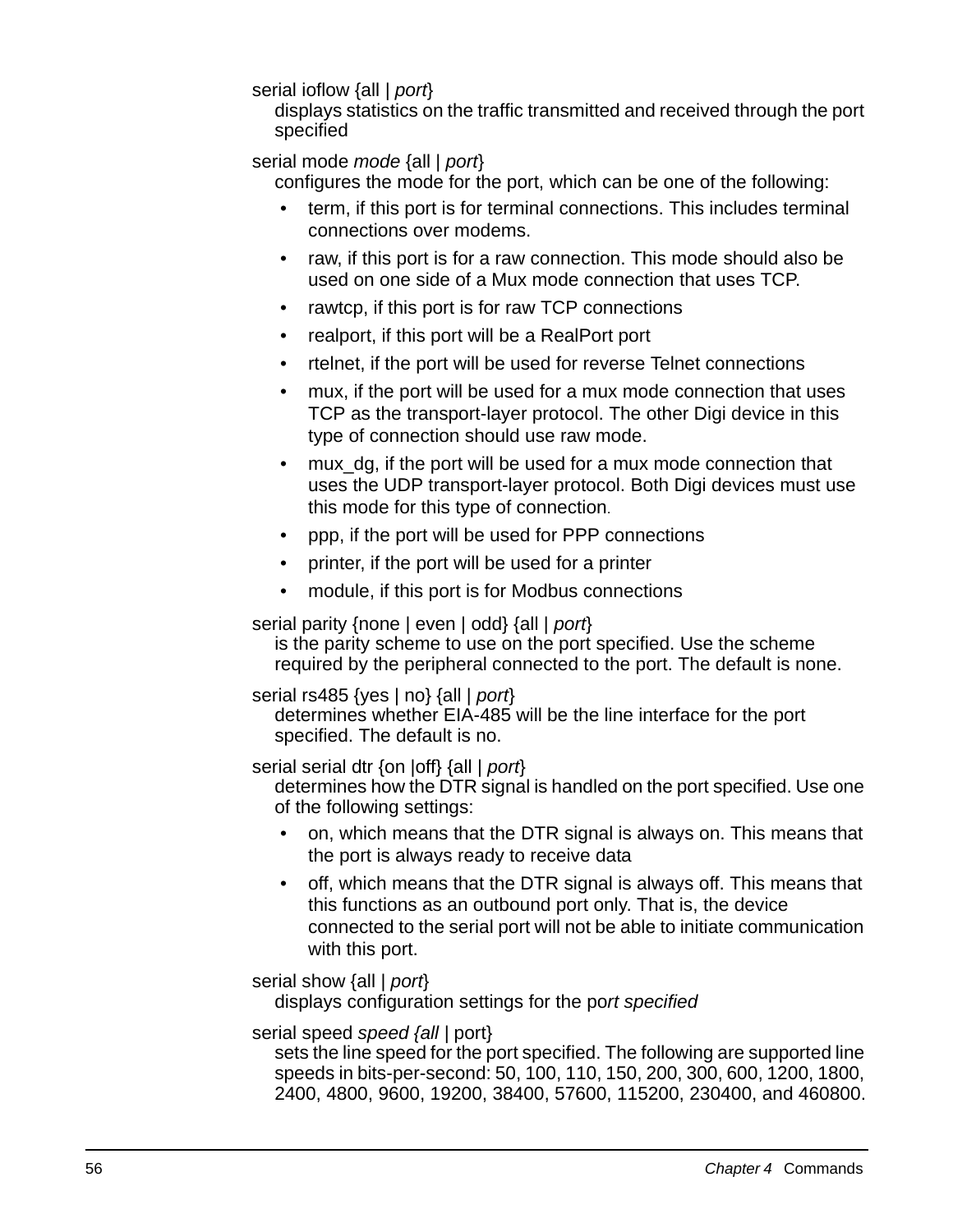serial ioflow {all | *port*}

displays statistics on the traffic transmitted and received through the port specified

serial mode *mode* {all | *port*}

configures the mode for the port, which can be one of the following:

- term, if this port is for terminal connections. This includes terminal connections over modems.
- raw, if this port is for a raw connection. This mode should also be used on one side of a Mux mode connection that uses TCP.
- rawtcp, if this port is for raw TCP connections
- realport, if this port will be a RealPort port
- rtelnet, if the port will be used for reverse Telnet connections
- mux, if the port will be used for a mux mode connection that uses TCP as the transport-layer protocol. The other Digi device in this type of connection should use raw mode.
- mux_dg, if the port will be used for a mux mode connection that uses the UDP transport-layer protocol. Both Digi devices must use this mode for this type of connection.
- ppp, if the port will be used for PPP connections
- printer, if the port will be used for a printer
- module, if this port is for Modbus connections

serial parity {none | even | odd} {all | *port*}

is the parity scheme to use on the port specified. Use the scheme required by the peripheral connected to the port. The default is none.

serial rs485 {yes | no} {all | *port*}

determines whether EIA-485 will be the line interface for the port specified. The default is no.

serial serial dtr {on |off} {all | *port*}

determines how the DTR signal is handled on the port specified. Use one of the following settings:

- on, which means that the DTR signal is always on. This means that the port is always ready to receive data
- off, which means that the DTR signal is always off. This means that this functions as an outbound port only. That is, the device connected to the serial port will not be able to initiate communication with this port.

serial show {all | *port*}

displays configuration settings for the po*rt specified*

serial speed *speed {all* | port}

sets the line speed for the port specified. The following are supported line speeds in bits-per-second: 50, 100, 110, 150, 200, 300, 600, 1200, 1800, 2400, 4800, 9600, 19200, 38400, 57600, 115200, 230400, and 460800.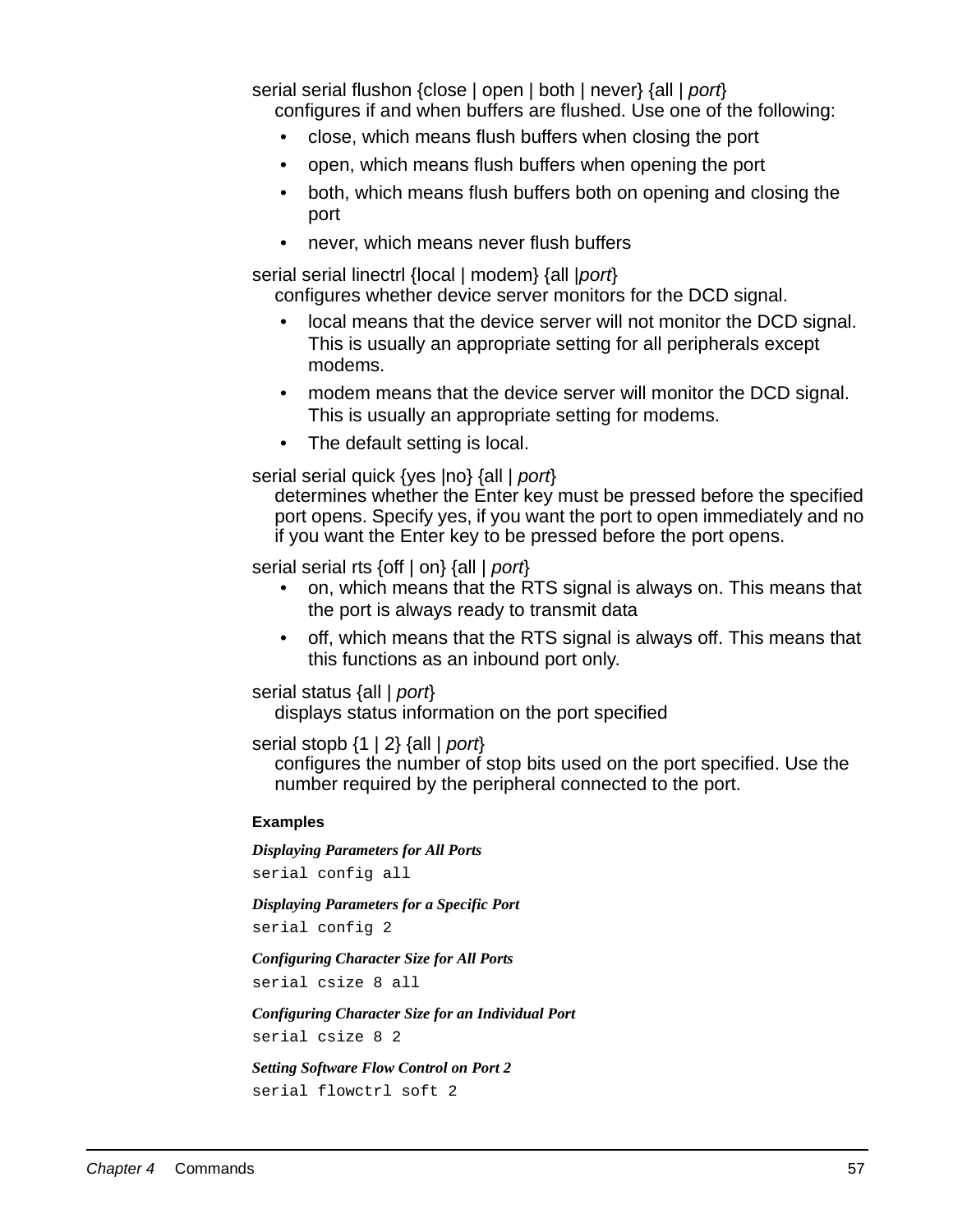serial serial flushon {close | open | both | never} {all | *port*}
configures if and when buffers are flushed. Use one of the following:

- close, which means flush buffers when closing the port
- open, which means flush buffers when opening the port
- both, which means flush buffers both on opening and closing the port
- never, which means never flush buffers

serial serial linectrl {local | modem} {all |*port*}
configures whether device server monitors for the DCD signal.

- local means that the device server will not monitor the DCD signal. This is usually an appropriate setting for all peripherals except modems.
- modem means that the device server will monitor the DCD signal. This is usually an appropriate setting for modems.
- The default setting is local.

serial serial quick {yes |no} {all | *port*}
determines whether the Enter key must be pressed before the specified port opens. Specify yes, if you want the port to open immediately and no if you want the Enter key to be pressed before the port opens.

serial serial rts {off | on} {all | *port*}

- on, which means that the RTS signal is always on. This means that the port is always ready to transmit data
- off, which means that the RTS signal is always off. This means that this functions as an inbound port only.

serial status {all | *port*}
displays status information on the port specified

serial stopb {1 | 2} {all | *port*}
configures the number of stop bits used on the port specified. Use the number required by the peripheral connected to the port.

#### Examples

***Displaying Parameters for All Ports***

```
serial config all
```

***Displaying Parameters for a Specific Port***

```
serial config 2
```

***Configuring Character Size for All Ports***

```
serial csize 8 all
```

***Configuring Character Size for an Individual Port***

```
serial csize 8 2
```

***Setting Software Flow Control on Port 2***

```
serial flowctrl soft 2
```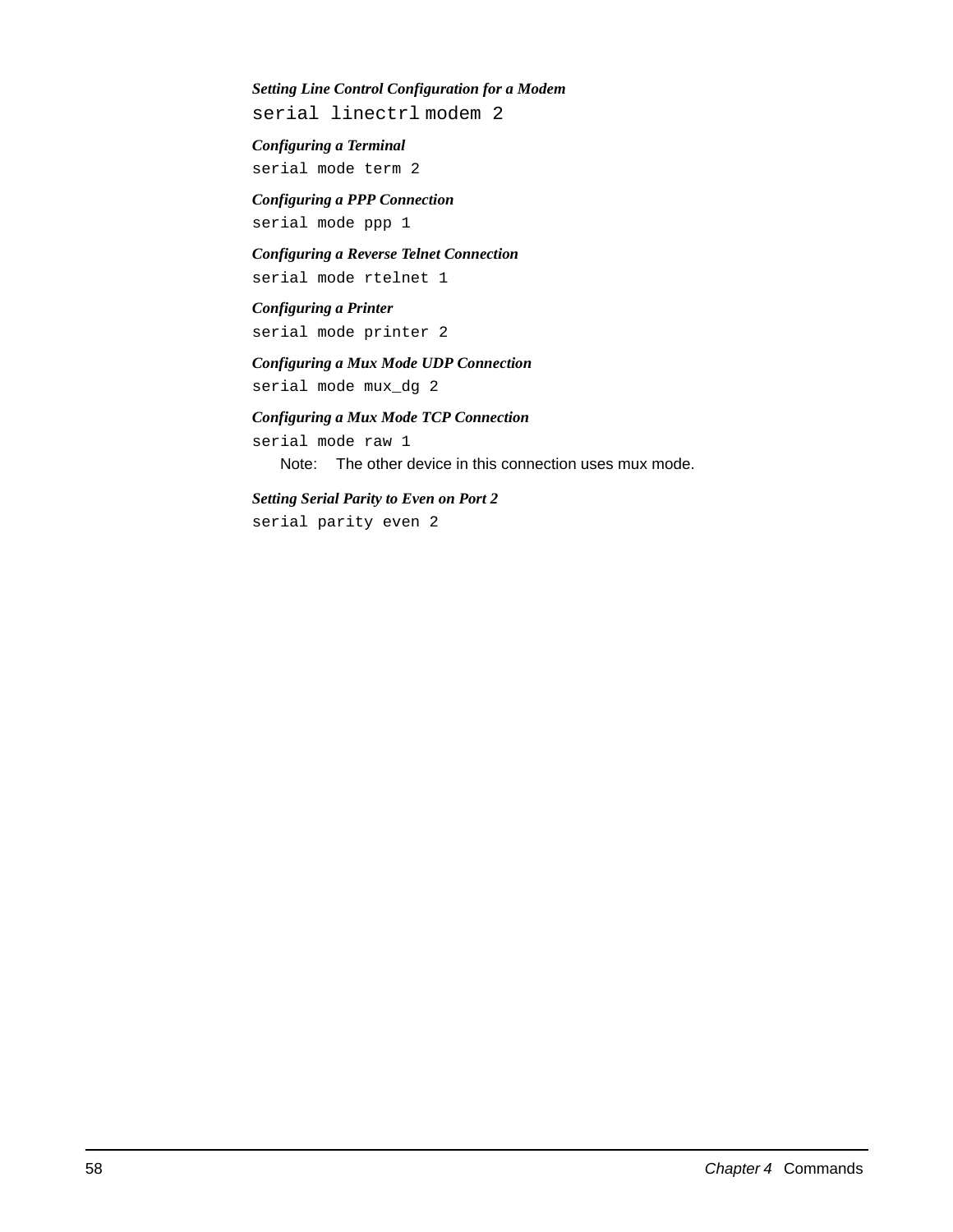*Setting Line Control Configuration for a Modem*

```
serial linectrl modem 2
```

*Configuring a Terminal*

```
serial mode term 2
```

*Configuring a PPP Connection*

```
serial mode ppp 1
```

*Configuring a Reverse Telnet Connection*

```
serial mode rtelnet 1
```

*Configuring a Printer*

```
serial mode printer 2
```

*Configuring a Mux Mode UDP Connection*

```
serial mode mux_dg 2
```

*Configuring a Mux Mode TCP Connection*

```
serial mode raw 1
```

Note: The other device in this connection uses mux mode.

*Setting Serial Parity to Even on Port 2*

```
serial parity even 2
```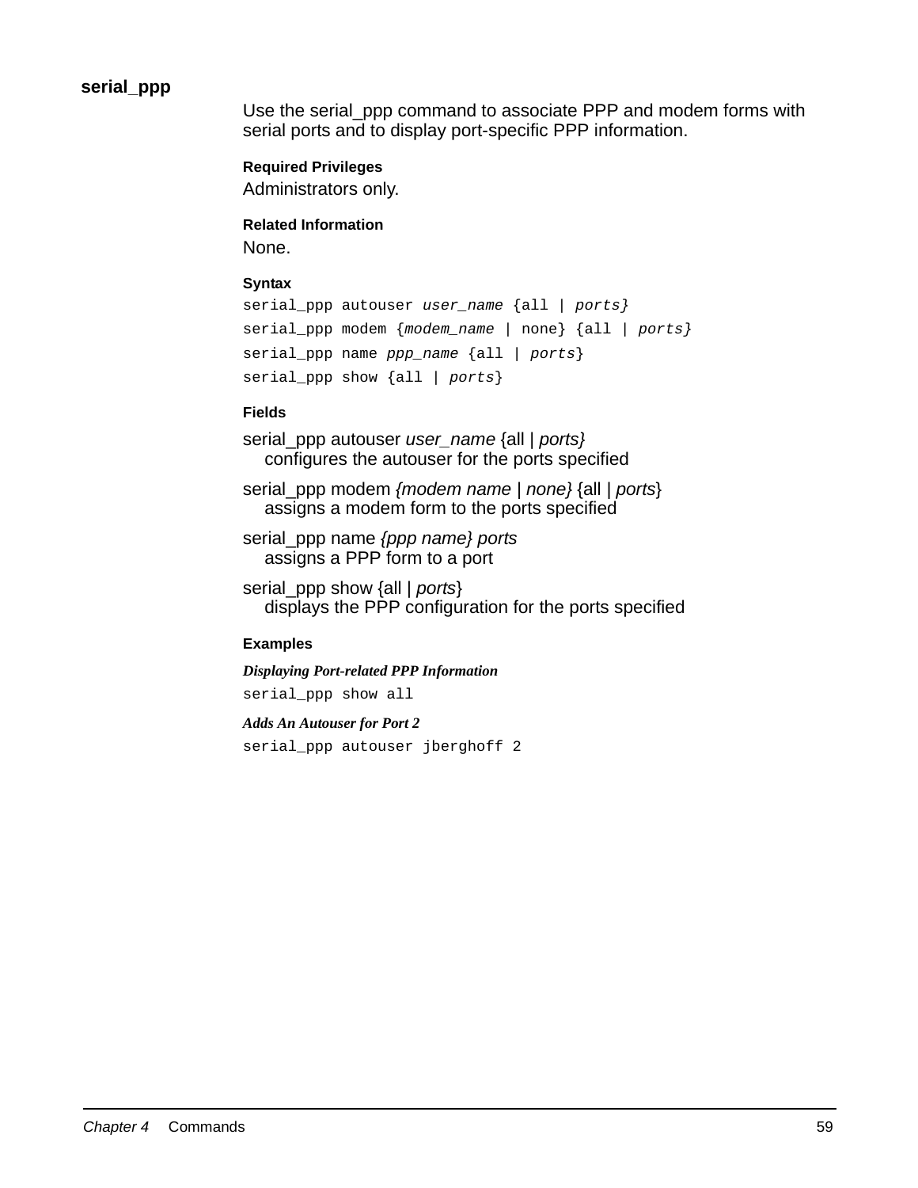## serial_ppp

Use the serial_ppp command to associate PPP and modem forms with serial ports and to display port-specific PPP information.

#### Required Privileges

Administrators only.

#### Related Information

None.

#### Syntax

```
serial_ppp autouser user_name {all | ports}
serial_ppp modem {modem_name | none} {all | ports}
serial_ppp name ppp_name {all | ports}
serial_ppp show {all | ports}
```

#### Fields

serial_ppp autouser *user_name* {all | *ports}*
configures the autouser for the ports specified

serial_ppp modem *{modem name* | *none}* {all | *ports*}
assigns a modem form to the ports specified

serial_ppp name *{ppp name} ports*
assigns a PPP form to a port

serial_ppp show {all | *ports*}
displays the PPP configuration for the ports specified

#### Examples

***Displaying Port-related PPP Information***

```
serial_ppp show all
```

***Adds An Autouser for Port 2***

```
serial_ppp autouser jberghoff 2
```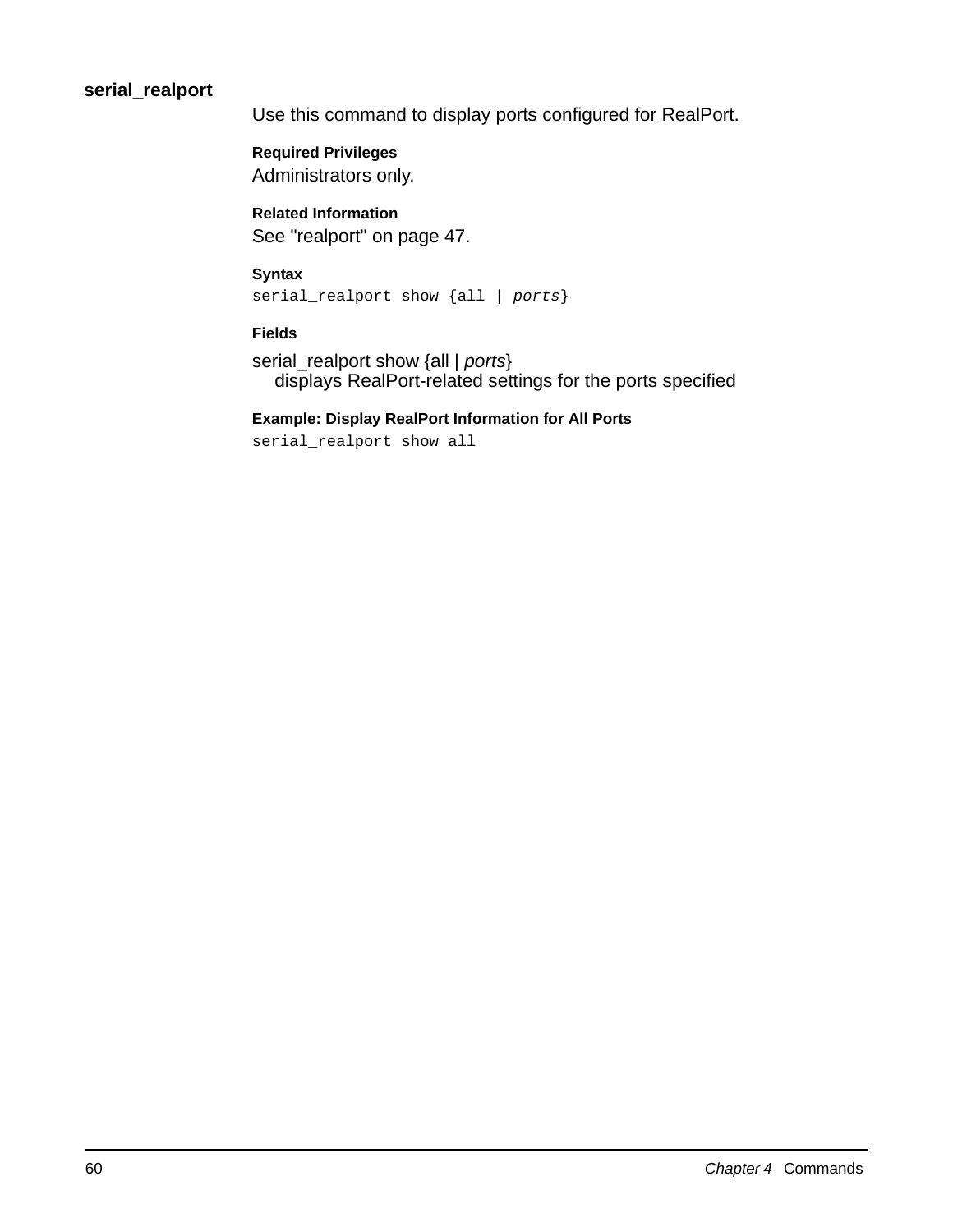## serial_realport

Use this command to display ports configured for RealPort.

#### Required Privileges

Administrators only.

#### Related Information

See "realport" on page 47.

#### Syntax

```
serial_realport show {all | ports}
```

#### Fields

serial_realport show {all | *ports*}
displays RealPort-related settings for the ports specified

#### Example: Display RealPort Information for All Ports

```
serial_realport show all
```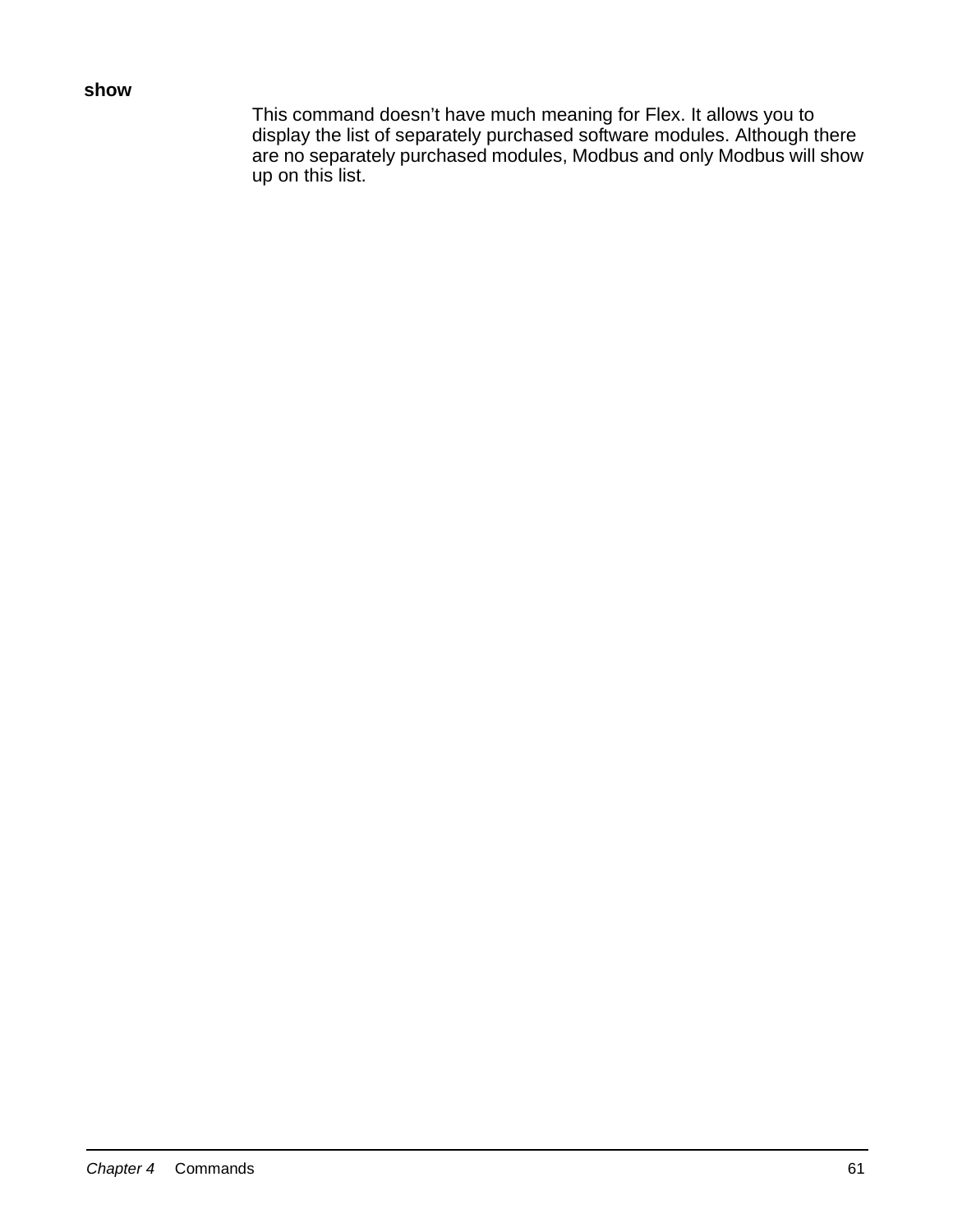**show**

This command doesn't have much meaning for Flex. It allows you to display the list of separately purchased software modules. Although there are no separately purchased modules, Modbus and only Modbus will show up on this list.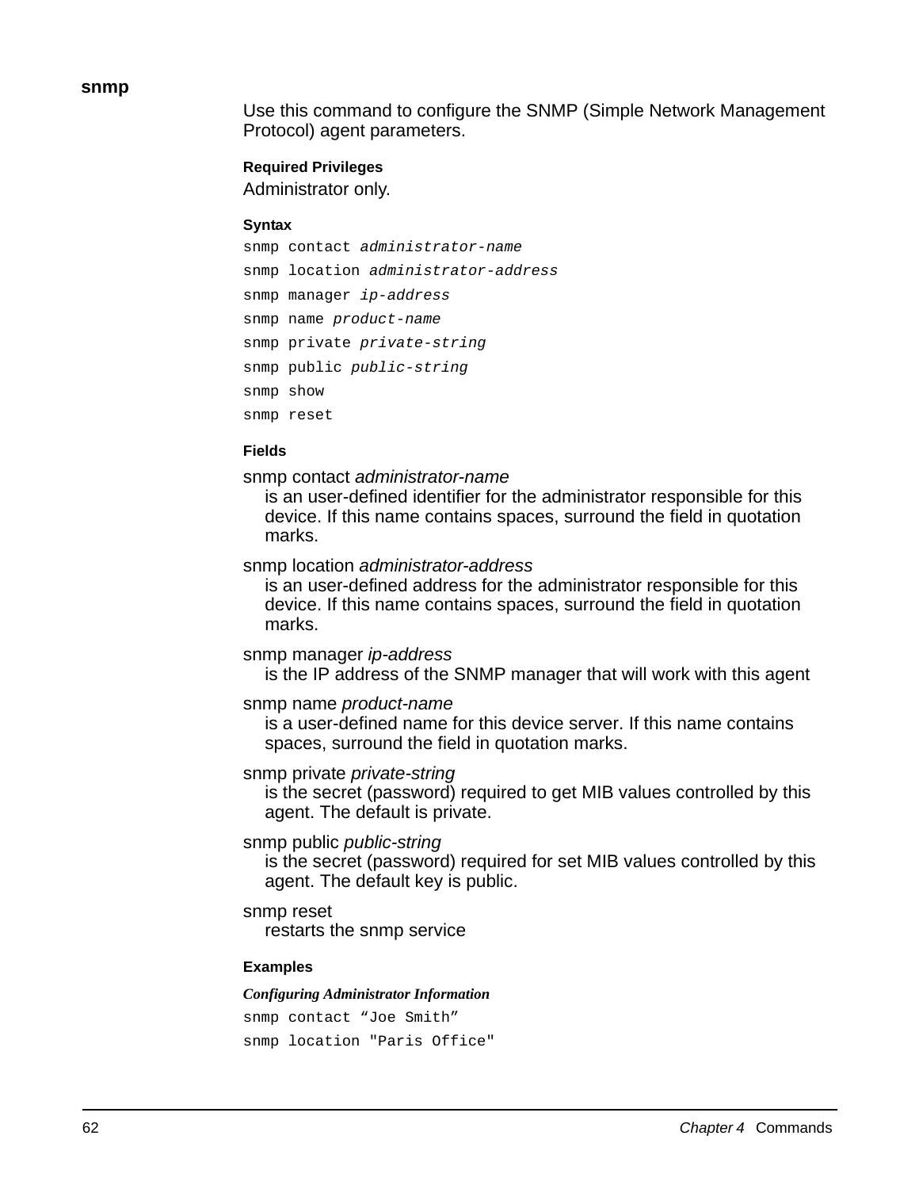## snmp

Use this command to configure the SNMP (Simple Network Management Protocol) agent parameters.

#### Required Privileges

Administrator only.

#### Syntax

```
snmp contact administrator-name
snmp location administrator-address
snmp manager ip-address
snmp name product-name
snmp private private-string
snmp public public-string
snmp show
snmp reset
```

#### Fields

snmp contact *administrator-name*
: is an user-defined identifier for the administrator responsible for this device. If this name contains spaces, surround the field in quotation marks.

snmp location *administrator-address*
: is an user-defined address for the administrator responsible for this device. If this name contains spaces, surround the field in quotation marks.

snmp manager *ip-address*
: is the IP address of the SNMP manager that will work with this agent

snmp name *product-name*
: is a user-defined name for this device server. If this name contains spaces, surround the field in quotation marks.

snmp private *private-string*
: is the secret (password) required to get MIB values controlled by this agent. The default is private.

snmp public *public-string*
: is the secret (password) required for set MIB values controlled by this agent. The default key is public.

snmp reset
: restarts the snmp service

#### Examples

***Configuring Administrator Information***

```
snmp contact “Joe Smith”
snmp location "Paris Office"
```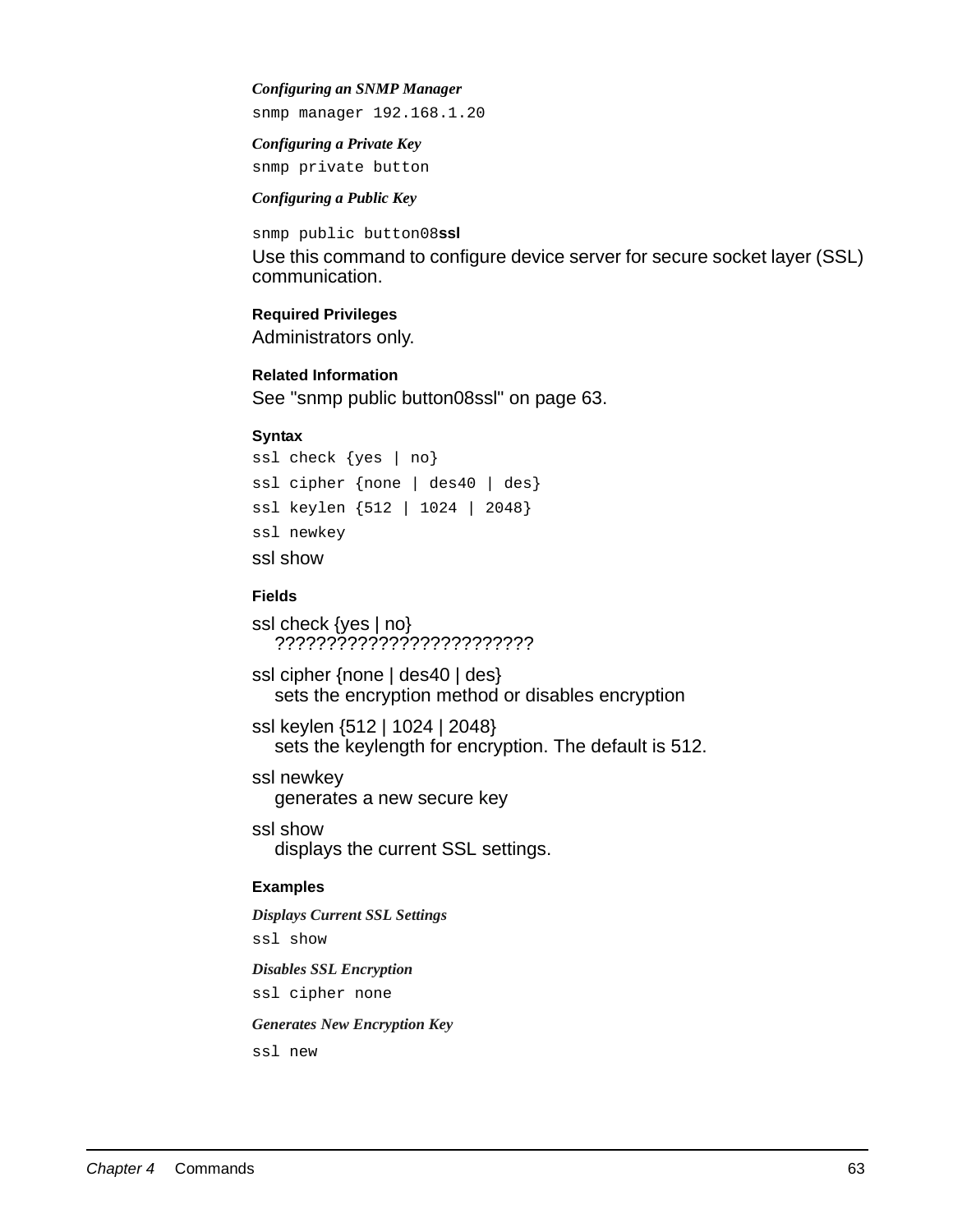*Configuring an SNMP Manager*

```
snmp manager 192.168.1.20
```

*Configuring a Private Key*

```
snmp private button
```

*Configuring a Public Key*

```
snmp public button08
```

**ssl**

Use this command to configure device server for secure socket layer (SSL) communication.

#### Required Privileges

Administrators only.

#### Related Information

See "snmp public button08ssl" on page 63.

#### Syntax

```
ssl check {yes | no}
ssl cipher {none | des40 | des}
ssl keylen {512 | 1024 | 2048}
ssl newkey
```

ssl show

#### Fields

ssl check {yes | no}
: ?????????????????????????

ssl cipher {none | des40 | des}
: sets the encryption method or disables encryption

ssl keylen {512 | 1024 | 2048}
: sets the keylength for encryption. The default is 512.

ssl newkey
: generates a new secure key

ssl show
: displays the current SSL settings.

#### Examples

*Displays Current SSL Settings*

```
ssl show
```

*Disables SSL Encryption*

```
ssl cipher none
```

*Generates New Encryption Key*

```
ssl new
```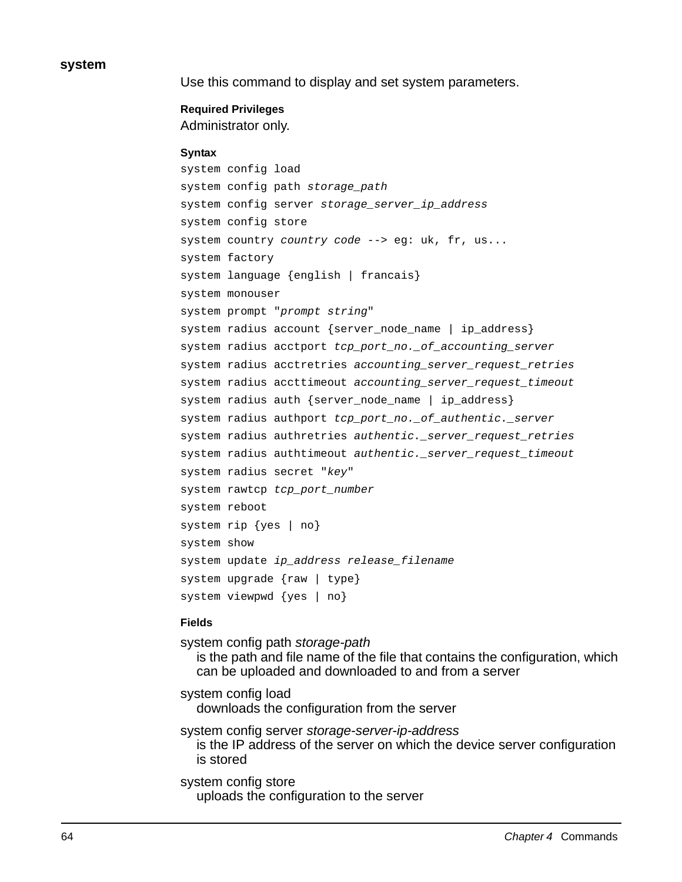## system

Use this command to display and set system parameters.

#### Required Privileges

Administrator only.

#### Syntax

```
system config load
system config path storage_path
system config server storage_server_ip_address
system config store
system country country code --> eg: uk, fr, us...
system factory
system language {english | francais}
system monouser
system prompt "prompt string"
system radius account {server_node_name | ip_address}
system radius acctport tcp_port_no._of_accounting_server
system radius acctretries accounting_server_request_retries
system radius accttimeout accounting_server_request_timeout
system radius auth {server_node_name | ip_address}
system radius authport tcp_port_no._of_authentic._server
system radius authretries authentic._server_request_retries
system radius authtimeout authentic._server_request_timeout
system radius secret "key"
system rawtcp tcp_port_number
system reboot
system rip {yes | no}
system show
system update ip_address release_filename
system upgrade {raw | type}
system viewpwd {yes | no}
```

#### Fields

system config path *storage-path*
: is the path and file name of the file that contains the configuration, which can be uploaded and downloaded to and from a server

system config load
: downloads the configuration from the server

system config server *storage-server-ip-address*
: is the IP address of the server on which the device server configuration is stored

system config store
: uploads the configuration to the server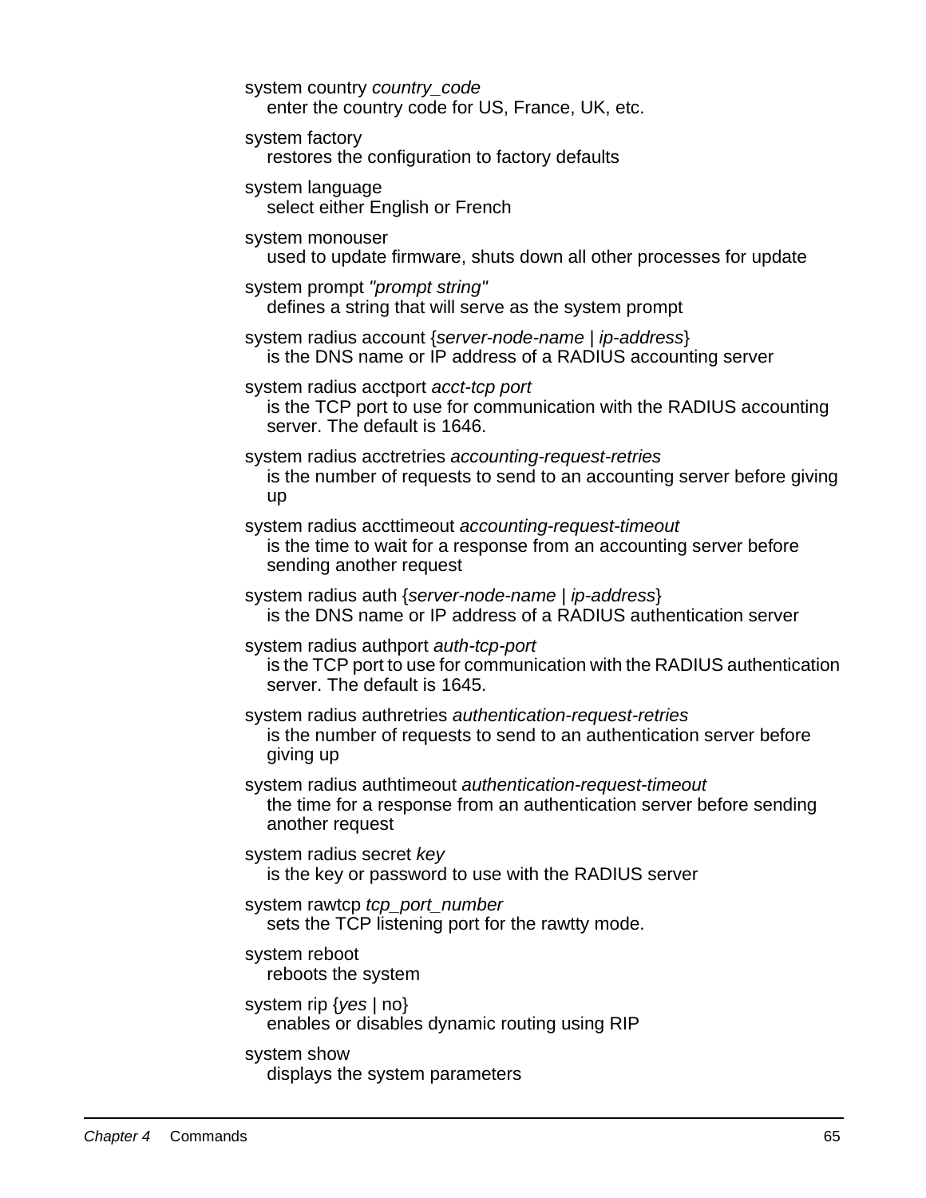system country *country_code*
enter the country code for US, France, UK, etc.

system factory
restores the configuration to factory defaults

system language
select either English or French

system monouser
used to update firmware, shuts down all other processes for update

system prompt *"prompt string"*
defines a string that will serve as the system prompt

system radius account {*server-node-name* | *ip-address*}
is the DNS name or IP address of a RADIUS accounting server

system radius acctport *acct-tcp port*
is the TCP port to use for communication with the RADIUS accounting server. The default is 1646.

system radius acctretries *accounting-request-retries*
is the number of requests to send to an accounting server before giving up

system radius accttimeout *accounting-request-timeout*
is the time to wait for a response from an accounting server before sending another request

system radius auth {*server-node-name* | *ip-address*}
is the DNS name or IP address of a RADIUS authentication server

system radius authport *auth-tcp-port*
is the TCP port to use for communication with the RADIUS authentication server. The default is 1645.

system radius authretries *authentication-request-retries*
is the number of requests to send to an authentication server before giving up

system radius authtimeout *authentication-request-timeout*
the time for a response from an authentication server before sending another request

system radius secret *key*
is the key or password to use with the RADIUS server

system rawtcp *tcp_port_number*
sets the TCP listening port for the rawtty mode.

system reboot
reboots the system

system rip {*yes* | no}
enables or disables dynamic routing using RIP

system show
displays the system parameters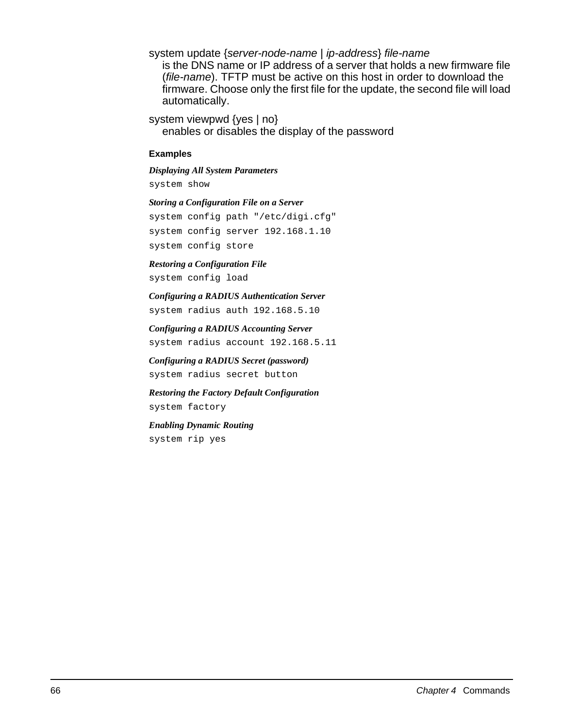system update {*server-node-name* | *ip-address*} *file-name*
is the DNS name or IP address of a server that holds a new firmware file (*file-name*). TFTP must be active on this host in order to download the firmware. Choose only the first file for the update, the second file will load automatically.

system viewpwd {yes | no}
enables or disables the display of the password

#### Examples

***Displaying All System Parameters***

```
system show
```

***Storing a Configuration File on a Server***

```
system config path "/etc/digi.cfg"
system config server 192.168.1.10
system config store
```

***Restoring a Configuration File***

```
system config load
```

***Configuring a RADIUS Authentication Server***

```
system radius auth 192.168.5.10
```

***Configuring a RADIUS Accounting Server***

```
system radius account 192.168.5.11
```

***Configuring a RADIUS Secret (password)***

```
system radius secret button
```

***Restoring the Factory Default Configuration***

```
system factory
```

***Enabling Dynamic Routing***

```
system rip yes
```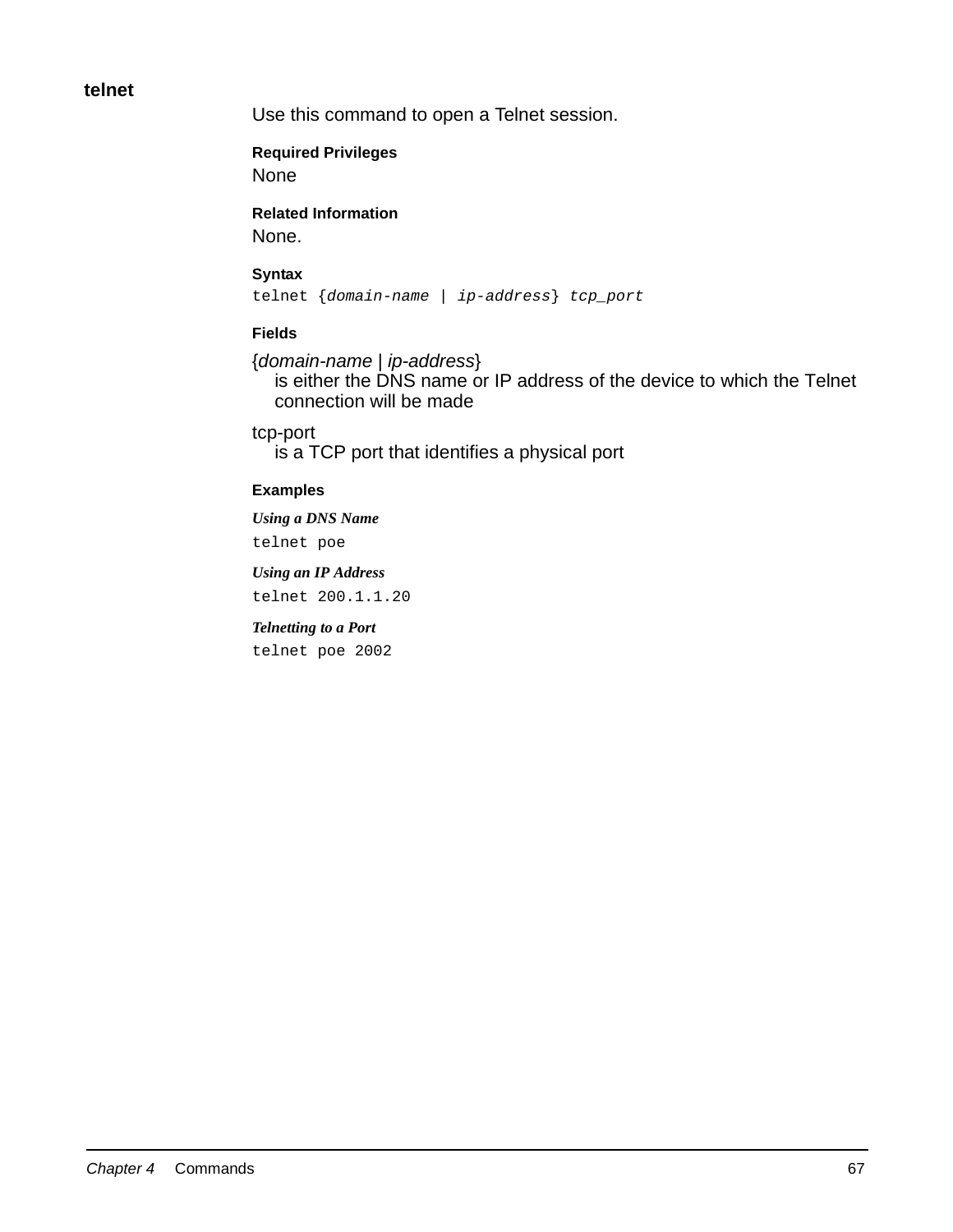## telnet

Use this command to open a Telnet session.

#### Required Privileges

None

#### Related Information

None.

#### Syntax

```
telnet {domain-name | ip-address} tcp_port
```

#### Fields

{*domain-name* | *ip-address*}
: is either the DNS name or IP address of the device to which the Telnet connection will be made

tcp-port
: is a TCP port that identifies a physical port

#### Examples

***Using a DNS Name***

```
telnet poe
```

***Using an IP Address***

```
telnet 200.1.1.20
```

***Telnetting to a Port***

```
telnet poe 2002
```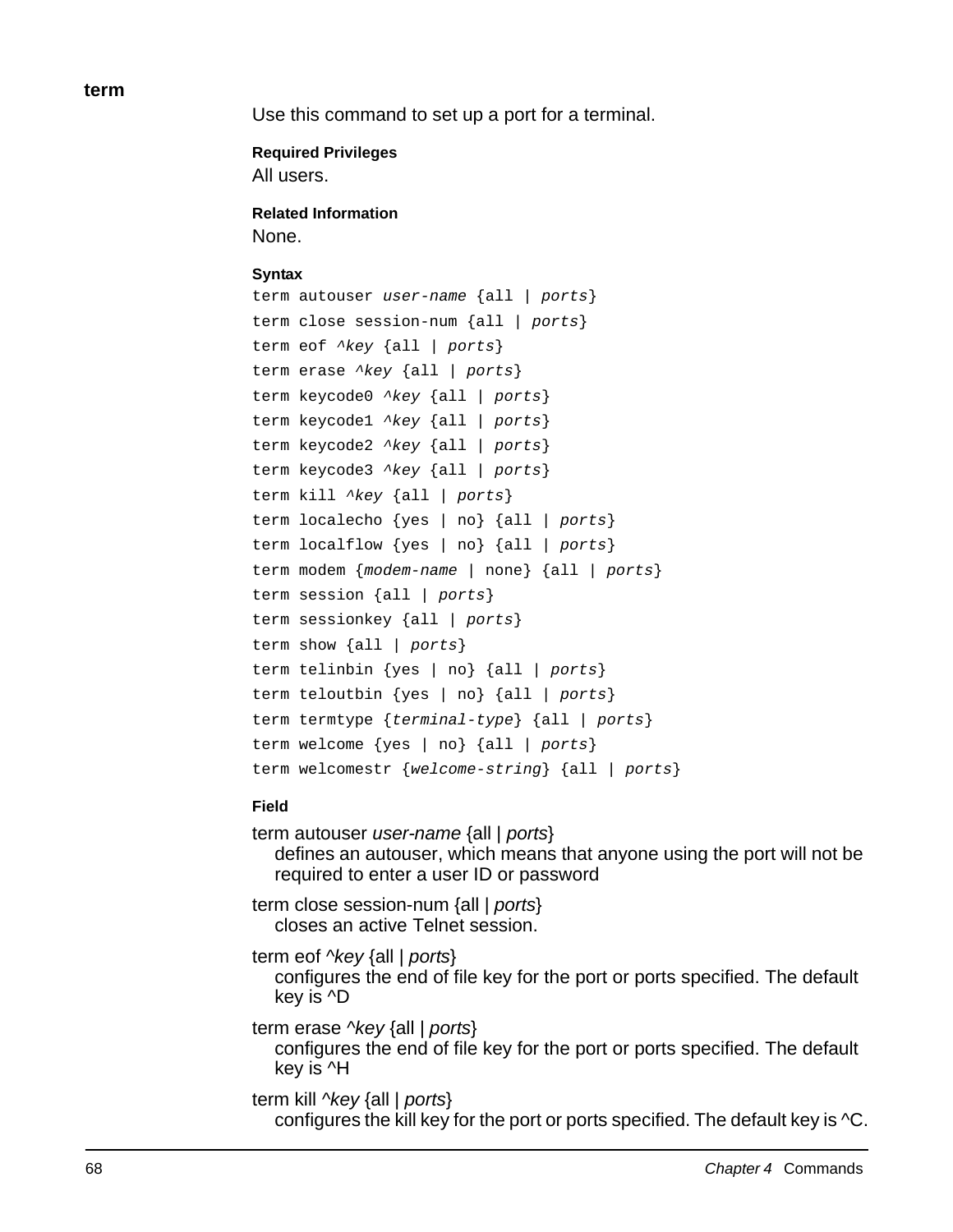## term

Use this command to set up a port for a terminal.

**Required Privileges**

All users.

**Related Information**

None.

**Syntax**

```
term autouser user-name {all | ports}
term close session-num {all | ports}
term eof ^key {all | ports}
term erase ^key {all | ports}
term keycode0 ^key {all | ports}
term keycode1 ^key {all | ports}
term keycode2 ^key {all | ports}
term keycode3 ^key {all | ports}
term kill ^key {all | ports}
term localecho {yes | no} {all | ports}
term localflow {yes | no} {all | ports}
term modem {modem-name | none} {all | ports}
term session {all | ports}
term sessionkey {all | ports}
term show {all | ports}
term telinbin {yes | no} {all | ports}
term teloutbin {yes | no} {all | ports}
term termtype {terminal-type} {all | ports}
term welcome {yes | no} {all | ports}
term welcomestr {welcome-string} {all | ports}
```

**Field**

term autouser *user-name* {all | *ports*}
: defines an autouser, which means that anyone using the port will not be required to enter a user ID or password

term close session-num {all | *ports*}
: closes an active Telnet session.

term eof ^*key* {all | *ports*}
: configures the end of file key for the port or ports specified. The default key is ^D

term erase ^*key* {all | *ports*}
: configures the end of file key for the port or ports specified. The default key is ^H

term kill ^*key* {all | *ports*}
: configures the kill key for the port or ports specified. The default key is ^C.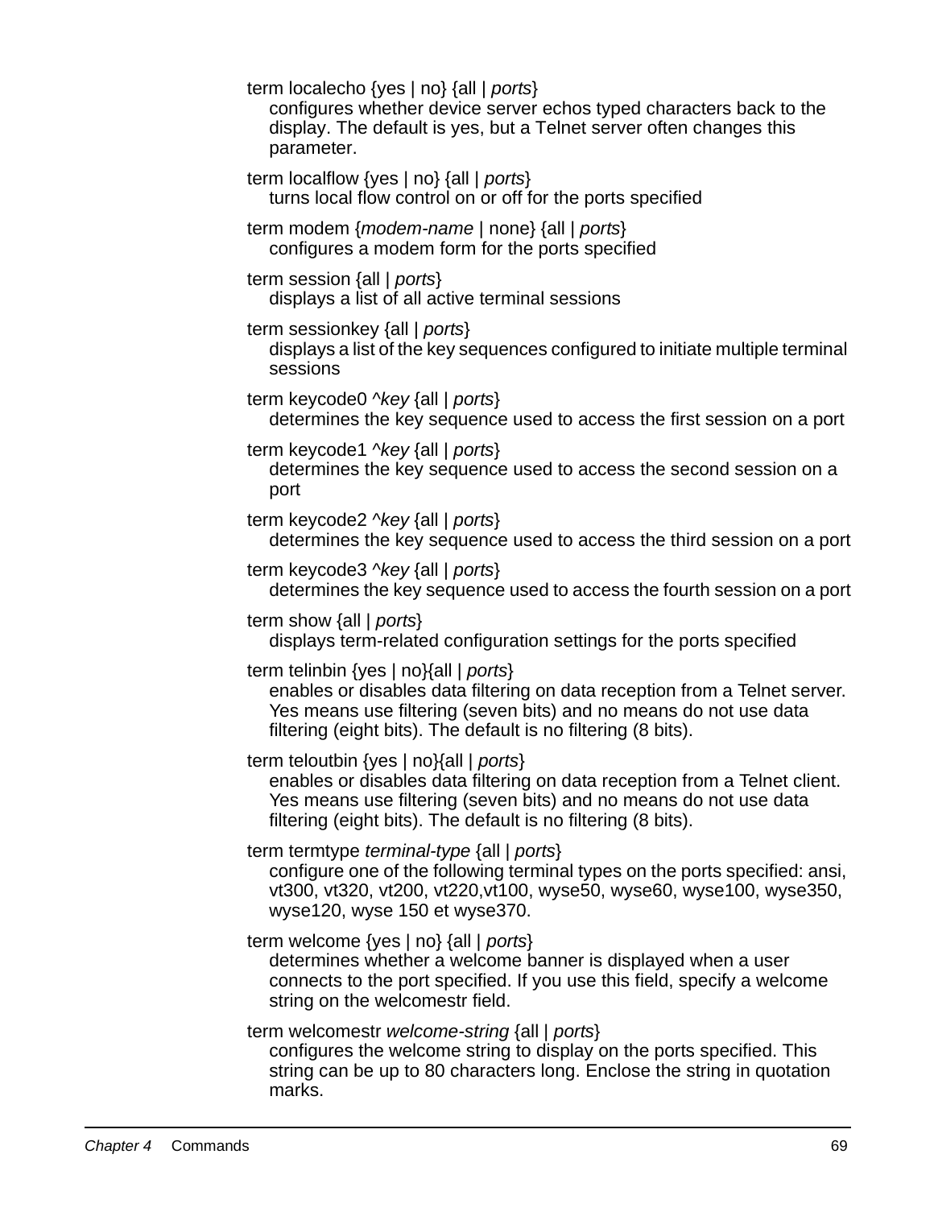term localecho {yes | no} {all | *ports*}
configures whether device server echos typed characters back to the display. The default is yes, but a Telnet server often changes this parameter.

term localflow {yes | no} {all | *ports*}
turns local flow control on or off for the ports specified

term modem {*modem-name* | none} {all | *ports*}
configures a modem form for the ports specified

term session {all | *ports*}
displays a list of all active terminal sessions

term sessionkey {all | *ports*}
displays a list of the key sequences configured to initiate multiple terminal sessions

term keycode0 ^*key* {all | *ports*}
determines the key sequence used to access the first session on a port

term keycode1 ^*key* {all | *ports*}
determines the key sequence used to access the second session on a port

term keycode2 ^*key* {all | *ports*}
determines the key sequence used to access the third session on a port

term keycode3 ^*key* {all | *ports*}
determines the key sequence used to access the fourth session on a port

term show {all | *ports*}
displays term-related configuration settings for the ports specified

term telinbin {yes | no}{all | *ports*}
enables or disables data filtering on data reception from a Telnet server. Yes means use filtering (seven bits) and no means do not use data filtering (eight bits). The default is no filtering (8 bits).

term teloutbin {yes | no}{all | *ports*}
enables or disables data filtering on data reception from a Telnet client. Yes means use filtering (seven bits) and no means do not use data filtering (eight bits). The default is no filtering (8 bits).

term termtype *terminal-type* {all | *ports*}
configure one of the following terminal types on the ports specified: ansi, vt300, vt320, vt200, vt220,vt100, wyse50, wyse60, wyse100, wyse350, wyse120, wyse 150 et wyse370.

term welcome {yes | no} {all | *ports*}
determines whether a welcome banner is displayed when a user connects to the port specified. If you use this field, specify a welcome string on the welcomestr field.

term welcomestr *welcome-string* {all | *ports*}
configures the welcome string to display on the ports specified. This string can be up to 80 characters long. Enclose the string in quotation marks.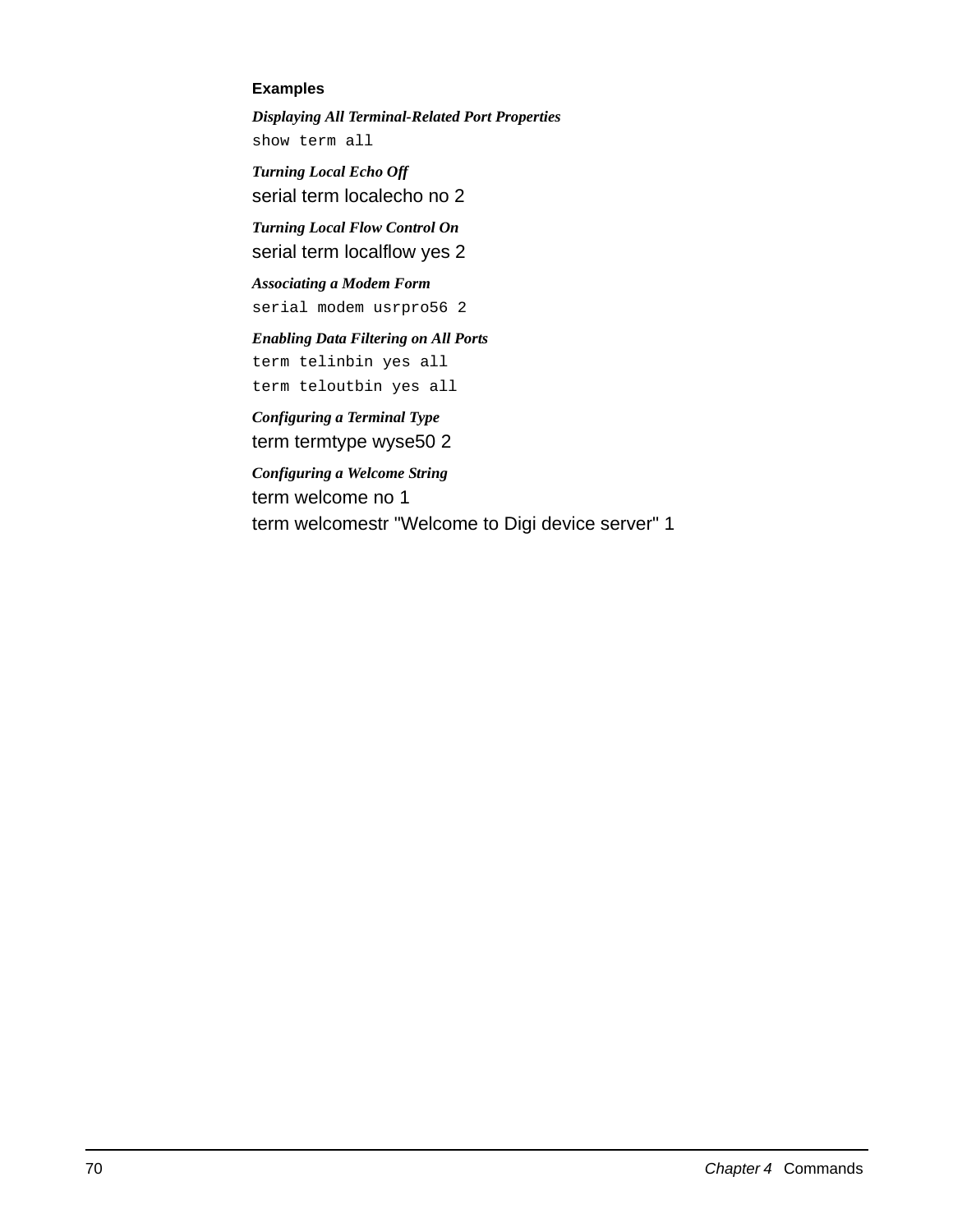### Examples

***Displaying All Terminal-Related Port Properties***

```
show term all
```

***Turning Local Echo Off***

serial term localecho no 2

***Turning Local Flow Control On***

serial term localflow yes 2

***Associating a Modem Form***

```
serial modem usrpro56 2
```

***Enabling Data Filtering on All Ports***

```
term telinbin yes all
term teloutbin yes all
```

***Configuring a Terminal Type***

term termtype wyse50 2

***Configuring a Welcome String***

term welcome no 1

term welcomestr "Welcome to Digi device server" 1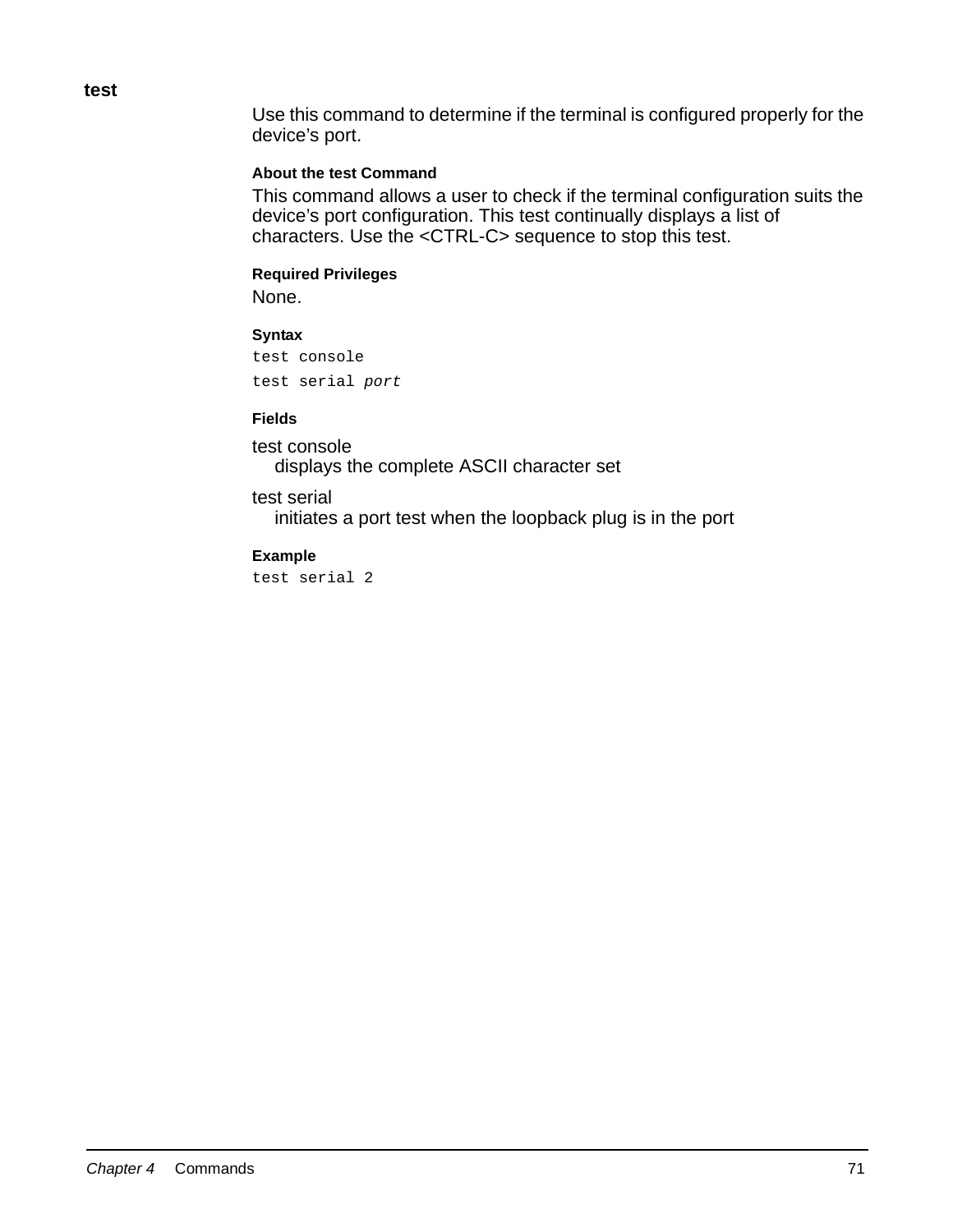## test

Use this command to determine if the terminal is configured properly for the device's port.

#### About the test Command

This command allows a user to check if the terminal configuration suits the device's port configuration. This test continually displays a list of characters. Use the <CTRL-C> sequence to stop this test.

#### Required Privileges

None.

#### Syntax

```
test console
test serial port
```

#### Fields

test console
displays the complete ASCII character set

test serial
initiates a port test when the loopback plug is in the port

#### Example

```
test serial 2
```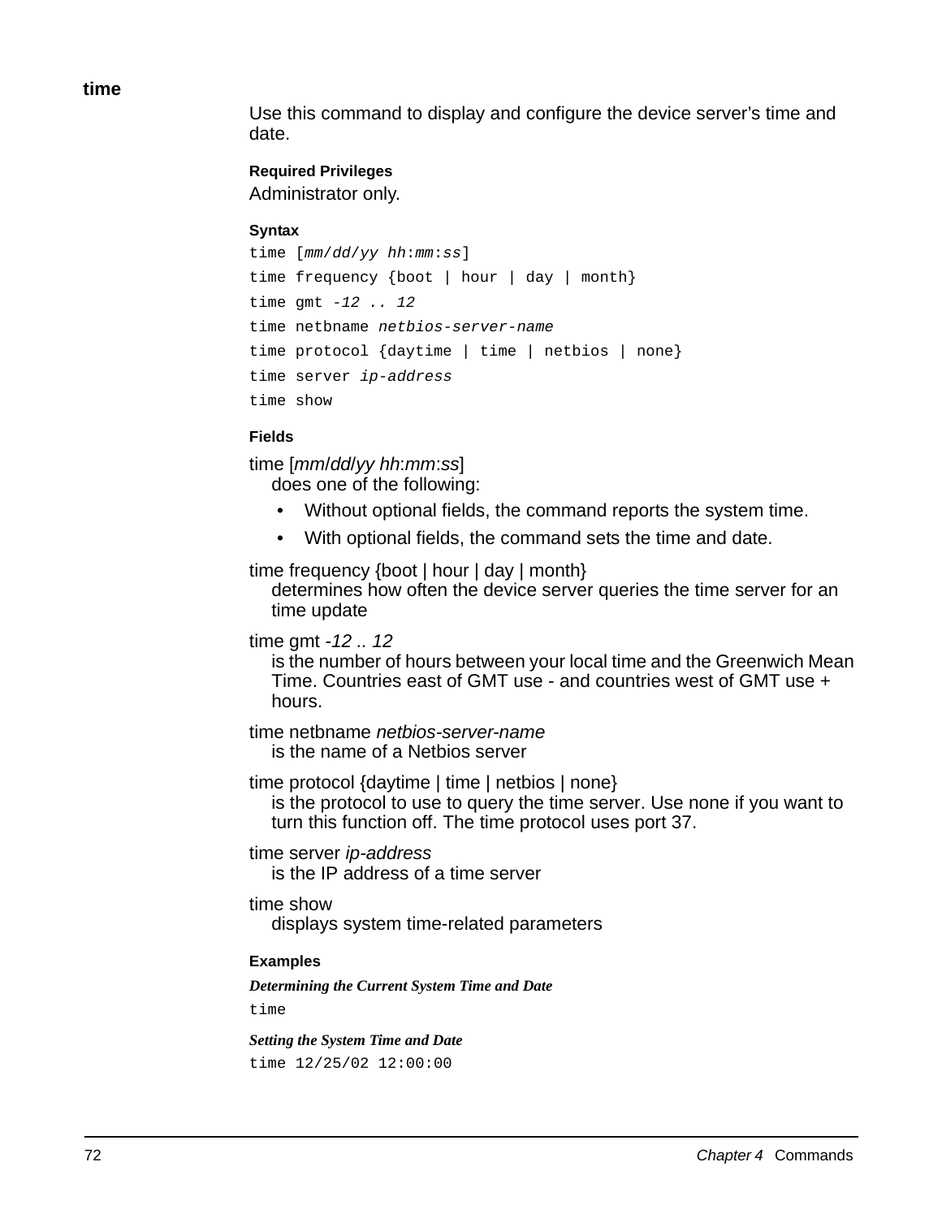## time

Use this command to display and configure the device server's time and date.

#### Required Privileges

Administrator only.

#### Syntax

```
time [mm/dd/yy hh:mm:ss]
time frequency {boot | hour | day | month}
time gmt -12 .. 12
time netbname netbios-server-name
time protocol {daytime | time | netbios | none}
time server ip-address
time show
```

#### Fields

time [*mm*/*dd*/*yy* *hh*:*mm*:*ss*]
does one of the following:

- Without optional fields, the command reports the system time.
- With optional fields, the command sets the time and date.

time frequency {boot | hour | day | month}
determines how often the device server queries the time server for an time update

time gmt *-12 .. 12*
is the number of hours between your local time and the Greenwich Mean Time. Countries east of GMT use - and countries west of GMT use + hours.

time netbname *netbios-server-name*
is the name of a Netbios server

time protocol {daytime | time | netbios | none}
is the protocol to use to query the time server. Use none if you want to turn this function off. The time protocol uses port 37.

time server *ip-address*
is the IP address of a time server

time show
displays system time-related parameters

#### Examples

***Determining the Current System Time and Date***

```
time
```

***Setting the System Time and Date***

```
time 12/25/02 12:00:00
```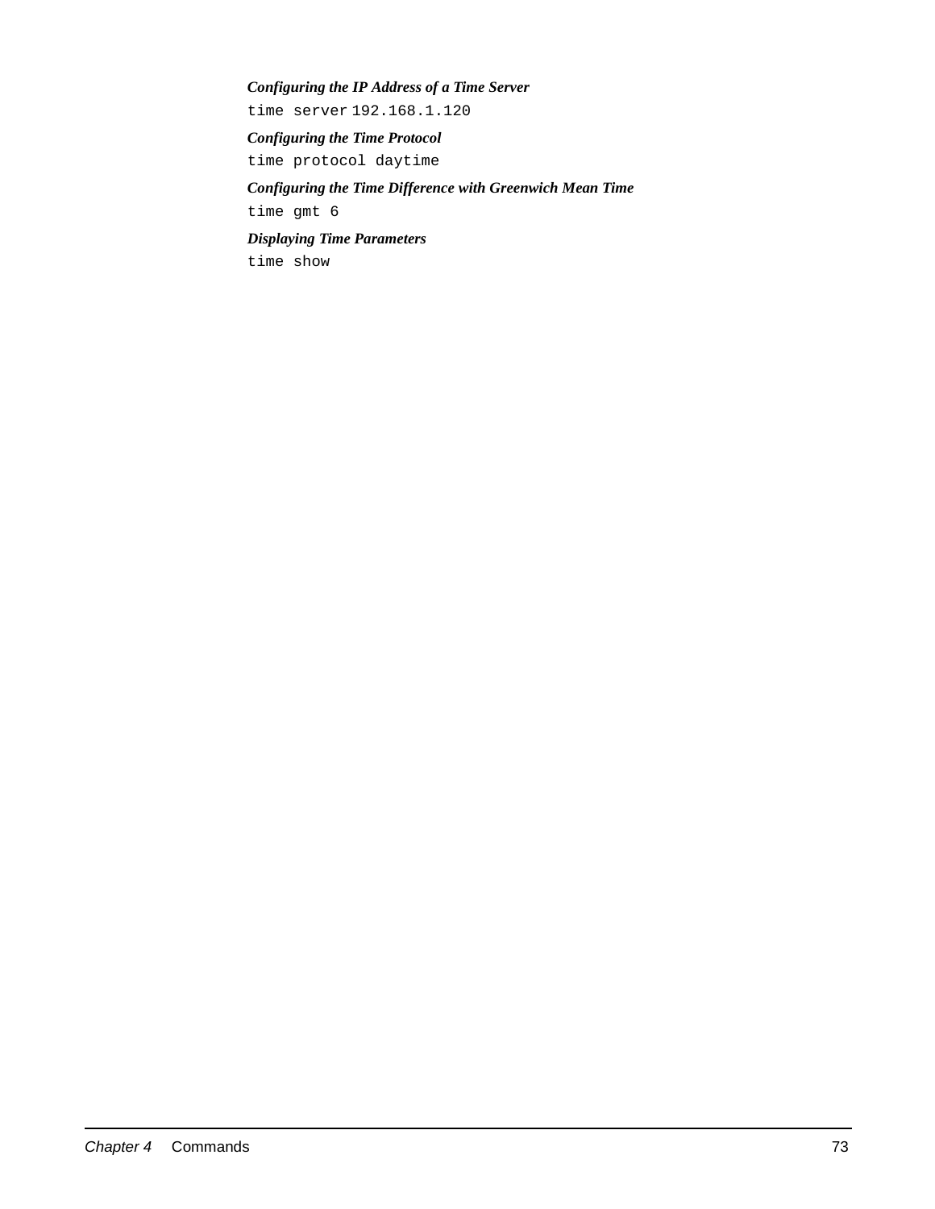*Configuring the IP Address of a Time Server*

```
time server 192.168.1.120
```

*Configuring the Time Protocol*

```
time protocol daytime
```

*Configuring the Time Difference with Greenwich Mean Time*

```
time gmt 6
```

*Displaying Time Parameters*

```
time show
```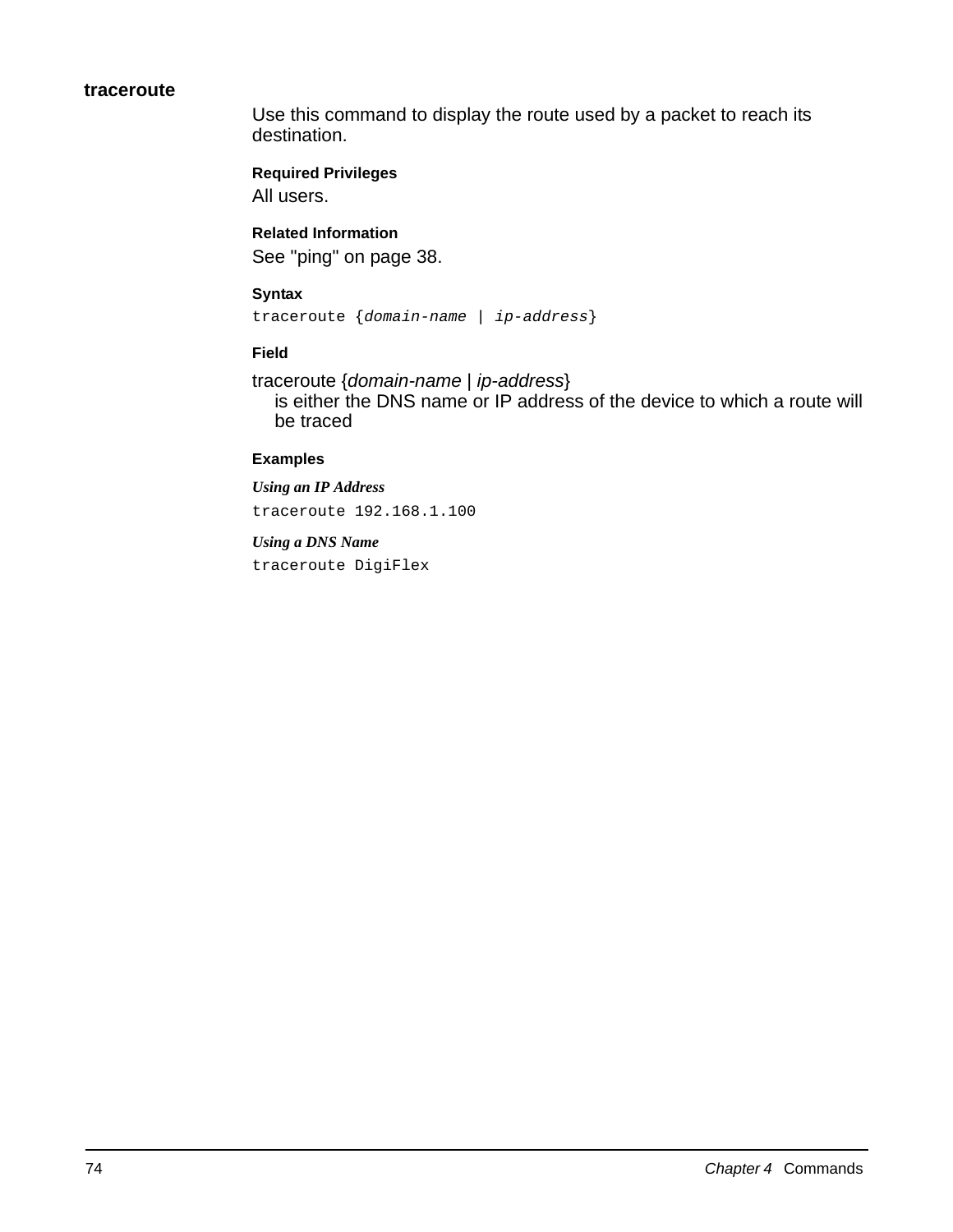## traceroute

Use this command to display the route used by a packet to reach its destination.

#### Required Privileges

All users.

#### Related Information

See "ping" on page 38.

#### Syntax

```
traceroute {domain-name | ip-address}
```

#### Field

traceroute {*domain-name* | *ip-address*}
is either the DNS name or IP address of the device to which a route will be traced

#### Examples

***Using an IP Address***

```
traceroute 192.168.1.100
```

***Using a DNS Name***

```
traceroute DigiFlex
```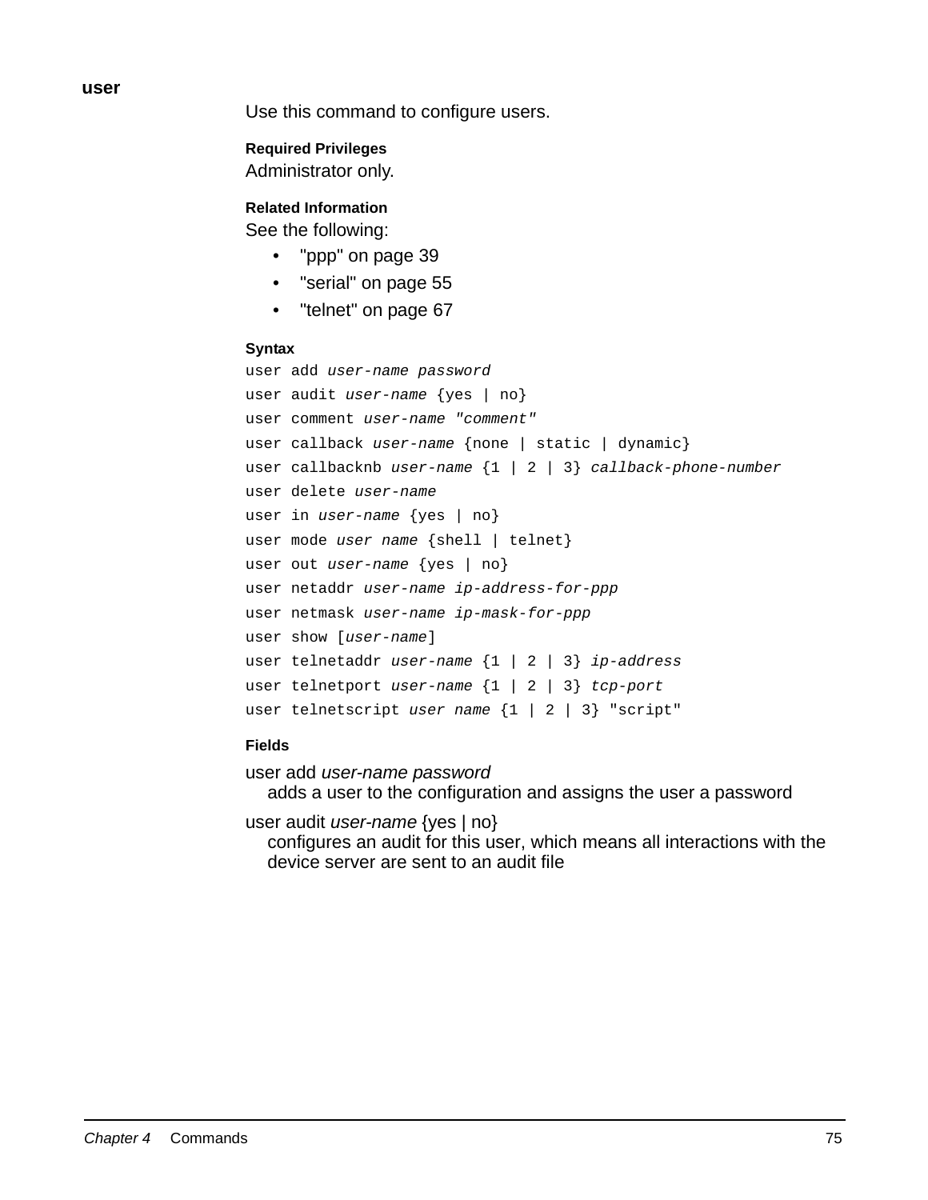## user

Use this command to configure users.

#### Required Privileges

Administrator only.

#### Related Information

See the following:

- "ppp" on page 39
- "serial" on page 55
- "telnet" on page 67

#### Syntax

```
user add user-name password
user audit user-name {yes | no}
user comment user-name "comment"
user callback user-name {none | static | dynamic}
user callbacknb user-name {1 | 2 | 3} callback-phone-number
user delete user-name
user in user-name {yes | no}
user mode user name {shell | telnet}
user out user-name {yes | no}
user netaddr user-name ip-address-for-ppp
user netmask user-name ip-mask-for-ppp
user show [user-name]
user telnetaddr user-name {1 | 2 | 3} ip-address
user telnetport user-name {1 | 2 | 3} tcp-port
user telnetscript user name {1 | 2 | 3} "script"
```

#### Fields

user add *user-name password*
adds a user to the configuration and assigns the user a password

user audit *user-name* {yes | no}
configures an audit for this user, which means all interactions with the device server are sent to an audit file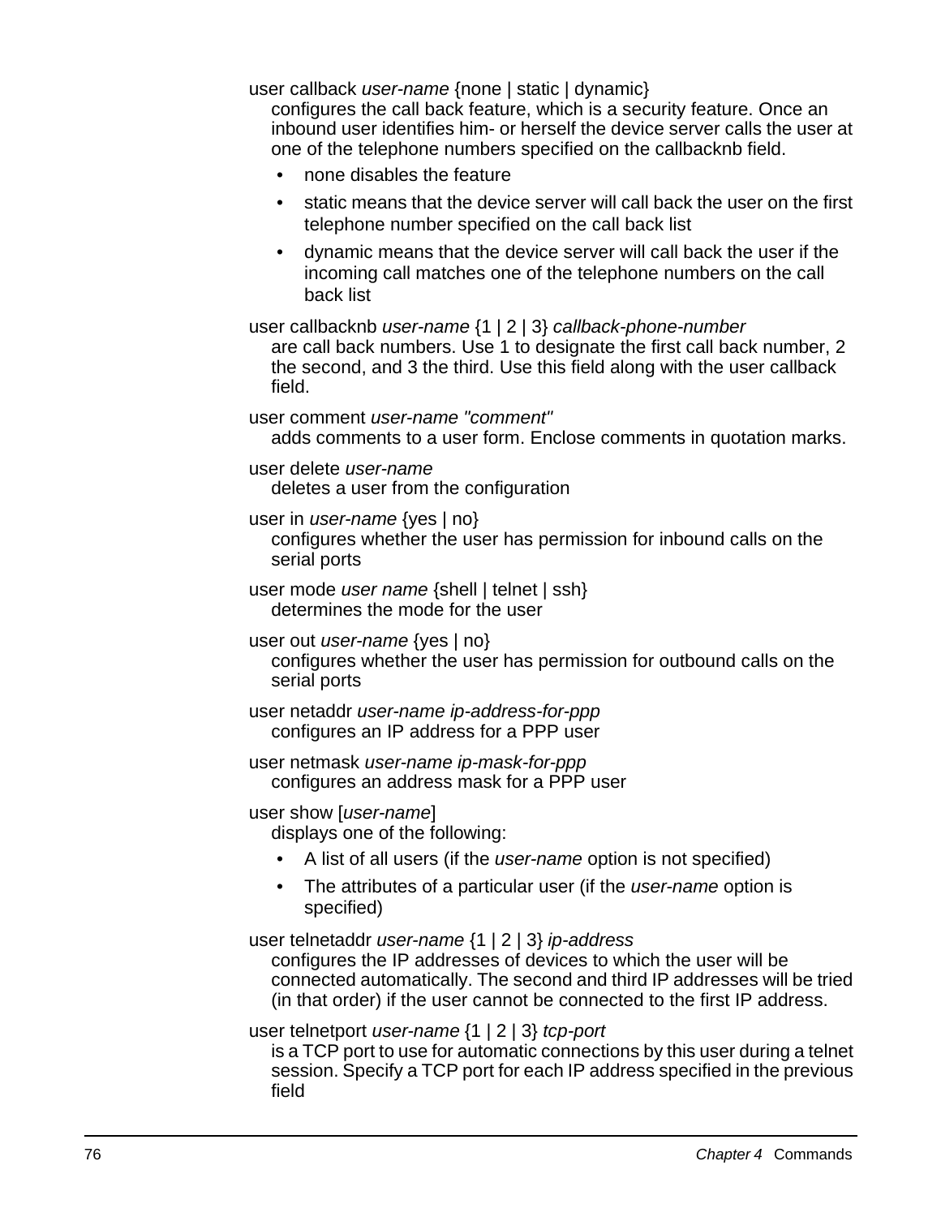user callback *user-name* {none | static | dynamic}
configures the call back feature, which is a security feature. Once an inbound user identifies him- or herself the device server calls the user at one of the telephone numbers specified on the callbacknb field.

- none disables the feature
- static means that the device server will call back the user on the first telephone number specified on the call back list
- dynamic means that the device server will call back the user if the incoming call matches one of the telephone numbers on the call back list

user callbacknb *user-name* {1 | 2 | 3} *callback-phone-number*
are call back numbers. Use 1 to designate the first call back number, 2 the second, and 3 the third. Use this field along with the user callback field.

user comment *user-name "comment"*
adds comments to a user form. Enclose comments in quotation marks.

user delete *user-name*
deletes a user from the configuration

user in *user-name* {yes | no}
configures whether the user has permission for inbound calls on the serial ports

user mode *user name* {shell | telnet | ssh}
determines the mode for the user

user out *user-name* {yes | no}
configures whether the user has permission for outbound calls on the serial ports

user netaddr *user-name ip-address-for-ppp*
configures an IP address for a PPP user

user netmask *user-name ip-mask-for-ppp*
configures an address mask for a PPP user

user show [*user-name*]
displays one of the following:

- A list of all users (if the *user-name* option is not specified)
- The attributes of a particular user (if the *user-name* option is specified)

user telnetaddr *user-name* {1 | 2 | 3} *ip-address*
configures the IP addresses of devices to which the user will be connected automatically. The second and third IP addresses will be tried (in that order) if the user cannot be connected to the first IP address.

user telnetport *user-name* {1 | 2 | 3} *tcp-port*
is a TCP port to use for automatic connections by this user during a telnet session. Specify a TCP port for each IP address specified in the previous field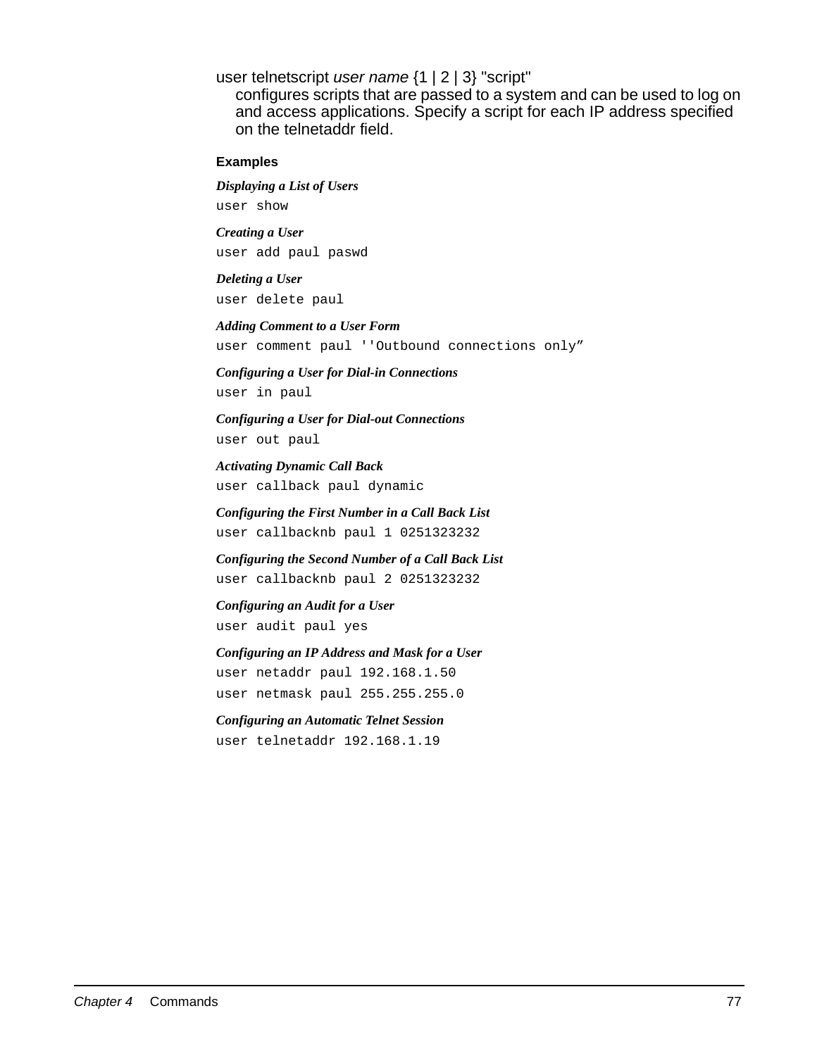user telnetscript *user name* {1 | 2 | 3} "script"
configures scripts that are passed to a system and can be used to log on and access applications. Specify a script for each IP address specified on the telnetaddr field.

### Examples

***Displaying a List of Users***

```
user show
```

***Creating a User***

```
user add paul paswd
```

***Deleting a User***

```
user delete paul
```

***Adding Comment to a User Form***

```
user comment paul ''Outbound connections only”
```

***Configuring a User for Dial-in Connections***

```
user in paul
```

***Configuring a User for Dial-out Connections***

```
user out paul
```

***Activating Dynamic Call Back***

```
user callback paul dynamic
```

***Configuring the First Number in a Call Back List***

```
user callbacknb paul 1 0251323232
```

***Configuring the Second Number of a Call Back List***

```
user callbacknb paul 2 0251323232
```

***Configuring an Audit for a User***

```
user audit paul yes
```

***Configuring an IP Address and Mask for a User***

```
user netaddr paul 192.168.1.50
user netmask paul 255.255.255.0
```

***Configuring an Automatic Telnet Session***

```
user telnetaddr 192.168.1.19
```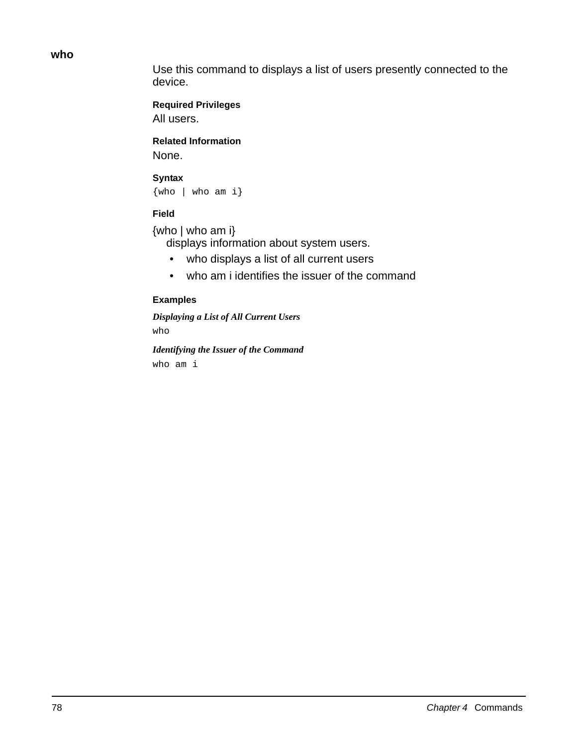## who

Use this command to displays a list of users presently connected to the device.

#### Required Privileges

All users.

#### Related Information

None.

#### Syntax

```
{who | who am i}
```

#### Field

{who | who am i}
displays information about system users.

- who displays a list of all current users
- who am i identifies the issuer of the command

#### Examples

***Displaying a List of All Current Users***

```
who
```

***Identifying the Issuer of the Command***

```
who am i
```